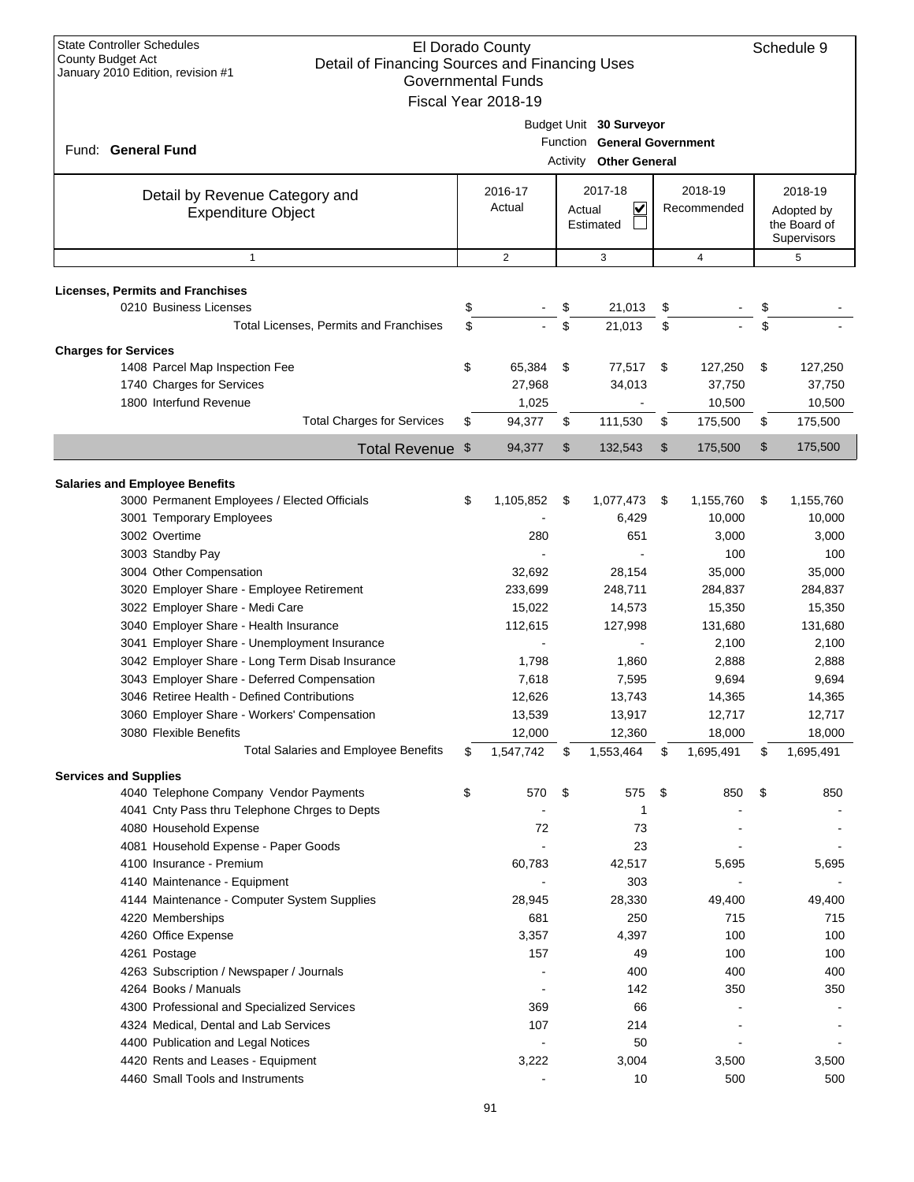State Controller Schedules
County Budget Act
January 2010 Edition, revision #1

# El Dorado County
## Detail of Financing Sources and Financing Uses
### Governmental Funds
### Fiscal Year 2018-19

Schedule 9

Fund: **General Fund**

Budget Unit **30 Surveyor**
Function **General Government**
Activity **Other General**

| Detail by Revenue Category and Expenditure Object | 2016-17 Actual | 2017-18 Actual ☑ Estimated ☐ | 2018-19 Recommended | 2018-19 Adopted by the Board of Supervisors |
|---|---|---|---|---|
| 1 | 2 | 3 | 4 | 5 |
| **Licenses, Permits and Franchises** | | | | |
| 0210 Business Licenses | $ - | $ 21,013 | $ - | $ - |
| Total Licenses, Permits and Franchises | $ - | $ 21,013 | $ - | $ - |
| **Charges for Services** | | | | |
| 1408 Parcel Map Inspection Fee | $ 65,384 | $ 77,517 | $ 127,250 | $ 127,250 |
| 1740 Charges for Services | 27,968 | 34,013 | 37,750 | 37,750 |
| 1800 Interfund Revenue | 1,025 | - | 10,500 | 10,500 |
| Total Charges for Services | $ 94,377 | $ 111,530 | $ 175,500 | $ 175,500 |
| **Total Revenue** | $ 94,377 | $ 132,543 | $ 175,500 | $ 175,500 |
| **Salaries and Employee Benefits** | | | | |
| 3000 Permanent Employees / Elected Officials | $ 1,105,852 | $ 1,077,473 | $ 1,155,760 | $ 1,155,760 |
| 3001 Temporary Employees | - | 6,429 | 10,000 | 10,000 |
| 3002 Overtime | 280 | 651 | 3,000 | 3,000 |
| 3003 Standby Pay | - | - | 100 | 100 |
| 3004 Other Compensation | 32,692 | 28,154 | 35,000 | 35,000 |
| 3020 Employer Share - Employee Retirement | 233,699 | 248,711 | 284,837 | 284,837 |
| 3022 Employer Share - Medi Care | 15,022 | 14,573 | 15,350 | 15,350 |
| 3040 Employer Share - Health Insurance | 112,615 | 127,998 | 131,680 | 131,680 |
| 3041 Employer Share - Unemployment Insurance | - | - | 2,100 | 2,100 |
| 3042 Employer Share - Long Term Disab Insurance | 1,798 | 1,860 | 2,888 | 2,888 |
| 3043 Employer Share - Deferred Compensation | 7,618 | 7,595 | 9,694 | 9,694 |
| 3046 Retiree Health - Defined Contributions | 12,626 | 13,743 | 14,365 | 14,365 |
| 3060 Employer Share - Workers' Compensation | 13,539 | 13,917 | 12,717 | 12,717 |
| 3080 Flexible Benefits | 12,000 | 12,360 | 18,000 | 18,000 |
| Total Salaries and Employee Benefits | $ 1,547,742 | $ 1,553,464 | $ 1,695,491 | $ 1,695,491 |
| **Services and Supplies** | | | | |
| 4040 Telephone Company Vendor Payments | $ 570 | $ 575 | $ 850 | $ 850 |
| 4041 Cnty Pass thru Telephone Chrges to Depts | - | 1 | - | - |
| 4080 Household Expense | 72 | 73 | - | - |
| 4081 Household Expense - Paper Goods | - | 23 | - | - |
| 4100 Insurance - Premium | 60,783 | 42,517 | 5,695 | 5,695 |
| 4140 Maintenance - Equipment | - | 303 | - | - |
| 4144 Maintenance - Computer System Supplies | 28,945 | 28,330 | 49,400 | 49,400 |
| 4220 Memberships | 681 | 250 | 715 | 715 |
| 4260 Office Expense | 3,357 | 4,397 | 100 | 100 |
| 4261 Postage | 157 | 49 | 100 | 100 |
| 4263 Subscription / Newspaper / Journals | - | 400 | 400 | 400 |
| 4264 Books / Manuals | - | 142 | 350 | 350 |
| 4300 Professional and Specialized Services | 369 | 66 | - | - |
| 4324 Medical, Dental and Lab Services | 107 | 214 | - | - |
| 4400 Publication and Legal Notices | - | 50 | - | - |
| 4420 Rents and Leases - Equipment | 3,222 | 3,004 | 3,500 | 3,500 |
| 4460 Small Tools and Instruments | - | 10 | 500 | 500 |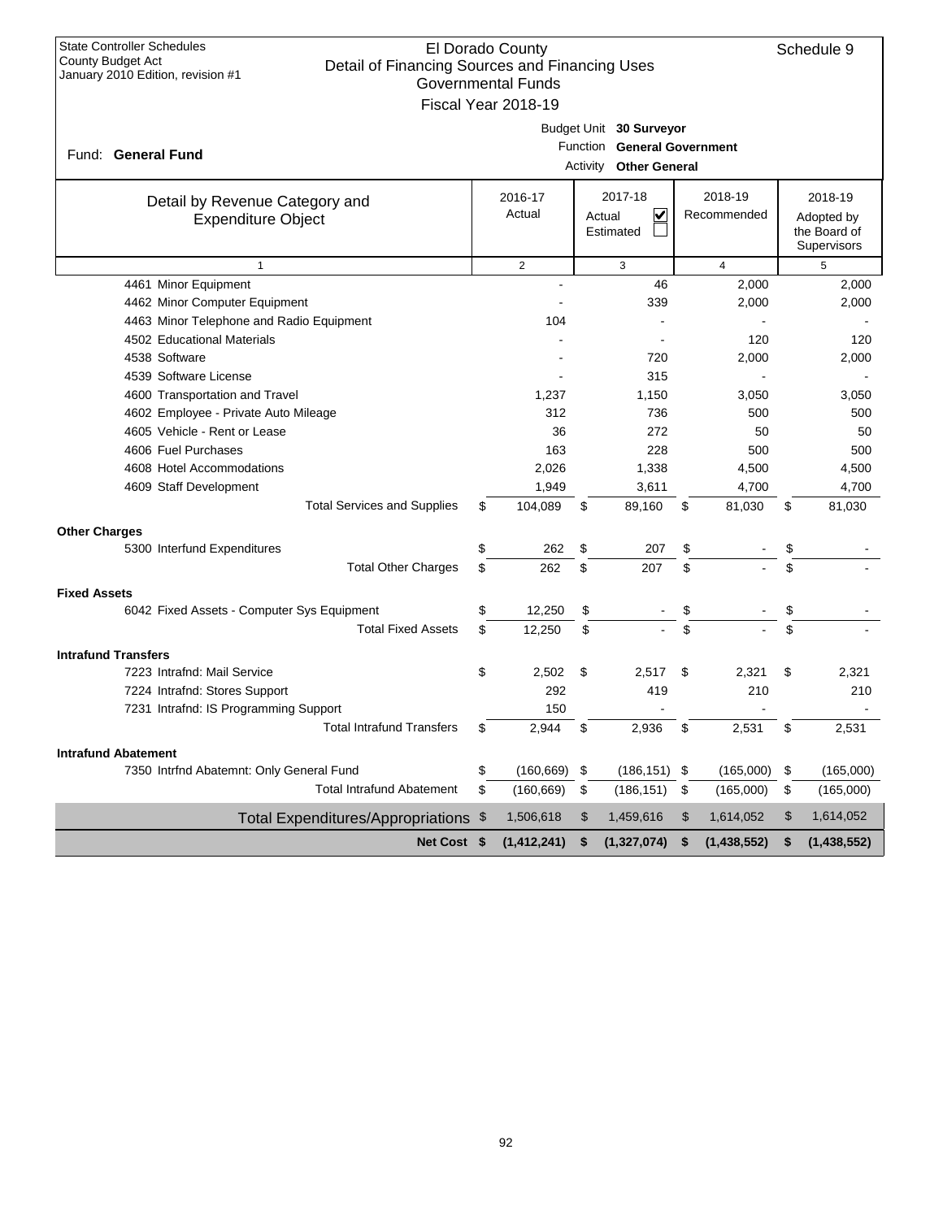State Controller Schedules
County Budget Act
January 2010 Edition, revision #1

# El Dorado County
## Detail of Financing Sources and Financing Uses
### Governmental Funds
### Fiscal Year 2018-19

Schedule 9

Fund: **General Fund**

Budget Unit **30 Surveyor**
Function **General Government**
Activity **Other General**

| Detail by Revenue Category and Expenditure Object | 2016-17 Actual | 2017-18 Actual ☑ Estimated ☐ | 2018-19 Recommended | 2018-19 Adopted by the Board of Supervisors |
|---|---|---|---|---|
| 1 | 2 | 3 | 4 | 5 |
| 4461 Minor Equipment | - | 46 | 2,000 | 2,000 |
| 4462 Minor Computer Equipment | - | 339 | 2,000 | 2,000 |
| 4463 Minor Telephone and Radio Equipment | 104 | - | - | - |
| 4502 Educational Materials | - | - | 120 | 120 |
| 4538 Software | - | 720 | 2,000 | 2,000 |
| 4539 Software License | - | 315 | - | - |
| 4600 Transportation and Travel | 1,237 | 1,150 | 3,050 | 3,050 |
| 4602 Employee - Private Auto Mileage | 312 | 736 | 500 | 500 |
| 4605 Vehicle - Rent or Lease | 36 | 272 | 50 | 50 |
| 4606 Fuel Purchases | 163 | 228 | 500 | 500 |
| 4608 Hotel Accommodations | 2,026 | 1,338 | 4,500 | 4,500 |
| 4609 Staff Development | 1,949 | 3,611 | 4,700 | 4,700 |
| Total Services and Supplies | $ 104,089 | $ 89,160 | $ 81,030 | $ 81,030 |
| **Other Charges** | | | | |
| 5300 Interfund Expenditures | $ 262 | $ 207 | $ - | $ - |
| Total Other Charges | $ 262 | $ 207 | $ - | $ - |
| **Fixed Assets** | | | | |
| 6042 Fixed Assets - Computer Sys Equipment | $ 12,250 | $ - | $ - | $ - |
| Total Fixed Assets | $ 12,250 | $ - | $ - | $ - |
| **Intrafund Transfers** | | | | |
| 7223 Intrafnd: Mail Service | $ 2,502 | $ 2,517 | $ 2,321 | $ 2,321 |
| 7224 Intrafnd: Stores Support | 292 | 419 | 210 | 210 |
| 7231 Intrafnd: IS Programming Support | 150 | - | - | - |
| Total Intrafund Transfers | $ 2,944 | $ 2,936 | $ 2,531 | $ 2,531 |
| **Intrafund Abatement** | | | | |
| 7350 Intrfnd Abatemnt: Only General Fund | $ (160,669) | $ (186,151) | $ (165,000) | $ (165,000) |
| Total Intrafund Abatement | $ (160,669) | $ (186,151) | $ (165,000) | $ (165,000) |
| Total Expenditures/Appropriations | $ 1,506,618 | $ 1,459,616 | $ 1,614,052 | $ 1,614,052 |
| **Net Cost** | **$ (1,412,241)** | **$ (1,327,074)** | **$ (1,438,552)** | **$ (1,438,552)** |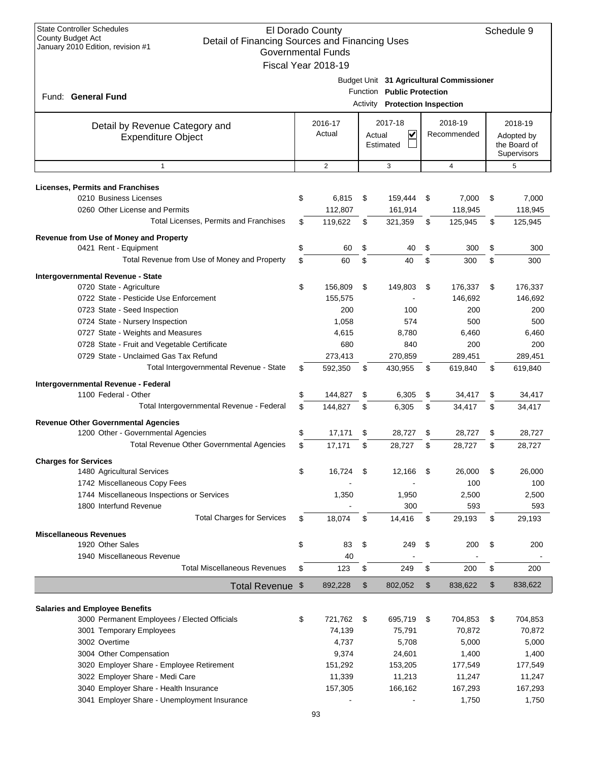State Controller Schedules
County Budget Act
January 2010 Edition, revision #1

# El Dorado County
## Detail of Financing Sources and Financing Uses
### Governmental Funds
### Fiscal Year 2018-19

Schedule 9

Fund: **General Fund**

Budget Unit **31 Agricultural Commissioner**
Function **Public Protection**
Activity **Protection Inspection**

| Detail by Revenue Category and Expenditure Object | 2016-17 Actual | 2017-18 Actual ☑ Estimated ☐ | 2018-19 Recommended | 2018-19 Adopted by the Board of Supervisors |
|---|---|---|---|---|
| 1 | 2 | 3 | 4 | 5 |
| **Licenses, Permits and Franchises** | | | | |
| 0210 Business Licenses | $ 6,815 | $ 159,444 | $ 7,000 | $ 7,000 |
| 0260 Other License and Permits | 112,807 | 161,914 | 118,945 | 118,945 |
| Total Licenses, Permits and Franchises | $ 119,622 | $ 321,359 | $ 125,945 | $ 125,945 |
| **Revenue from Use of Money and Property** | | | | |
| 0421 Rent - Equipment | $ 60 | $ 40 | $ 300 | $ 300 |
| Total Revenue from Use of Money and Property | $ 60 | $ 40 | $ 300 | $ 300 |
| **Intergovernmental Revenue - State** | | | | |
| 0720 State - Agriculture | $ 156,809 | $ 149,803 | $ 176,337 | $ 176,337 |
| 0722 State - Pesticide Use Enforcement | 155,575 | - | 146,692 | 146,692 |
| 0723 State - Seed Inspection | 200 | 100 | 200 | 200 |
| 0724 State - Nursery Inspection | 1,058 | 574 | 500 | 500 |
| 0727 State - Weights and Measures | 4,615 | 8,780 | 6,460 | 6,460 |
| 0728 State - Fruit and Vegetable Certificate | 680 | 840 | 200 | 200 |
| 0729 State - Unclaimed Gas Tax Refund | 273,413 | 270,859 | 289,451 | 289,451 |
| Total Intergovernmental Revenue - State | $ 592,350 | $ 430,955 | $ 619,840 | $ 619,840 |
| **Intergovernmental Revenue - Federal** | | | | |
| 1100 Federal - Other | $ 144,827 | $ 6,305 | $ 34,417 | $ 34,417 |
| Total Intergovernmental Revenue - Federal | $ 144,827 | $ 6,305 | $ 34,417 | $ 34,417 |
| **Revenue Other Governmental Agencies** | | | | |
| 1200 Other - Governmental Agencies | $ 17,171 | $ 28,727 | $ 28,727 | $ 28,727 |
| Total Revenue Other Governmental Agencies | $ 17,171 | $ 28,727 | $ 28,727 | $ 28,727 |
| **Charges for Services** | | | | |
| 1480 Agricultural Services | $ 16,724 | $ 12,166 | $ 26,000 | $ 26,000 |
| 1742 Miscellaneous Copy Fees | - | - | 100 | 100 |
| 1744 Miscellaneous Inspections or Services | 1,350 | 1,950 | 2,500 | 2,500 |
| 1800 Interfund Revenue | - | 300 | 593 | 593 |
| Total Charges for Services | $ 18,074 | $ 14,416 | $ 29,193 | $ 29,193 |
| **Miscellaneous Revenues** | | | | |
| 1920 Other Sales | $ 83 | $ 249 | $ 200 | $ 200 |
| 1940 Miscellaneous Revenue | 40 | - | - | - |
| Total Miscellaneous Revenues | $ 123 | $ 249 | $ 200 | $ 200 |
| **Total Revenue** | $ 892,228 | $ 802,052 | $ 838,622 | $ 838,622 |
| **Salaries and Employee Benefits** | | | | |
| 3000 Permanent Employees / Elected Officials | $ 721,762 | $ 695,719 | $ 704,853 | $ 704,853 |
| 3001 Temporary Employees | 74,139 | 75,791 | 70,872 | 70,872 |
| 3002 Overtime | 4,737 | 5,708 | 5,000 | 5,000 |
| 3004 Other Compensation | 9,374 | 24,601 | 1,400 | 1,400 |
| 3020 Employer Share - Employee Retirement | 151,292 | 153,205 | 177,549 | 177,549 |
| 3022 Employer Share - Medi Care | 11,339 | 11,213 | 11,247 | 11,247 |
| 3040 Employer Share - Health Insurance | 157,305 | 166,162 | 167,293 | 167,293 |
| 3041 Employer Share - Unemployment Insurance | - | - | 1,750 | 1,750 |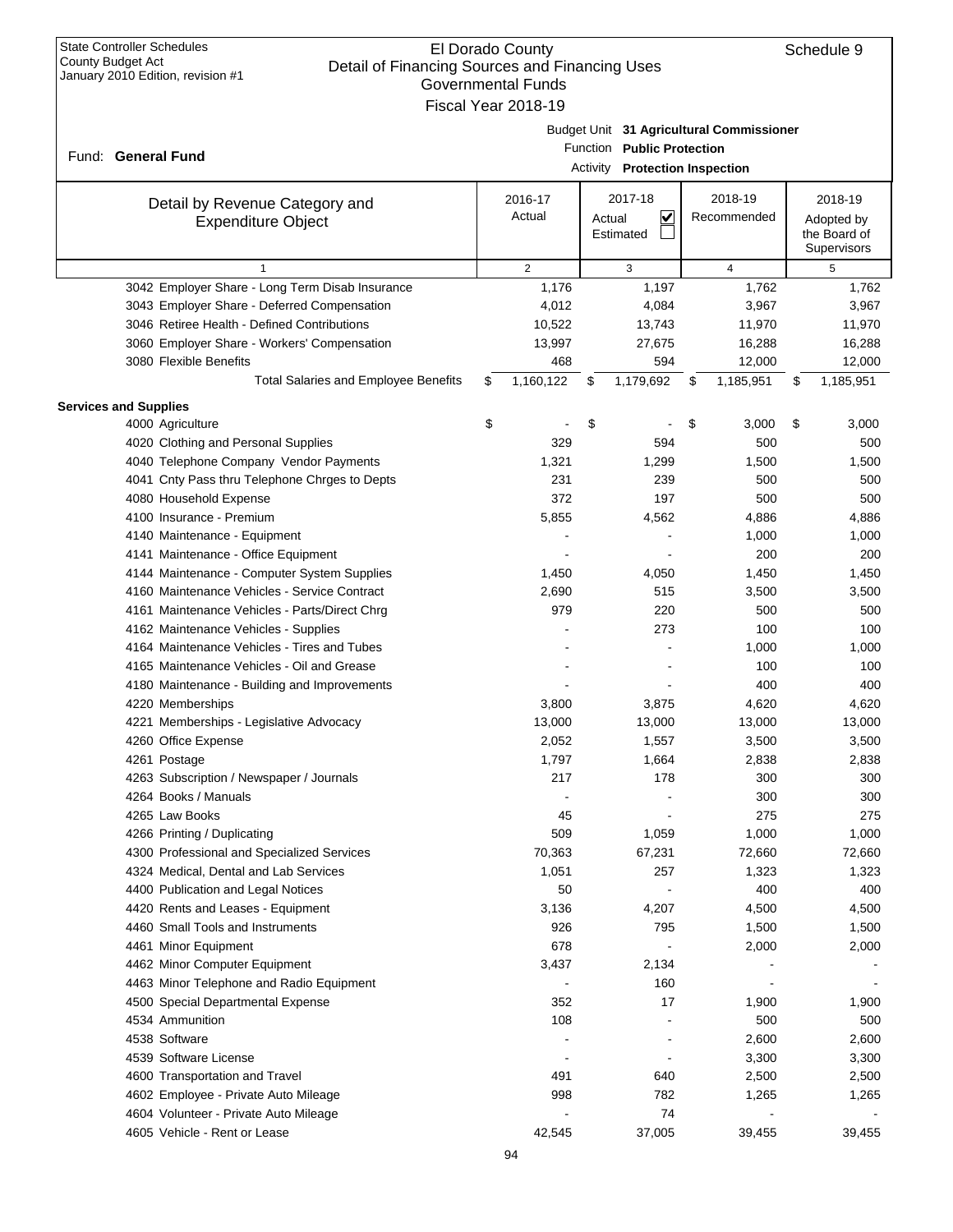State Controller Schedules
County Budget Act
January 2010 Edition, revision #1

# El Dorado County
## Detail of Financing Sources and Financing Uses
### Governmental Funds
### Fiscal Year 2018-19

Schedule 9

Fund: **General Fund**

Budget Unit **31 Agricultural Commissioner**
Function **Public Protection**
Activity **Protection Inspection**

| Detail by Revenue Category and Expenditure Object | 2016-17 Actual | 2017-18 Actual ☑ Estimated ☐ | 2018-19 Recommended | 2018-19 Adopted by the Board of Supervisors |
|---|---|---|---|---|
| 1 | 2 | 3 | 4 | 5 |
| 3042 Employer Share - Long Term Disab Insurance | 1,176 | 1,197 | 1,762 | 1,762 |
| 3043 Employer Share - Deferred Compensation | 4,012 | 4,084 | 3,967 | 3,967 |
| 3046 Retiree Health - Defined Contributions | 10,522 | 13,743 | 11,970 | 11,970 |
| 3060 Employer Share - Workers' Compensation | 13,997 | 27,675 | 16,288 | 16,288 |
| 3080 Flexible Benefits | 468 | 594 | 12,000 | 12,000 |
| Total Salaries and Employee Benefits | $ 1,160,122 | $ 1,179,692 | $ 1,185,951 | $ 1,185,951 |
| **Services and Supplies** | | | | |
| 4000 Agriculture | $ - | $ - | $ 3,000 | $ 3,000 |
| 4020 Clothing and Personal Supplies | 329 | 594 | 500 | 500 |
| 4040 Telephone Company Vendor Payments | 1,321 | 1,299 | 1,500 | 1,500 |
| 4041 Cnty Pass thru Telephone Chrges to Depts | 231 | 239 | 500 | 500 |
| 4080 Household Expense | 372 | 197 | 500 | 500 |
| 4100 Insurance - Premium | 5,855 | 4,562 | 4,886 | 4,886 |
| 4140 Maintenance - Equipment | - | - | 1,000 | 1,000 |
| 4141 Maintenance - Office Equipment | - | - | 200 | 200 |
| 4144 Maintenance - Computer System Supplies | 1,450 | 4,050 | 1,450 | 1,450 |
| 4160 Maintenance Vehicles - Service Contract | 2,690 | 515 | 3,500 | 3,500 |
| 4161 Maintenance Vehicles - Parts/Direct Chrg | 979 | 220 | 500 | 500 |
| 4162 Maintenance Vehicles - Supplies | - | 273 | 100 | 100 |
| 4164 Maintenance Vehicles - Tires and Tubes | - | - | 1,000 | 1,000 |
| 4165 Maintenance Vehicles - Oil and Grease | - | - | 100 | 100 |
| 4180 Maintenance - Building and Improvements | - | - | 400 | 400 |
| 4220 Memberships | 3,800 | 3,875 | 4,620 | 4,620 |
| 4221 Memberships - Legislative Advocacy | 13,000 | 13,000 | 13,000 | 13,000 |
| 4260 Office Expense | 2,052 | 1,557 | 3,500 | 3,500 |
| 4261 Postage | 1,797 | 1,664 | 2,838 | 2,838 |
| 4263 Subscription / Newspaper / Journals | 217 | 178 | 300 | 300 |
| 4264 Books / Manuals | - | - | 300 | 300 |
| 4265 Law Books | 45 | - | 275 | 275 |
| 4266 Printing / Duplicating | 509 | 1,059 | 1,000 | 1,000 |
| 4300 Professional and Specialized Services | 70,363 | 67,231 | 72,660 | 72,660 |
| 4324 Medical, Dental and Lab Services | 1,051 | 257 | 1,323 | 1,323 |
| 4400 Publication and Legal Notices | 50 | - | 400 | 400 |
| 4420 Rents and Leases - Equipment | 3,136 | 4,207 | 4,500 | 4,500 |
| 4460 Small Tools and Instruments | 926 | 795 | 1,500 | 1,500 |
| 4461 Minor Equipment | 678 | - | 2,000 | 2,000 |
| 4462 Minor Computer Equipment | 3,437 | 2,134 | - | - |
| 4463 Minor Telephone and Radio Equipment | - | 160 | - | - |
| 4500 Special Departmental Expense | 352 | 17 | 1,900 | 1,900 |
| 4534 Ammunition | 108 | - | 500 | 500 |
| 4538 Software | - | - | 2,600 | 2,600 |
| 4539 Software License | - | - | 3,300 | 3,300 |
| 4600 Transportation and Travel | 491 | 640 | 2,500 | 2,500 |
| 4602 Employee - Private Auto Mileage | 998 | 782 | 1,265 | 1,265 |
| 4604 Volunteer - Private Auto Mileage | - | 74 | - | - |
| 4605 Vehicle - Rent or Lease | 42,545 | 37,005 | 39,455 | 39,455 |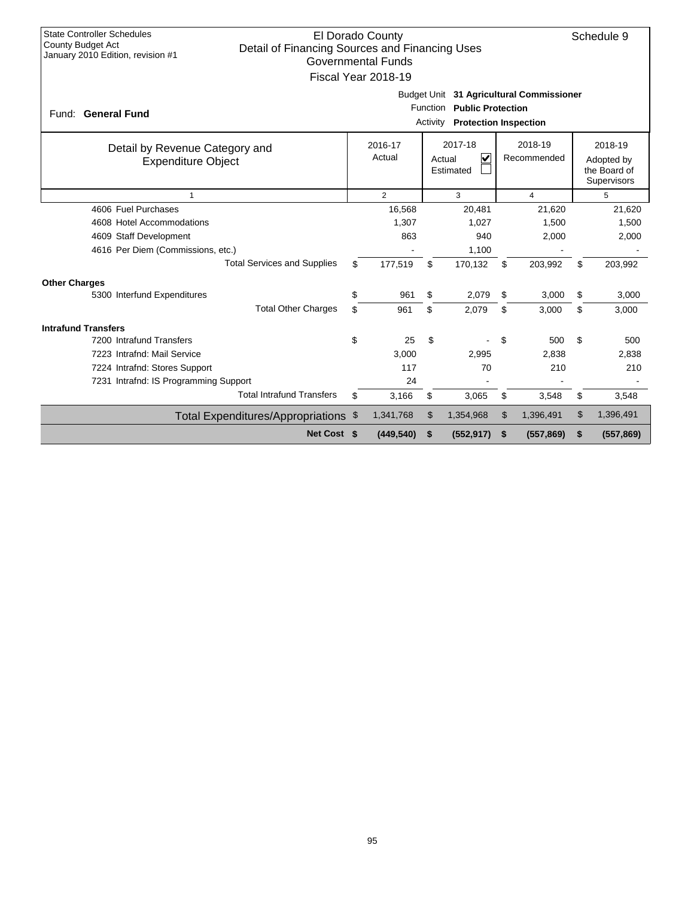State Controller Schedules
County Budget Act
January 2010 Edition, revision #1

# El Dorado County
## Detail of Financing Sources and Financing Uses
### Governmental Funds
### Fiscal Year 2018-19

Schedule 9

Fund: **General Fund**

Budget Unit **31 Agricultural Commissioner**
Function **Public Protection**
Activity **Protection Inspection**

| Detail by Revenue Category and Expenditure Object | 2016-17 Actual | 2017-18 Actual ☑ Estimated ☐ | 2018-19 Recommended | 2018-19 Adopted by the Board of Supervisors |
|---|---|---|---|---|
| 1 | 2 | 3 | 4 | 5 |
| 4606 Fuel Purchases | 16,568 | 20,481 | 21,620 | 21,620 |
| 4608 Hotel Accommodations | 1,307 | 1,027 | 1,500 | 1,500 |
| 4609 Staff Development | 863 | 940 | 2,000 | 2,000 |
| 4616 Per Diem (Commissions, etc.) | - | 1,100 | - | - |
| Total Services and Supplies | $ 177,519 | $ 170,132 | $ 203,992 | $ 203,992 |
| **Other Charges** | | | | |
| 5300 Interfund Expenditures | $ 961 | $ 2,079 | $ 3,000 | $ 3,000 |
| Total Other Charges | $ 961 | $ 2,079 | $ 3,000 | $ 3,000 |
| **Intrafund Transfers** | | | | |
| 7200 Intrafund Transfers | $ 25 | $ - | $ 500 | $ 500 |
| 7223 Intrafnd: Mail Service | 3,000 | 2,995 | 2,838 | 2,838 |
| 7224 Intrafnd: Stores Support | 117 | 70 | 210 | 210 |
| 7231 Intrafnd: IS Programming Support | 24 | - | - | - |
| Total Intrafund Transfers | $ 3,166 | $ 3,065 | $ 3,548 | $ 3,548 |
| Total Expenditures/Appropriations | $ 1,341,768 | $ 1,354,968 | $ 1,396,491 | $ 1,396,491 |
| **Net Cost** | **$ (449,540)** | **$ (552,917)** | **$ (557,869)** | **$ (557,869)** |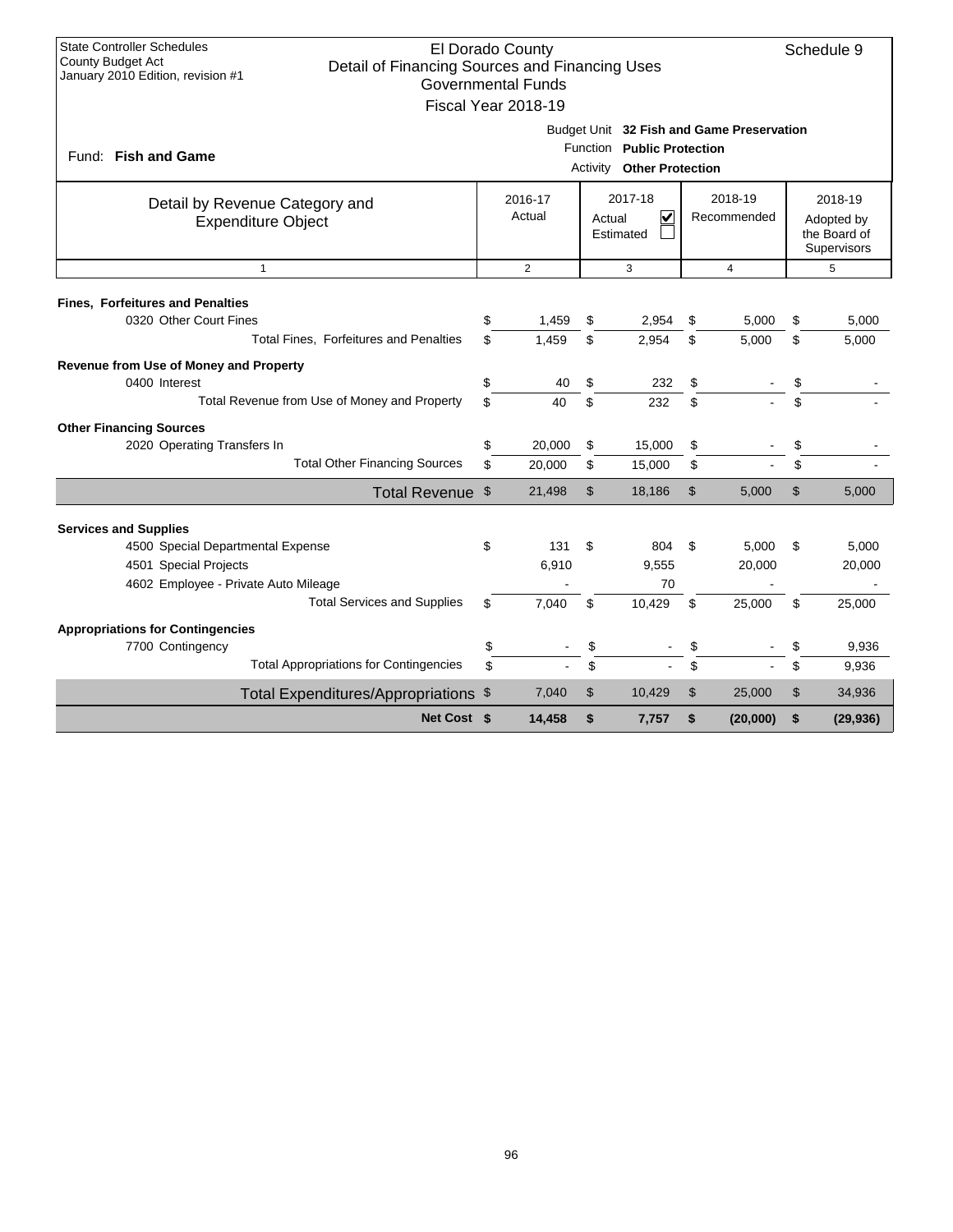State Controller Schedules
County Budget Act
January 2010 Edition, revision #1

# El Dorado County
## Detail of Financing Sources and Financing Uses
### Governmental Funds
### Fiscal Year 2018-19

Schedule 9

Fund: **Fish and Game**

Budget Unit **32 Fish and Game Preservation**
Function **Public Protection**
Activity **Other Protection**

| Detail by Revenue Category and Expenditure Object | 2016-17 Actual | 2017-18 Actual ☑ Estimated ☐ | 2018-19 Recommended | 2018-19 Adopted by the Board of Supervisors |
|---|---|---|---|---|
| 1 | 2 | 3 | 4 | 5 |
| **Fines, Forfeitures and Penalties** | | | | |
| 0320 Other Court Fines | $ 1,459 | $ 2,954 | $ 5,000 | $ 5,000 |
| Total Fines, Forfeitures and Penalties | $ 1,459 | $ 2,954 | $ 5,000 | $ 5,000 |
| **Revenue from Use of Money and Property** | | | | |
| 0400 Interest | $ 40 | $ 232 | $ - | $ - |
| Total Revenue from Use of Money and Property | $ 40 | $ 232 | $ - | $ - |
| **Other Financing Sources** | | | | |
| 2020 Operating Transfers In | $ 20,000 | $ 15,000 | $ - | $ - |
| Total Other Financing Sources | $ 20,000 | $ 15,000 | $ - | $ - |
| Total Revenue | $ 21,498 | $ 18,186 | $ 5,000 | $ 5,000 |
| **Services and Supplies** | | | | |
| 4500 Special Departmental Expense | $ 131 | $ 804 | $ 5,000 | $ 5,000 |
| 4501 Special Projects | 6,910 | 9,555 | 20,000 | 20,000 |
| 4602 Employee - Private Auto Mileage | - | 70 | - | - |
| Total Services and Supplies | $ 7,040 | $ 10,429 | $ 25,000 | $ 25,000 |
| **Appropriations for Contingencies** | | | | |
| 7700 Contingency | $ - | $ - | $ - | $ 9,936 |
| Total Appropriations for Contingencies | $ - | $ - | $ - | $ 9,936 |
| Total Expenditures/Appropriations | $ 7,040 | $ 10,429 | $ 25,000 | $ 34,936 |
| **Net Cost** | **$ 14,458** | **$ 7,757** | **$ (20,000)** | **$ (29,936)** |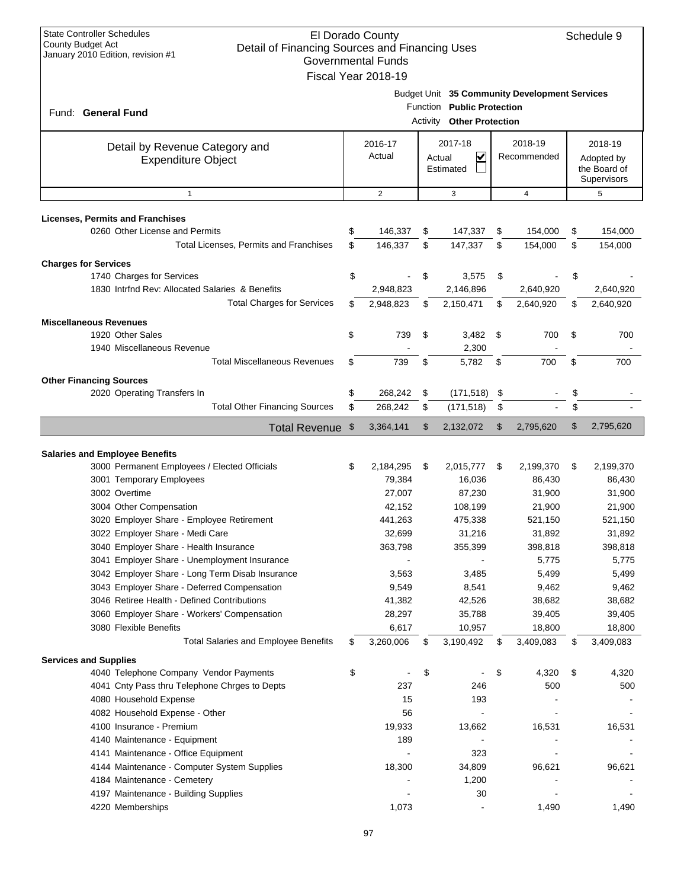State Controller Schedules
County Budget Act
January 2010 Edition, revision #1

# El Dorado County
## Detail of Financing Sources and Financing Uses
### Governmental Funds
### Fiscal Year 2018-19

Schedule 9

Fund: **General Fund**

Budget Unit **35 Community Development Services**
Function **Public Protection**
Activity **Other Protection**

| Detail by Revenue Category and Expenditure Object | 2016-17 Actual | 2017-18 Actual ☑ Estimated ☐ | 2018-19 Recommended | 2018-19 Adopted by the Board of Supervisors |
|---|---|---|---|---|
| 1 | 2 | 3 | 4 | 5 |
| **Licenses, Permits and Franchises** | | | | |
| 0260 Other License and Permits | $ 146,337 | $ 147,337 | $ 154,000 | $ 154,000 |
| Total Licenses, Permits and Franchises | $ 146,337 | $ 147,337 | $ 154,000 | $ 154,000 |
| **Charges for Services** | | | | |
| 1740 Charges for Services | $ - | $ 3,575 | $ - | $ - |
| 1830 Intrfnd Rev: Allocated Salaries & Benefits | 2,948,823 | 2,146,896 | 2,640,920 | 2,640,920 |
| Total Charges for Services | $ 2,948,823 | $ 2,150,471 | $ 2,640,920 | $ 2,640,920 |
| **Miscellaneous Revenues** | | | | |
| 1920 Other Sales | $ 739 | $ 3,482 | $ 700 | $ 700 |
| 1940 Miscellaneous Revenue | - | 2,300 | - | - |
| Total Miscellaneous Revenues | $ 739 | $ 5,782 | $ 700 | $ 700 |
| **Other Financing Sources** | | | | |
| 2020 Operating Transfers In | $ 268,242 | $ (171,518) | $ - | $ - |
| Total Other Financing Sources | $ 268,242 | $ (171,518) | $ - | $ - |
| **Total Revenue** | $ 3,364,141 | $ 2,132,072 | $ 2,795,620 | $ 2,795,620 |
| **Salaries and Employee Benefits** | | | | |
| 3000 Permanent Employees / Elected Officials | $ 2,184,295 | $ 2,015,777 | $ 2,199,370 | $ 2,199,370 |
| 3001 Temporary Employees | 79,384 | 16,036 | 86,430 | 86,430 |
| 3002 Overtime | 27,007 | 87,230 | 31,900 | 31,900 |
| 3004 Other Compensation | 42,152 | 108,199 | 21,900 | 21,900 |
| 3020 Employer Share - Employee Retirement | 441,263 | 475,338 | 521,150 | 521,150 |
| 3022 Employer Share - Medi Care | 32,699 | 31,216 | 31,892 | 31,892 |
| 3040 Employer Share - Health Insurance | 363,798 | 355,399 | 398,818 | 398,818 |
| 3041 Employer Share - Unemployment Insurance | - | - | 5,775 | 5,775 |
| 3042 Employer Share - Long Term Disab Insurance | 3,563 | 3,485 | 5,499 | 5,499 |
| 3043 Employer Share - Deferred Compensation | 9,549 | 8,541 | 9,462 | 9,462 |
| 3046 Retiree Health - Defined Contributions | 41,382 | 42,526 | 38,682 | 38,682 |
| 3060 Employer Share - Workers' Compensation | 28,297 | 35,788 | 39,405 | 39,405 |
| 3080 Flexible Benefits | 6,617 | 10,957 | 18,800 | 18,800 |
| Total Salaries and Employee Benefits | $ 3,260,006 | $ 3,190,492 | $ 3,409,083 | $ 3,409,083 |
| **Services and Supplies** | | | | |
| 4040 Telephone Company Vendor Payments | $ - | $ - | $ 4,320 | $ 4,320 |
| 4041 Cnty Pass thru Telephone Chrges to Depts | 237 | 246 | 500 | 500 |
| 4080 Household Expense | 15 | 193 | - | - |
| 4082 Household Expense - Other | 56 | - | - | - |
| 4100 Insurance - Premium | 19,933 | 13,662 | 16,531 | 16,531 |
| 4140 Maintenance - Equipment | 189 | - | - | - |
| 4141 Maintenance - Office Equipment | - | 323 | - | - |
| 4144 Maintenance - Computer System Supplies | 18,300 | 34,809 | 96,621 | 96,621 |
| 4184 Maintenance - Cemetery | - | 1,200 | - | - |
| 4197 Maintenance - Building Supplies | - | 30 | - | - |
| 4220 Memberships | 1,073 | - | 1,490 | 1,490 |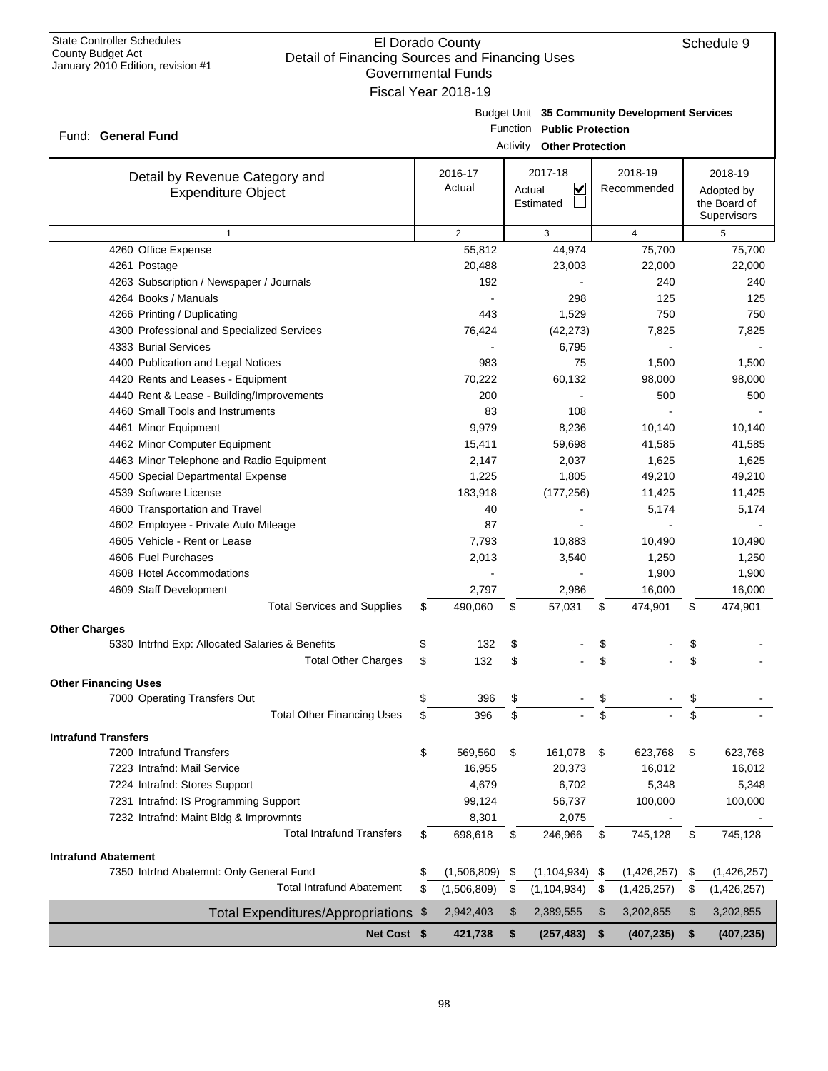State Controller Schedules
County Budget Act
January 2010 Edition, revision #1

# El Dorado County
## Detail of Financing Sources and Financing Uses
### Governmental Funds
### Fiscal Year 2018-19

Schedule 9

Fund: **General Fund**

Budget Unit **35 Community Development Services**
Function **Public Protection**
Activity **Other Protection**

| Detail by Revenue Category and Expenditure Object | 2016-17 Actual | 2017-18 Actual ☑ Estimated ☐ | 2018-19 Recommended | 2018-19 Adopted by the Board of Supervisors |
|---|---|---|---|---|
| 1 | 2 | 3 | 4 | 5 |
| 4260 Office Expense | 55,812 | 44,974 | 75,700 | 75,700 |
| 4261 Postage | 20,488 | 23,003 | 22,000 | 22,000 |
| 4263 Subscription / Newspaper / Journals | 192 | - | 240 | 240 |
| 4264 Books / Manuals | - | 298 | 125 | 125 |
| 4266 Printing / Duplicating | 443 | 1,529 | 750 | 750 |
| 4300 Professional and Specialized Services | 76,424 | (42,273) | 7,825 | 7,825 |
| 4333 Burial Services | - | 6,795 | - | - |
| 4400 Publication and Legal Notices | 983 | 75 | 1,500 | 1,500 |
| 4420 Rents and Leases - Equipment | 70,222 | 60,132 | 98,000 | 98,000 |
| 4440 Rent & Lease - Building/Improvements | 200 | - | 500 | 500 |
| 4460 Small Tools and Instruments | 83 | 108 | - | - |
| 4461 Minor Equipment | 9,979 | 8,236 | 10,140 | 10,140 |
| 4462 Minor Computer Equipment | 15,411 | 59,698 | 41,585 | 41,585 |
| 4463 Minor Telephone and Radio Equipment | 2,147 | 2,037 | 1,625 | 1,625 |
| 4500 Special Departmental Expense | 1,225 | 1,805 | 49,210 | 49,210 |
| 4539 Software License | 183,918 | (177,256) | 11,425 | 11,425 |
| 4600 Transportation and Travel | 40 | - | 5,174 | 5,174 |
| 4602 Employee - Private Auto Mileage | 87 | - | - | - |
| 4605 Vehicle - Rent or Lease | 7,793 | 10,883 | 10,490 | 10,490 |
| 4606 Fuel Purchases | 2,013 | 3,540 | 1,250 | 1,250 |
| 4608 Hotel Accommodations | - | - | 1,900 | 1,900 |
| 4609 Staff Development | 2,797 | 2,986 | 16,000 | 16,000 |
| Total Services and Supplies | $ 490,060 | $ 57,031 | $ 474,901 | $ 474,901 |
| **Other Charges** | | | | |
| 5330 Intrfnd Exp: Allocated Salaries & Benefits | $ 132 | $ - | $ - | $ - |
| Total Other Charges | $ 132 | $ - | $ - | $ - |
| **Other Financing Uses** | | | | |
| 7000 Operating Transfers Out | $ 396 | $ - | $ - | $ - |
| Total Other Financing Uses | $ 396 | $ - | $ - | $ - |
| **Intrafund Transfers** | | | | |
| 7200 Intrafund Transfers | $ 569,560 | $ 161,078 | $ 623,768 | $ 623,768 |
| 7223 Intrafnd: Mail Service | 16,955 | 20,373 | 16,012 | 16,012 |
| 7224 Intrafnd: Stores Support | 4,679 | 6,702 | 5,348 | 5,348 |
| 7231 Intrafnd: IS Programming Support | 99,124 | 56,737 | 100,000 | 100,000 |
| 7232 Intrafnd: Maint Bldg & Improvmnts | 8,301 | 2,075 | - | - |
| Total Intrafund Transfers | $ 698,618 | $ 246,966 | $ 745,128 | $ 745,128 |
| **Intrafund Abatement** | | | | |
| 7350 Intrfnd Abatemnt: Only General Fund | $ (1,506,809) | $ (1,104,934) | $ (1,426,257) | $ (1,426,257) |
| Total Intrafund Abatement | $ (1,506,809) | $ (1,104,934) | $ (1,426,257) | $ (1,426,257) |
| Total Expenditures/Appropriations | $ 2,942,403 | $ 2,389,555 | $ 3,202,855 | $ 3,202,855 |
| **Net Cost** | **$ 421,738** | **$ (257,483)** | **$ (407,235)** | **$ (407,235)** |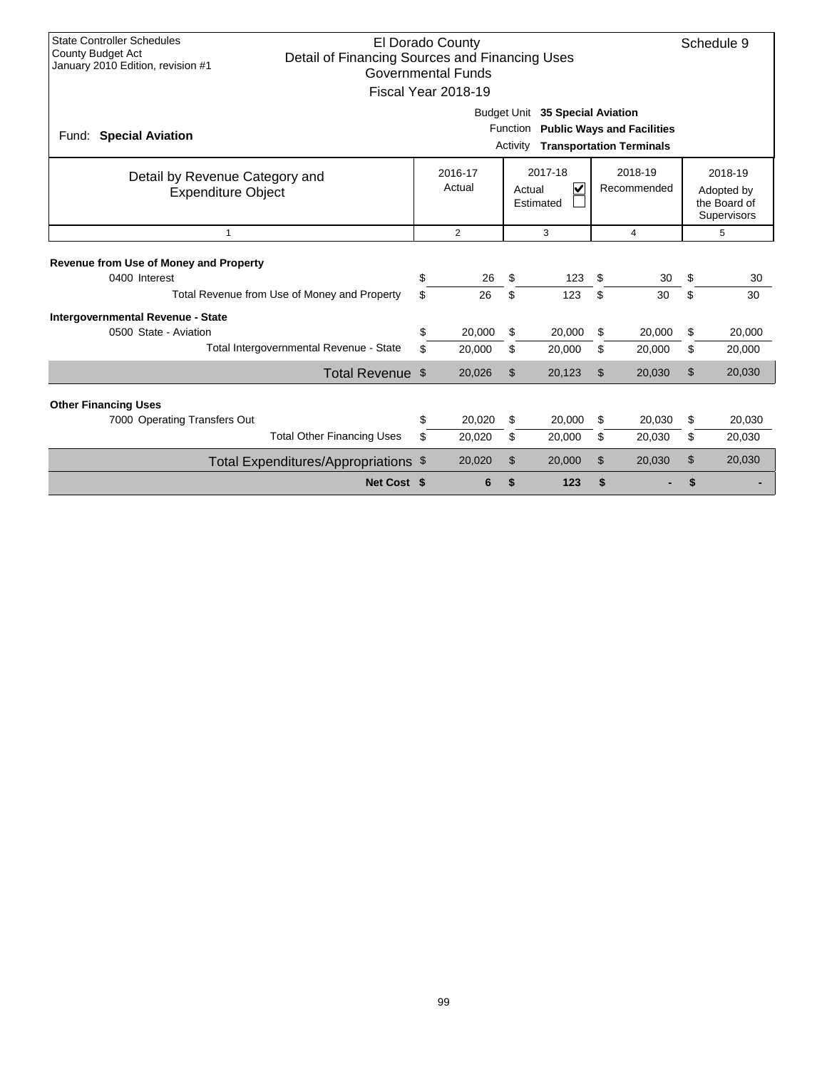State Controller Schedules
County Budget Act
January 2010 Edition, revision #1

# El Dorado County
## Detail of Financing Sources and Financing Uses
### Governmental Funds
### Fiscal Year 2018-19

Schedule 9

Fund: **Special Aviation**

Budget Unit **35 Special Aviation**
Function **Public Ways and Facilities**
Activity **Transportation Terminals**

| Detail by Revenue Category and Expenditure Object | 2016-17 Actual | 2017-18 Actual ☑ Estimated ☐ | 2018-19 Recommended | 2018-19 Adopted by the Board of Supervisors |
|---|---|---|---|---|
| 1 | 2 | 3 | 4 | 5 |
| **Revenue from Use of Money and Property** | | | | |
| 0400 Interest | $ 26 | $ 123 | $ 30 | $ 30 |
| Total Revenue from Use of Money and Property | $ 26 | $ 123 | $ 30 | $ 30 |
| **Intergovernmental Revenue - State** | | | | |
| 0500 State - Aviation | $ 20,000 | $ 20,000 | $ 20,000 | $ 20,000 |
| Total Intergovernmental Revenue - State | $ 20,000 | $ 20,000 | $ 20,000 | $ 20,000 |
| Total Revenue | $ 20,026 | $ 20,123 | $ 20,030 | $ 20,030 |
| **Other Financing Uses** | | | | |
| 7000 Operating Transfers Out | $ 20,020 | $ 20,000 | $ 20,030 | $ 20,030 |
| Total Other Financing Uses | $ 20,020 | $ 20,000 | $ 20,030 | $ 20,030 |
| Total Expenditures/Appropriations | $ 20,020 | $ 20,000 | $ 20,030 | $ 20,030 |
| **Net Cost** | **$ 6** | **$ 123** | **$ -** | **$ -** |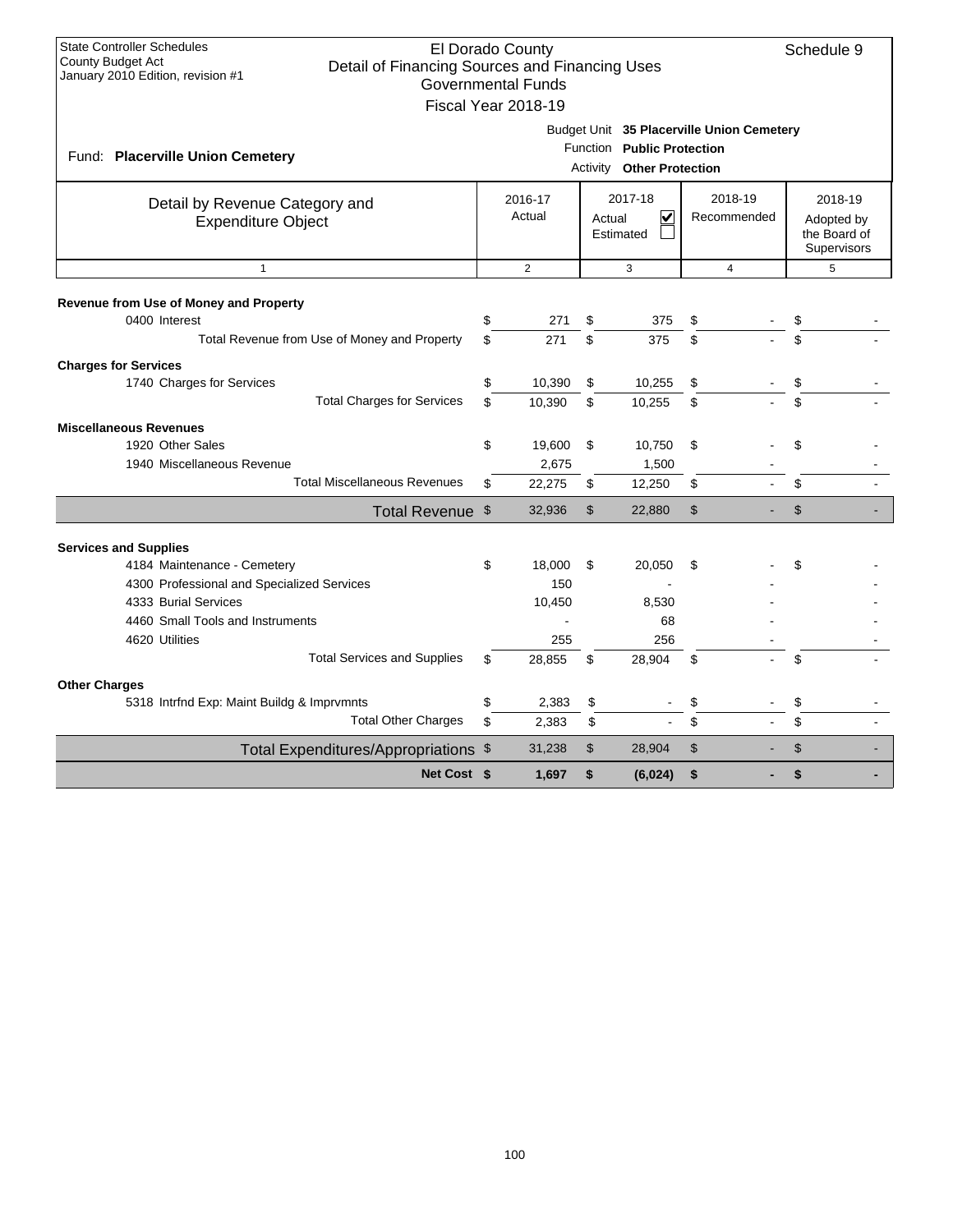State Controller Schedules
County Budget Act
January 2010 Edition, revision #1

# El Dorado County
## Detail of Financing Sources and Financing Uses
### Governmental Funds
### Fiscal Year 2018-19

Schedule 9

Fund: **Placerville Union Cemetery**

Budget Unit **35 Placerville Union Cemetery**
Function **Public Protection**
Activity **Other Protection**

| Detail by Revenue Category and Expenditure Object | 2016-17 Actual | 2017-18 Actual ☑ Estimated ☐ | 2018-19 Recommended | 2018-19 Adopted by the Board of Supervisors |
|---|---|---|---|---|
| 1 | 2 | 3 | 4 | 5 |
| **Revenue from Use of Money and Property** | | | | |
| 0400 Interest | $ 271 | $ 375 | $ - | $ - |
| Total Revenue from Use of Money and Property | $ 271 | $ 375 | $ - | $ - |
| **Charges for Services** | | | | |
| 1740 Charges for Services | $ 10,390 | $ 10,255 | $ - | $ - |
| Total Charges for Services | $ 10,390 | $ 10,255 | $ - | $ - |
| **Miscellaneous Revenues** | | | | |
| 1920 Other Sales | $ 19,600 | $ 10,750 | $ - | $ - |
| 1940 Miscellaneous Revenue | 2,675 | 1,500 | - | - |
| Total Miscellaneous Revenues | $ 22,275 | $ 12,250 | $ - | $ - |
| Total Revenue | $ 32,936 | $ 22,880 | $ - | $ - |
| **Services and Supplies** | | | | |
| 4184 Maintenance - Cemetery | $ 18,000 | $ 20,050 | $ - | $ - |
| 4300 Professional and Specialized Services | 150 | - | - | - |
| 4333 Burial Services | 10,450 | 8,530 | - | - |
| 4460 Small Tools and Instruments | - | 68 | - | - |
| 4620 Utilities | 255 | 256 | - | - |
| Total Services and Supplies | $ 28,855 | $ 28,904 | $ - | $ - |
| **Other Charges** | | | | |
| 5318 Intrfnd Exp: Maint Buildg & Imprvmnts | $ 2,383 | $ - | $ - | $ - |
| Total Other Charges | $ 2,383 | $ - | $ - | $ - |
| Total Expenditures/Appropriations | $ 31,238 | $ 28,904 | $ - | $ - |
| **Net Cost** | **$ 1,697** | **$ (6,024)** | **$ -** | **$ -** |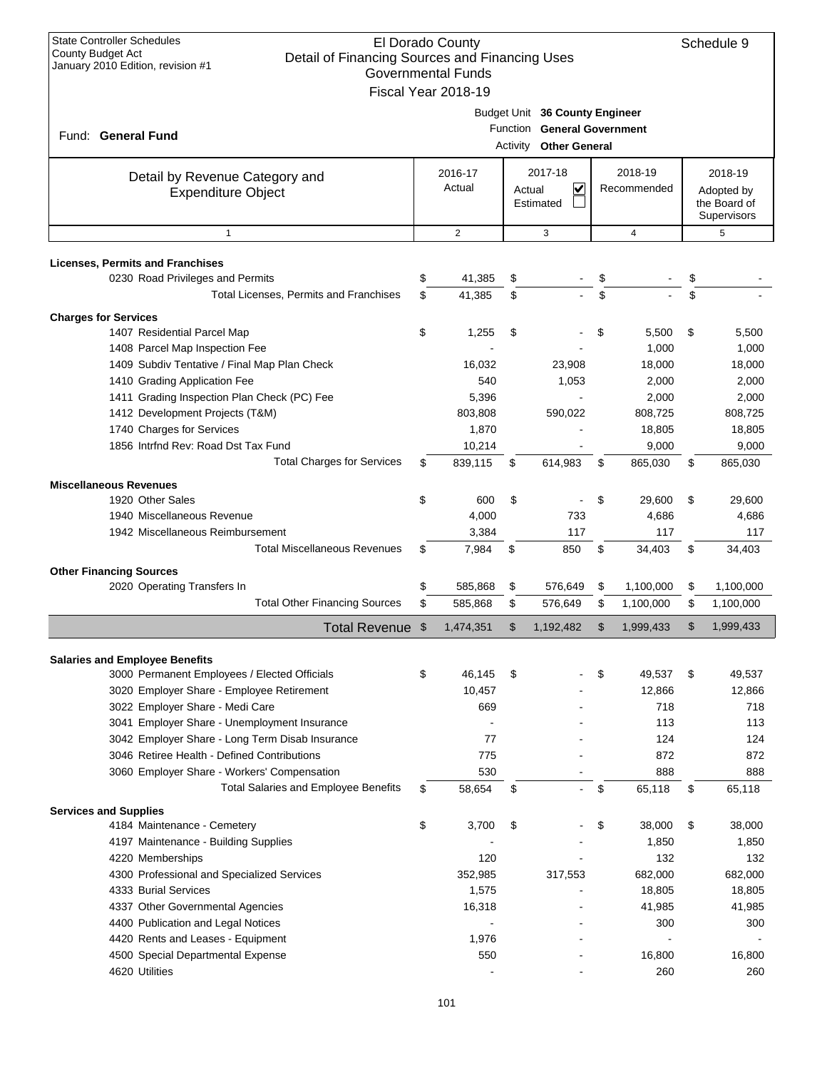State Controller Schedules
County Budget Act
January 2010 Edition, revision #1

# El Dorado County
## Detail of Financing Sources and Financing Uses
### Governmental Funds
### Fiscal Year 2018-19

Schedule 9

Fund: **General Fund**

Budget Unit **36 County Engineer**
Function **General Government**
Activity **Other General**

| Detail by Revenue Category and Expenditure Object | 2016-17 Actual | 2017-18 Actual ☑ Estimated ☐ | 2018-19 Recommended | 2018-19 Adopted by the Board of Supervisors |
|---|---|---|---|---|
| 1 | 2 | 3 | 4 | 5 |
| **Licenses, Permits and Franchises** | | | | |
| 0230 Road Privileges and Permits | $ 41,385 | $ - | $ - | $ - |
| Total Licenses, Permits and Franchises | $ 41,385 | $ - | $ - | $ - |
| **Charges for Services** | | | | |
| 1407 Residential Parcel Map | $ 1,255 | $ - | $ 5,500 | $ 5,500 |
| 1408 Parcel Map Inspection Fee | - | - | 1,000 | 1,000 |
| 1409 Subdiv Tentative / Final Map Plan Check | 16,032 | 23,908 | 18,000 | 18,000 |
| 1410 Grading Application Fee | 540 | 1,053 | 2,000 | 2,000 |
| 1411 Grading Inspection Plan Check (PC) Fee | 5,396 | - | 2,000 | 2,000 |
| 1412 Development Projects (T&M) | 803,808 | 590,022 | 808,725 | 808,725 |
| 1740 Charges for Services | 1,870 | - | 18,805 | 18,805 |
| 1856 Intrfnd Rev: Road Dst Tax Fund | 10,214 | - | 9,000 | 9,000 |
| Total Charges for Services | $ 839,115 | $ 614,983 | $ 865,030 | $ 865,030 |
| **Miscellaneous Revenues** | | | | |
| 1920 Other Sales | $ 600 | $ - | $ 29,600 | $ 29,600 |
| 1940 Miscellaneous Revenue | 4,000 | 733 | 4,686 | 4,686 |
| 1942 Miscellaneous Reimbursement | 3,384 | 117 | 117 | 117 |
| Total Miscellaneous Revenues | $ 7,984 | $ 850 | $ 34,403 | $ 34,403 |
| **Other Financing Sources** | | | | |
| 2020 Operating Transfers In | $ 585,868 | $ 576,649 | $ 1,100,000 | $ 1,100,000 |
| Total Other Financing Sources | $ 585,868 | $ 576,649 | $ 1,100,000 | $ 1,100,000 |
| **Total Revenue** | $ 1,474,351 | $ 1,192,482 | $ 1,999,433 | $ 1,999,433 |
| **Salaries and Employee Benefits** | | | | |
| 3000 Permanent Employees / Elected Officials | $ 46,145 | $ - | $ 49,537 | $ 49,537 |
| 3020 Employer Share - Employee Retirement | 10,457 | - | 12,866 | 12,866 |
| 3022 Employer Share - Medi Care | 669 | - | 718 | 718 |
| 3041 Employer Share - Unemployment Insurance | - | - | 113 | 113 |
| 3042 Employer Share - Long Term Disab Insurance | 77 | - | 124 | 124 |
| 3046 Retiree Health - Defined Contributions | 775 | - | 872 | 872 |
| 3060 Employer Share - Workers' Compensation | 530 | - | 888 | 888 |
| Total Salaries and Employee Benefits | $ 58,654 | $ - | $ 65,118 | $ 65,118 |
| **Services and Supplies** | | | | |
| 4184 Maintenance - Cemetery | $ 3,700 | $ - | $ 38,000 | $ 38,000 |
| 4197 Maintenance - Building Supplies | - | - | 1,850 | 1,850 |
| 4220 Memberships | 120 | - | 132 | 132 |
| 4300 Professional and Specialized Services | 352,985 | 317,553 | 682,000 | 682,000 |
| 4333 Burial Services | 1,575 | - | 18,805 | 18,805 |
| 4337 Other Governmental Agencies | 16,318 | - | 41,985 | 41,985 |
| 4400 Publication and Legal Notices | - | - | 300 | 300 |
| 4420 Rents and Leases - Equipment | 1,976 | - | - | - |
| 4500 Special Departmental Expense | 550 | - | 16,800 | 16,800 |
| 4620 Utilities | - | - | 260 | 260 |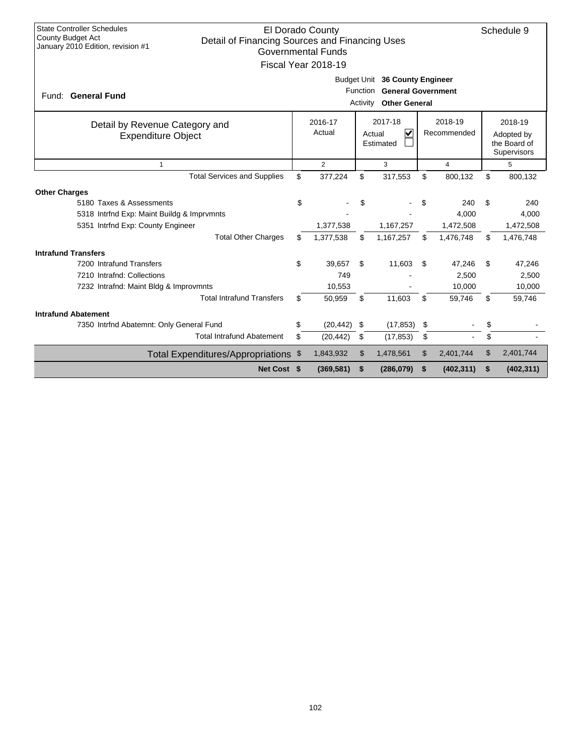State Controller Schedules
County Budget Act
January 2010 Edition, revision #1

# El Dorado County
## Detail of Financing Sources and Financing Uses
### Governmental Funds
### Fiscal Year 2018-19

Schedule 9

Fund: **General Fund**

Budget Unit **36 County Engineer**
Function **General Government**
Activity **Other General**

| Detail by Revenue Category and Expenditure Object | 2016-17 Actual | 2017-18 Actual ☑ Estimated ☐ | 2018-19 Recommended | 2018-19 Adopted by the Board of Supervisors |
|---|---|---|---|---|
| 1 | 2 | 3 | 4 | 5 |
| Total Services and Supplies | $ 377,224 | $ 317,553 | $ 800,132 | $ 800,132 |
| **Other Charges** | | | | |
| 5180 Taxes & Assessments | $ - | $ - | $ 240 | $ 240 |
| 5318 Intrfnd Exp: Maint Buildg & Imprvmnts | - | - | 4,000 | 4,000 |
| 5351 Intrfnd Exp: County Engineer | 1,377,538 | 1,167,257 | 1,472,508 | 1,472,508 |
| Total Other Charges | $ 1,377,538 | $ 1,167,257 | $ 1,476,748 | $ 1,476,748 |
| **Intrafund Transfers** | | | | |
| 7200 Intrafund Transfers | $ 39,657 | $ 11,603 | $ 47,246 | $ 47,246 |
| 7210 Intrafnd: Collections | 749 | - | 2,500 | 2,500 |
| 7232 Intrafnd: Maint Bldg & Improvmnts | 10,553 | - | 10,000 | 10,000 |
| Total Intrafund Transfers | $ 50,959 | $ 11,603 | $ 59,746 | $ 59,746 |
| **Intrafund Abatement** | | | | |
| 7350 Intrfnd Abatemnt: Only General Fund | $ (20,442) | $ (17,853) | $ - | $ - |
| Total Intrafund Abatement | $ (20,442) | $ (17,853) | $ - | $ - |
| Total Expenditures/Appropriations | $ 1,843,932 | $ 1,478,561 | $ 2,401,744 | $ 2,401,744 |
| **Net Cost** | **$ (369,581)** | **$ (286,079)** | **$ (402,311)** | **$ (402,311)** |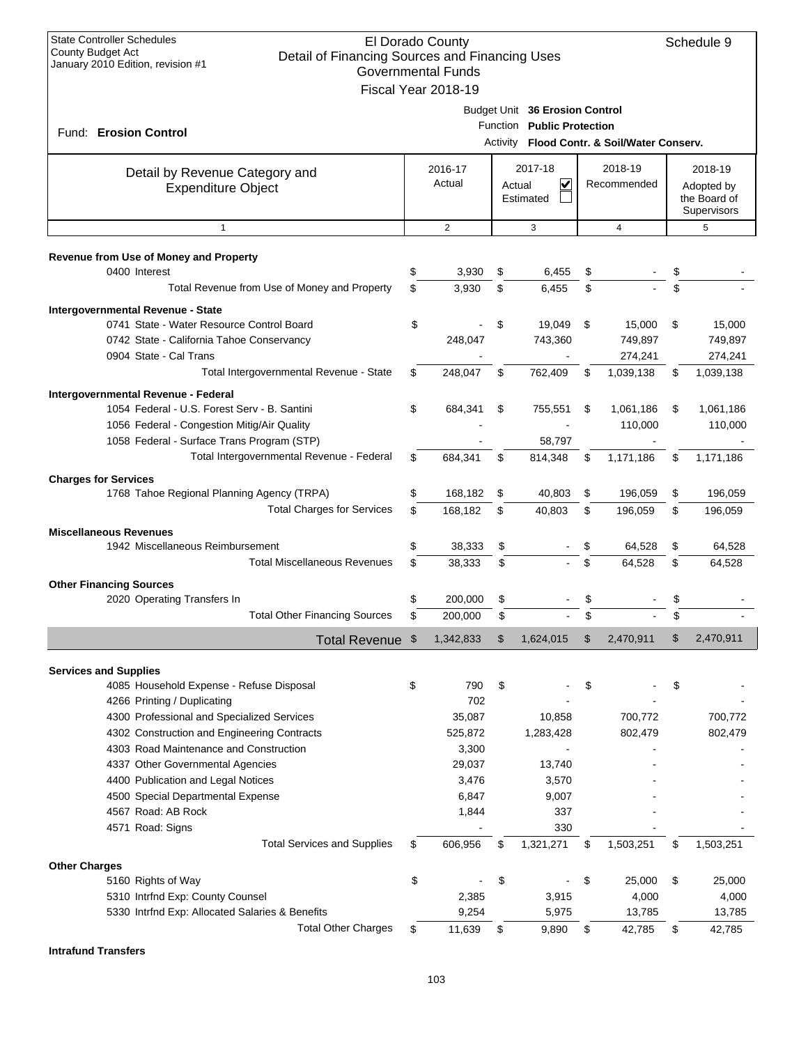State Controller Schedules
County Budget Act
January 2010 Edition, revision #1

# El Dorado County
## Detail of Financing Sources and Financing Uses
### Governmental Funds
### Fiscal Year 2018-19

Schedule 9

Fund: **Erosion Control**

Budget Unit **36 Erosion Control**
Function **Public Protection**
Activity **Flood Contr. & Soil/Water Conserv.**

| Detail by Revenue Category and Expenditure Object | 2016-17 Actual | 2017-18 Actual ☑ Estimated ☐ | 2018-19 Recommended | 2018-19 Adopted by the Board of Supervisors |
|---|---|---|---|---|
| 1 | 2 | 3 | 4 | 5 |
| **Revenue from Use of Money and Property** | | | | |
| 0400 Interest | $ 3,930 | $ 6,455 | $ - | $ - |
| Total Revenue from Use of Money and Property | $ 3,930 | $ 6,455 | $ - | $ - |
| **Intergovernmental Revenue - State** | | | | |
| 0741 State - Water Resource Control Board | $ - | $ 19,049 | $ 15,000 | $ 15,000 |
| 0742 State - California Tahoe Conservancy | 248,047 | 743,360 | 749,897 | 749,897 |
| 0904 State - Cal Trans | - | - | 274,241 | 274,241 |
| Total Intergovernmental Revenue - State | $ 248,047 | $ 762,409 | $ 1,039,138 | $ 1,039,138 |
| **Intergovernmental Revenue - Federal** | | | | |
| 1054 Federal - U.S. Forest Serv - B. Santini | $ 684,341 | $ 755,551 | $ 1,061,186 | $ 1,061,186 |
| 1056 Federal - Congestion Mitig/Air Quality | - | - | 110,000 | 110,000 |
| 1058 Federal - Surface Trans Program (STP) | - | 58,797 | - | - |
| Total Intergovernmental Revenue - Federal | $ 684,341 | $ 814,348 | $ 1,171,186 | $ 1,171,186 |
| **Charges for Services** | | | | |
| 1768 Tahoe Regional Planning Agency (TRPA) | $ 168,182 | $ 40,803 | $ 196,059 | $ 196,059 |
| Total Charges for Services | $ 168,182 | $ 40,803 | $ 196,059 | $ 196,059 |
| **Miscellaneous Revenues** | | | | |
| 1942 Miscellaneous Reimbursement | $ 38,333 | $ - | $ 64,528 | $ 64,528 |
| Total Miscellaneous Revenues | $ 38,333 | $ - | $ 64,528 | $ 64,528 |
| **Other Financing Sources** | | | | |
| 2020 Operating Transfers In | $ 200,000 | $ - | $ - | $ - |
| Total Other Financing Sources | $ 200,000 | $ - | $ - | $ - |
| **Total Revenue** | $ 1,342,833 | $ 1,624,015 | $ 2,470,911 | $ 2,470,911 |
| **Services and Supplies** | | | | |
| 4085 Household Expense - Refuse Disposal | $ 790 | $ - | $ - | $ - |
| 4266 Printing / Duplicating | 702 | - | - | - |
| 4300 Professional and Specialized Services | 35,087 | 10,858 | 700,772 | 700,772 |
| 4302 Construction and Engineering Contracts | 525,872 | 1,283,428 | 802,479 | 802,479 |
| 4303 Road Maintenance and Construction | 3,300 | - | - | - |
| 4337 Other Governmental Agencies | 29,037 | 13,740 | - | - |
| 4400 Publication and Legal Notices | 3,476 | 3,570 | - | - |
| 4500 Special Departmental Expense | 6,847 | 9,007 | - | - |
| 4567 Road: AB Rock | 1,844 | 337 | - | - |
| 4571 Road: Signs | - | 330 | - | - |
| Total Services and Supplies | $ 606,956 | $ 1,321,271 | $ 1,503,251 | $ 1,503,251 |
| **Other Charges** | | | | |
| 5160 Rights of Way | $ - | $ - | $ 25,000 | $ 25,000 |
| 5310 Intrfnd Exp: County Counsel | 2,385 | 3,915 | 4,000 | 4,000 |
| 5330 Intrfnd Exp: Allocated Salaries & Benefits | 9,254 | 5,975 | 13,785 | 13,785 |
| Total Other Charges | $ 11,639 | $ 9,890 | $ 42,785 | $ 42,785 |
| **Intrafund Transfers** | | | | |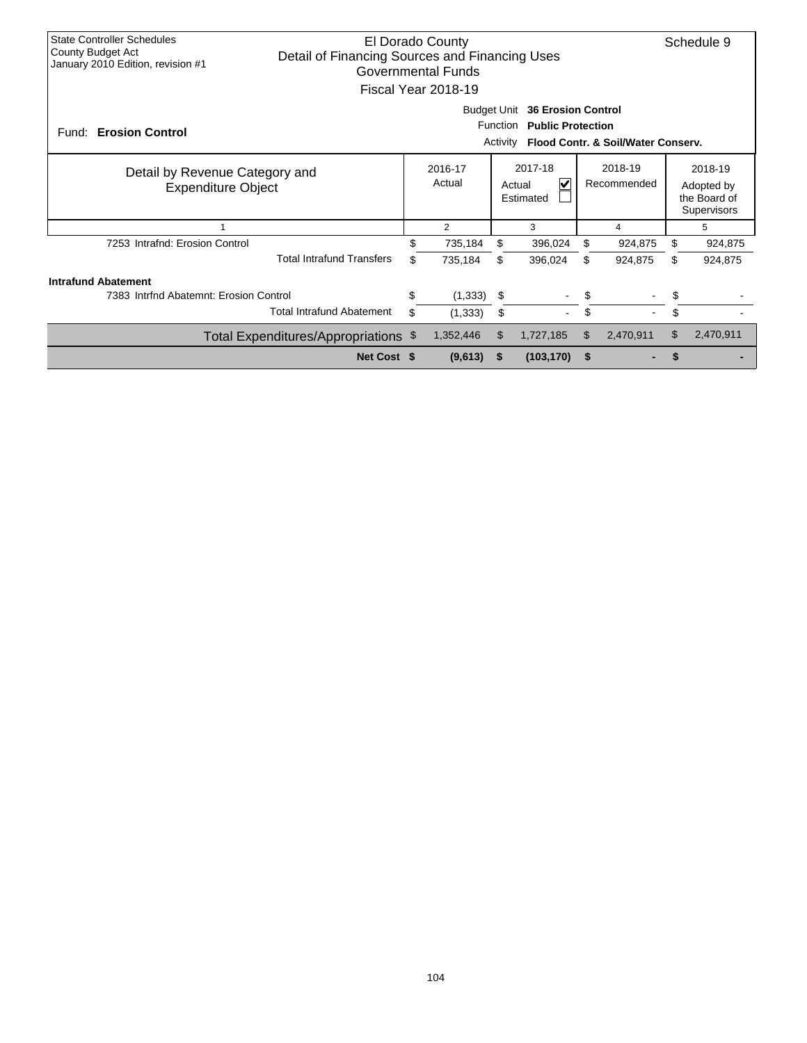State Controller Schedules
County Budget Act
January 2010 Edition, revision #1

# El Dorado County
## Detail of Financing Sources and Financing Uses
### Governmental Funds
### Fiscal Year 2018-19

Schedule 9

Fund: **Erosion Control**

Budget Unit **36 Erosion Control**
Function **Public Protection**
Activity **Flood Contr. & Soil/Water Conserv.**

| Detail by Revenue Category and Expenditure Object | 2016-17 Actual | 2017-18 Actual ☑ Estimated ☐ | 2018-19 Recommended | 2018-19 Adopted by the Board of Supervisors |
|---|---|---|---|---|
| 1 | 2 | 3 | 4 | 5 |
| 7253 Intrafnd: Erosion Control | $ 735,184 | $ 396,024 | $ 924,875 | $ 924,875 |
| Total Intrafund Transfers | $ 735,184 | $ 396,024 | $ 924,875 | $ 924,875 |
| **Intrafund Abatement** | | | | |
| 7383 Intrfnd Abatemnt: Erosion Control | $ (1,333) | $ - | $ - | $ - |
| Total Intrafund Abatement | $ (1,333) | $ - | $ - | $ - |
| Total Expenditures/Appropriations | $ 1,352,446 | $ 1,727,185 | $ 2,470,911 | $ 2,470,911 |
| **Net Cost** | **$ (9,613)** | **$ (103,170)** | **$ -** | **$ -** |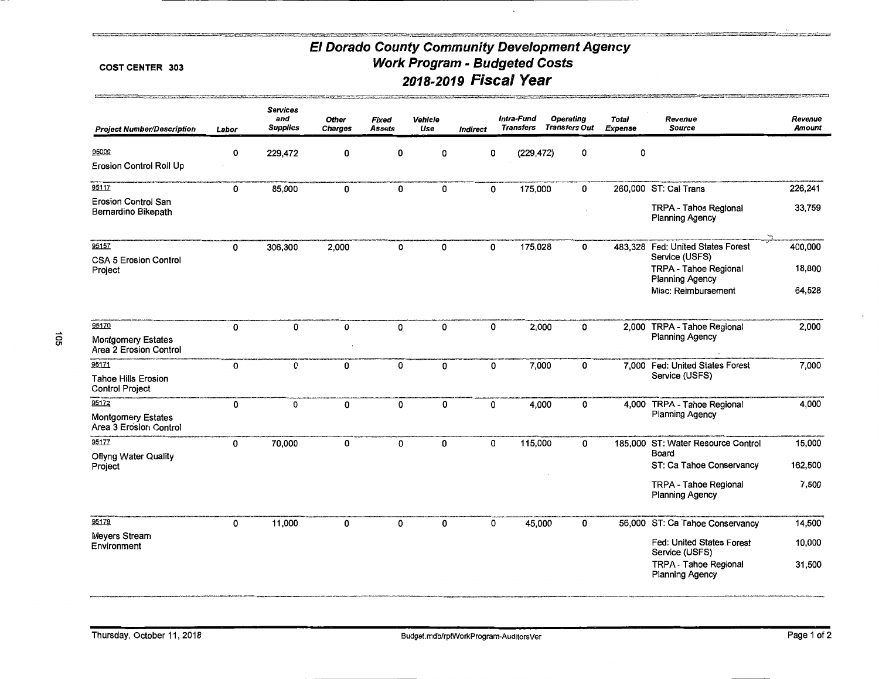# El Dorado County Community Development Agency
## Work Program - Budgeted Costs
## 2018-2019 Fiscal Year

COST CENTER 303

| Project Number/Description | Labor | Services and Supplies | Other Charges | Fixed Assets | Vehicle Use | Indirect | Intra-Fund Transfers | Operating Transfers Out | Total Expense | Revenue Source | Revenue Amount |
|---|---|---|---|---|---|---|---|---|---|---|---|
| 95000 Erosion Control Roll Up | 0 | 229,472 | 0 | 0 | 0 | 0 | (229,472) | 0 | 0 | | |
| 95117 Erosion Control San Bernardino Bikepath | 0 | 85,000 | 0 | 0 | 0 | 0 | 175,000 | 0 | 260,000 | ST: Cal Trans | 226,241 |
| | | | | | | | | | | TRPA - Tahoe Regional Planning Agency | 33,759 |
| 95157 CSA 5 Erosion Control Project | 0 | 306,300 | 2,000 | 0 | 0 | 0 | 175,028 | 0 | 483,328 | Fed: United States Forest Service (USFS) | 400,000 |
| | | | | | | | | | | TRPA - Tahoe Regional Planning Agency | 18,800 |
| | | | | | | | | | | Misc: Reimbursement | 64,528 |
| 95170 Montgomery Estates Area 2 Erosion Control | 0 | 0 | 0 | 0 | 0 | 0 | 2,000 | 0 | 2,000 | TRPA - Tahoe Regional Planning Agency | 2,000 |
| 95171 Tahoe Hills Erosion Control Project | 0 | 0 | 0 | 0 | 0 | 0 | 7,000 | 0 | 7,000 | Fed: United States Forest Service (USFS) | 7,000 |
| 95172 Montgomery Estates Area 3 Erosion Control | 0 | 0 | 0 | 0 | 0 | 0 | 4,000 | 0 | 4,000 | TRPA - Tahoe Regional Planning Agency | 4,000 |
| 95177 Oflyng Water Quality Project | 0 | 70,000 | 0 | 0 | 0 | 0 | 115,000 | 0 | 185,000 | ST: Water Resource Control Board | 15,000 |
| | | | | | | | | | | ST: Ca Tahoe Conservancy | 162,500 |
| | | | | | | | | | | TRPA - Tahoe Regional Planning Agency | 7,500 |
| 95179 Meyers Stream Environment | 0 | 11,000 | 0 | 0 | 0 | 0 | 45,000 | 0 | 56,000 | ST: Ca Tahoe Conservancy | 14,500 |
| | | | | | | | | | | Fed: United States Forest Service (USFS) | 10,000 |
| | | | | | | | | | | TRPA - Tahoe Regional Planning Agency | 31,500 |

Thursday, October 11, 2018 | Budget.mdb/rptWorkProgram-AuditorsVer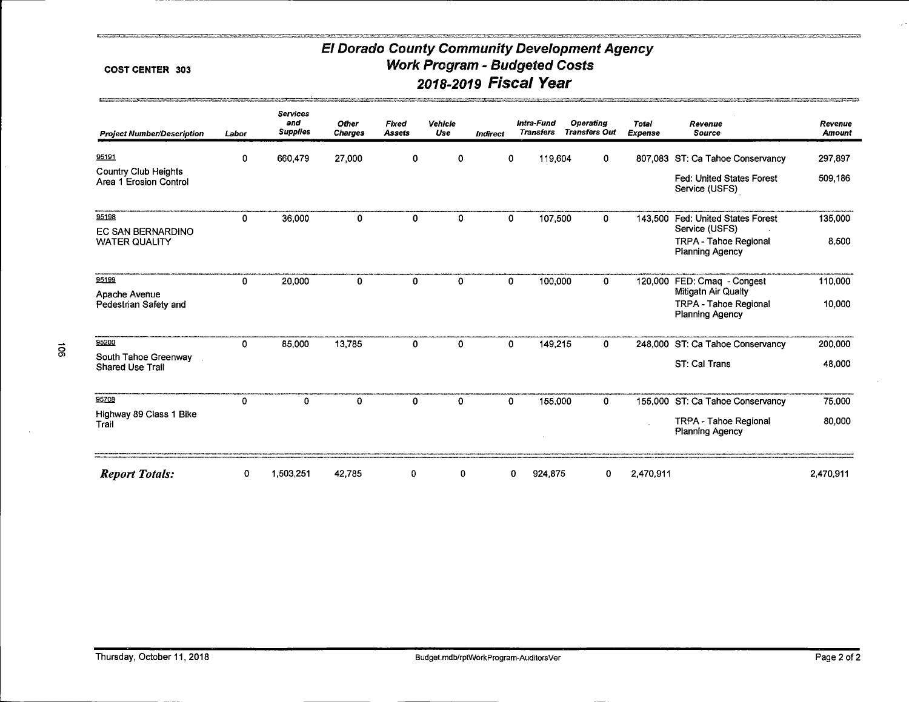**COST CENTER 303**

# El Dorado County Community Development Agency
## Work Program - Budgeted Costs
## 2018-2019 Fiscal Year

| Project Number/Description | Labor | Services and Supplies | Other Charges | Fixed Assets | Vehicle Use | Indirect | Intra-Fund Transfers | Operating Transfers Out | Total Expense | Revenue Source | Revenue Amount |
|---|---|---|---|---|---|---|---|---|---|---|---|
| 95191 Country Club Heights Area 1 Erosion Control | 0 | 660,479 | 27,000 | 0 | 0 | 0 | 119,604 | 0 | 807,083 | ST: Ca Tahoe Conservancy | 297,897 |
| | | | | | | | | | | Fed: United States Forest Service (USFS) | 509,186 |
| 95198 EC SAN BERNARDINO WATER QUALITY | 0 | 36,000 | 0 | 0 | 0 | 0 | 107,500 | 0 | 143,500 | Fed: United States Forest Service (USFS) | 135,000 |
| | | | | | | | | | | TRPA - Tahoe Regional Planning Agency | 8,500 |
| 95199 Apache Avenue Pedestrian Safety and | 0 | 20,000 | 0 | 0 | 0 | 0 | 100,000 | 0 | 120,000 | FED: Cmaq - Congest Mitigatn Air Qualty | 110,000 |
| | | | | | | | | | | TRPA - Tahoe Regional Planning Agency | 10,000 |
| 95200 South Tahoe Greenway Shared Use Trail | 0 | 85,000 | 13,785 | 0 | 0 | 0 | 149,215 | 0 | 248,000 | ST: Ca Tahoe Conservancy | 200,000 |
| | | | | | | | | | | ST: Cal Trans | 48,000 |
| 95708 Highway 89 Class 1 Bike Trail | 0 | 0 | 0 | 0 | 0 | 0 | 155,000 | 0 | 155,000 | ST: Ca Tahoe Conservancy | 75,000 |
| | | | | | | | | | | TRPA - Tahoe Regional Planning Agency | 80,000 |
| ***Report Totals:*** | 0 | 1,503,251 | 42,785 | 0 | 0 | 0 | 924,875 | 0 | 2,470,911 | | 2,470,911 |

Thursday, October 11, 2018 Budget.mdb/rptWorkProgram-AuditorsVer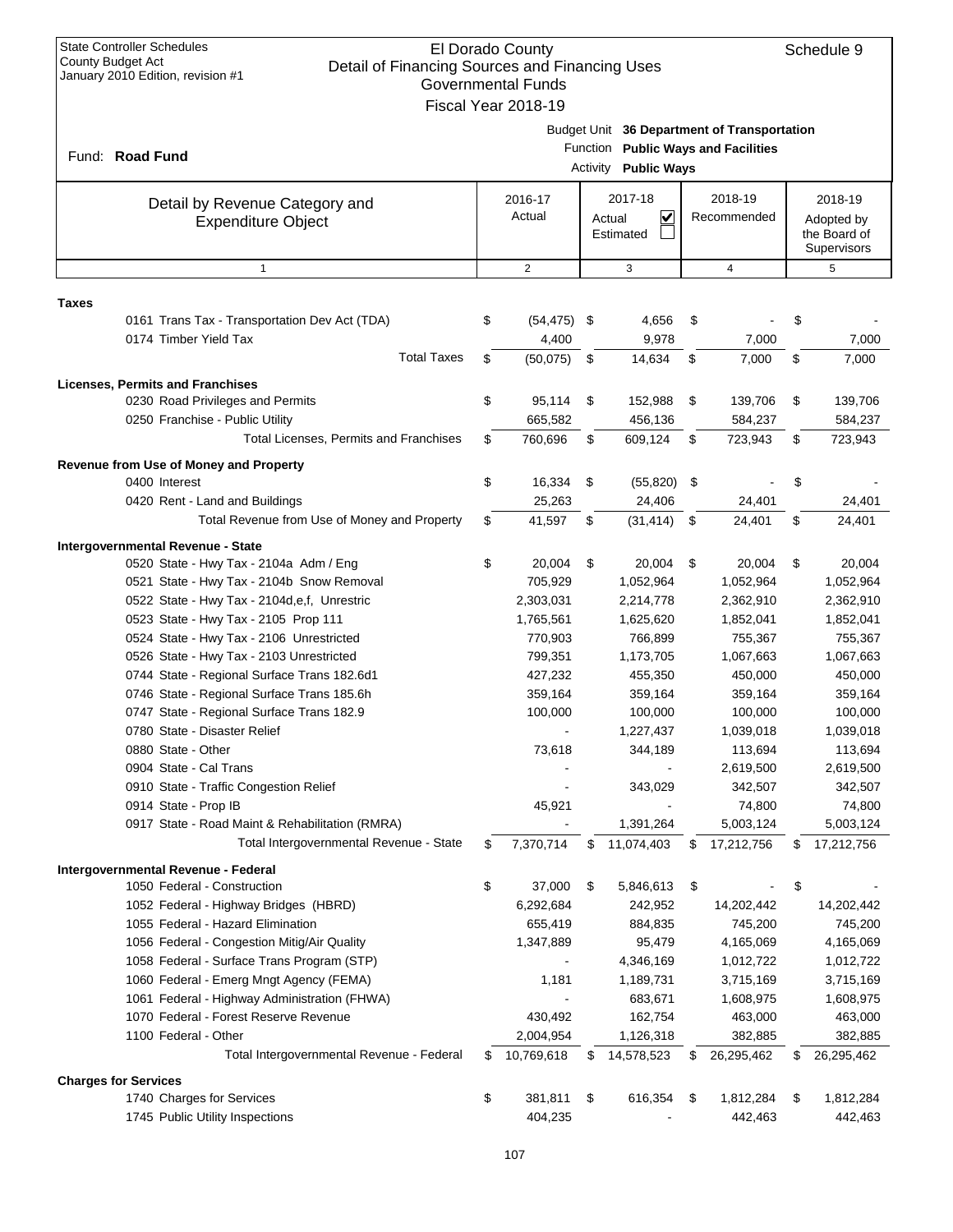State Controller Schedules
County Budget Act
January 2010 Edition, revision #1

# El Dorado County
## Detail of Financing Sources and Financing Uses
### Governmental Funds
### Fiscal Year 2018-19

Schedule 9

Fund: **Road Fund**

Budget Unit **36 Department of Transportation**
Function **Public Ways and Facilities**
Activity **Public Ways**

| Detail by Revenue Category and Expenditure Object | 2016-17 Actual | 2017-18 Actual ☑ Estimated ☐ | 2018-19 Recommended | 2018-19 Adopted by the Board of Supervisors |
|---|---|---|---|---|
| 1 | 2 | 3 | 4 | 5 |
| **Taxes** | | | | |
| 0161 Trans Tax - Transportation Dev Act (TDA) | $ (54,475) | $ 4,656 | $ - | $ - |
| 0174 Timber Yield Tax | 4,400 | 9,978 | 7,000 | 7,000 |
| Total Taxes | $ (50,075) | $ 14,634 | $ 7,000 | $ 7,000 |
| **Licenses, Permits and Franchises** | | | | |
| 0230 Road Privileges and Permits | $ 95,114 | $ 152,988 | $ 139,706 | $ 139,706 |
| 0250 Franchise - Public Utility | 665,582 | 456,136 | 584,237 | 584,237 |
| Total Licenses, Permits and Franchises | $ 760,696 | $ 609,124 | $ 723,943 | $ 723,943 |
| **Revenue from Use of Money and Property** | | | | |
| 0400 Interest | $ 16,334 | $ (55,820) | $ - | $ - |
| 0420 Rent - Land and Buildings | 25,263 | 24,406 | 24,401 | 24,401 |
| Total Revenue from Use of Money and Property | $ 41,597 | $ (31,414) | $ 24,401 | $ 24,401 |
| **Intergovernmental Revenue - State** | | | | |
| 0520 State - Hwy Tax - 2104a Adm / Eng | $ 20,004 | $ 20,004 | $ 20,004 | $ 20,004 |
| 0521 State - Hwy Tax - 2104b Snow Removal | 705,929 | 1,052,964 | 1,052,964 | 1,052,964 |
| 0522 State - Hwy Tax - 2104d,e,f, Unrestric | 2,303,031 | 2,214,778 | 2,362,910 | 2,362,910 |
| 0523 State - Hwy Tax - 2105 Prop 111 | 1,765,561 | 1,625,620 | 1,852,041 | 1,852,041 |
| 0524 State - Hwy Tax - 2106 Unrestricted | 770,903 | 766,899 | 755,367 | 755,367 |
| 0526 State - Hwy Tax - 2103 Unrestricted | 799,351 | 1,173,705 | 1,067,663 | 1,067,663 |
| 0744 State - Regional Surface Trans 182.6d1 | 427,232 | 455,350 | 450,000 | 450,000 |
| 0746 State - Regional Surface Trans 185.6h | 359,164 | 359,164 | 359,164 | 359,164 |
| 0747 State - Regional Surface Trans 182.9 | 100,000 | 100,000 | 100,000 | 100,000 |
| 0780 State - Disaster Relief | - | 1,227,437 | 1,039,018 | 1,039,018 |
| 0880 State - Other | 73,618 | 344,189 | 113,694 | 113,694 |
| 0904 State - Cal Trans | - | - | 2,619,500 | 2,619,500 |
| 0910 State - Traffic Congestion Relief | - | 343,029 | 342,507 | 342,507 |
| 0914 State - Prop IB | 45,921 | - | 74,800 | 74,800 |
| 0917 State - Road Maint & Rehabilitation (RMRA) | - | 1,391,264 | 5,003,124 | 5,003,124 |
| Total Intergovernmental Revenue - State | $ 7,370,714 | $ 11,074,403 | $ 17,212,756 | $ 17,212,756 |
| **Intergovernmental Revenue - Federal** | | | | |
| 1050 Federal - Construction | $ 37,000 | $ 5,846,613 | $ - | $ - |
| 1052 Federal - Highway Bridges (HBRD) | 6,292,684 | 242,952 | 14,202,442 | 14,202,442 |
| 1055 Federal - Hazard Elimination | 655,419 | 884,835 | 745,200 | 745,200 |
| 1056 Federal - Congestion Mitig/Air Quality | 1,347,889 | 95,479 | 4,165,069 | 4,165,069 |
| 1058 Federal - Surface Trans Program (STP) | - | 4,346,169 | 1,012,722 | 1,012,722 |
| 1060 Federal - Emerg Mngt Agency (FEMA) | 1,181 | 1,189,731 | 3,715,169 | 3,715,169 |
| 1061 Federal - Highway Administration (FHWA) | - | 683,671 | 1,608,975 | 1,608,975 |
| 1070 Federal - Forest Reserve Revenue | 430,492 | 162,754 | 463,000 | 463,000 |
| 1100 Federal - Other | 2,004,954 | 1,126,318 | 382,885 | 382,885 |
| Total Intergovernmental Revenue - Federal | $ 10,769,618 | $ 14,578,523 | $ 26,295,462 | $ 26,295,462 |
| **Charges for Services** | | | | |
| 1740 Charges for Services | $ 381,811 | $ 616,354 | $ 1,812,284 | $ 1,812,284 |
| 1745 Public Utility Inspections | 404,235 | - | 442,463 | 442,463 |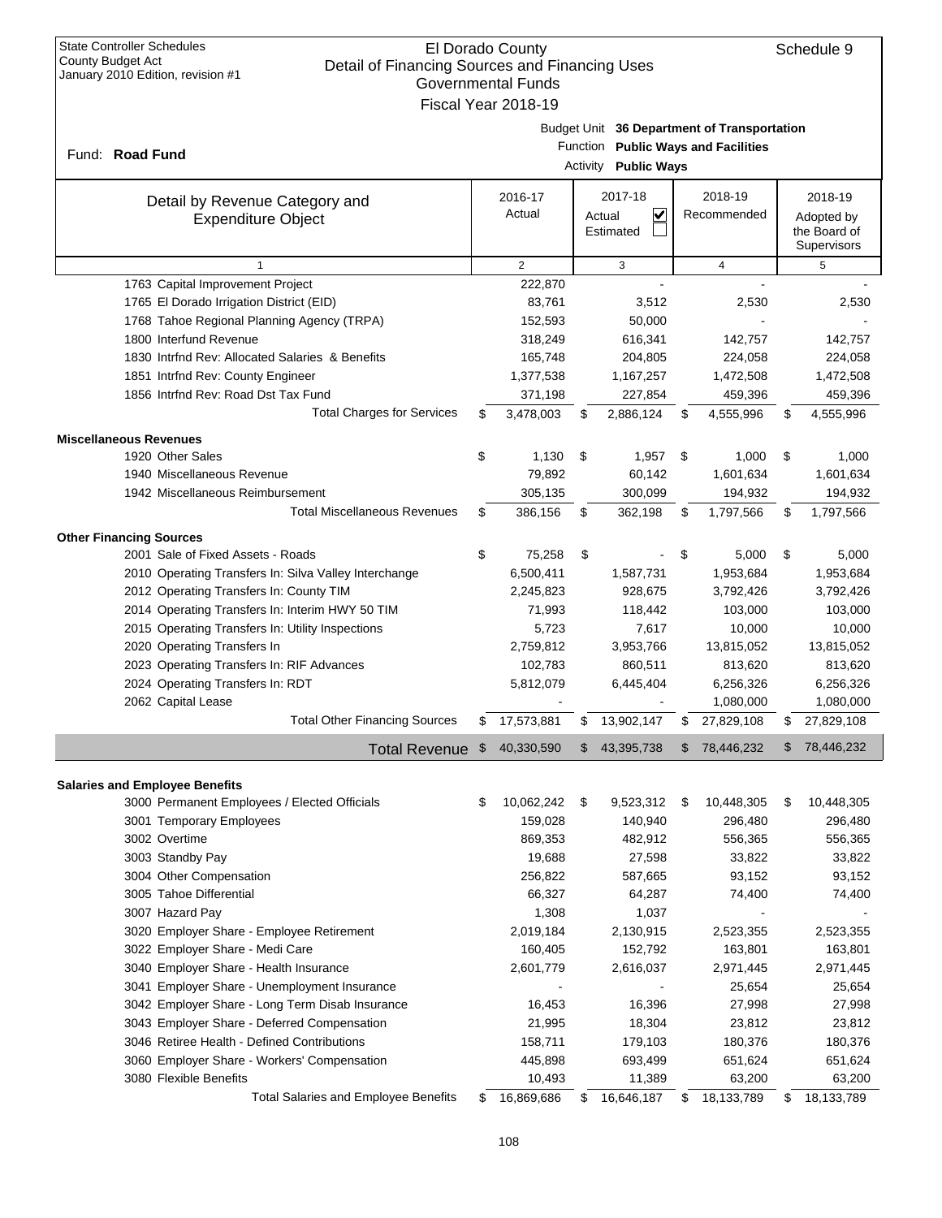State Controller Schedules
County Budget Act
January 2010 Edition, revision #1

# El Dorado County
## Detail of Financing Sources and Financing Uses
### Governmental Funds
### Fiscal Year 2018-19

Schedule 9

Fund: **Road Fund**

Budget Unit **36 Department of Transportation**
Function **Public Ways and Facilities**
Activity **Public Ways**

| Detail by Revenue Category and Expenditure Object | 2016-17 Actual | 2017-18 Actual ☑ Estimated ☐ | 2018-19 Recommended | 2018-19 Adopted by the Board of Supervisors |
|---|---|---|---|---|
| 1 | 2 | 3 | 4 | 5 |
| 1763 Capital Improvement Project | 222,870 | - | - | - |
| 1765 El Dorado Irrigation District (EID) | 83,761 | 3,512 | 2,530 | 2,530 |
| 1768 Tahoe Regional Planning Agency (TRPA) | 152,593 | 50,000 | - | - |
| 1800 Interfund Revenue | 318,249 | 616,341 | 142,757 | 142,757 |
| 1830 Intrfnd Rev: Allocated Salaries & Benefits | 165,748 | 204,805 | 224,058 | 224,058 |
| 1851 Intrfnd Rev: County Engineer | 1,377,538 | 1,167,257 | 1,472,508 | 1,472,508 |
| 1856 Intrfnd Rev: Road Dst Tax Fund | 371,198 | 227,854 | 459,396 | 459,396 |
| Total Charges for Services | $ 3,478,003 | $ 2,886,124 | $ 4,555,996 | $ 4,555,996 |
| **Miscellaneous Revenues** | | | | |
| 1920 Other Sales | $ 1,130 | $ 1,957 | $ 1,000 | $ 1,000 |
| 1940 Miscellaneous Revenue | 79,892 | 60,142 | 1,601,634 | 1,601,634 |
| 1942 Miscellaneous Reimbursement | 305,135 | 300,099 | 194,932 | 194,932 |
| Total Miscellaneous Revenues | $ 386,156 | $ 362,198 | $ 1,797,566 | $ 1,797,566 |
| **Other Financing Sources** | | | | |
| 2001 Sale of Fixed Assets - Roads | $ 75,258 | $ - | $ 5,000 | $ 5,000 |
| 2010 Operating Transfers In: Silva Valley Interchange | 6,500,411 | 1,587,731 | 1,953,684 | 1,953,684 |
| 2012 Operating Transfers In: County TIM | 2,245,823 | 928,675 | 3,792,426 | 3,792,426 |
| 2014 Operating Transfers In: Interim HWY 50 TIM | 71,993 | 118,442 | 103,000 | 103,000 |
| 2015 Operating Transfers In: Utility Inspections | 5,723 | 7,617 | 10,000 | 10,000 |
| 2020 Operating Transfers In | 2,759,812 | 3,953,766 | 13,815,052 | 13,815,052 |
| 2023 Operating Transfers In: RIF Advances | 102,783 | 860,511 | 813,620 | 813,620 |
| 2024 Operating Transfers In: RDT | 5,812,079 | 6,445,404 | 6,256,326 | 6,256,326 |
| 2062 Capital Lease | - | - | 1,080,000 | 1,080,000 |
| Total Other Financing Sources | $ 17,573,881 | $ 13,902,147 | $ 27,829,108 | $ 27,829,108 |
| **Total Revenue** | $ 40,330,590 | $ 43,395,738 | $ 78,446,232 | $ 78,446,232 |
| **Salaries and Employee Benefits** | | | | |
| 3000 Permanent Employees / Elected Officials | $ 10,062,242 | $ 9,523,312 | $ 10,448,305 | $ 10,448,305 |
| 3001 Temporary Employees | 159,028 | 140,940 | 296,480 | 296,480 |
| 3002 Overtime | 869,353 | 482,912 | 556,365 | 556,365 |
| 3003 Standby Pay | 19,688 | 27,598 | 33,822 | 33,822 |
| 3004 Other Compensation | 256,822 | 587,665 | 93,152 | 93,152 |
| 3005 Tahoe Differential | 66,327 | 64,287 | 74,400 | 74,400 |
| 3007 Hazard Pay | 1,308 | 1,037 | - | - |
| 3020 Employer Share - Employee Retirement | 2,019,184 | 2,130,915 | 2,523,355 | 2,523,355 |
| 3022 Employer Share - Medi Care | 160,405 | 152,792 | 163,801 | 163,801 |
| 3040 Employer Share - Health Insurance | 2,601,779 | 2,616,037 | 2,971,445 | 2,971,445 |
| 3041 Employer Share - Unemployment Insurance | - | - | 25,654 | 25,654 |
| 3042 Employer Share - Long Term Disab Insurance | 16,453 | 16,396 | 27,998 | 27,998 |
| 3043 Employer Share - Deferred Compensation | 21,995 | 18,304 | 23,812 | 23,812 |
| 3046 Retiree Health - Defined Contributions | 158,711 | 179,103 | 180,376 | 180,376 |
| 3060 Employer Share - Workers' Compensation | 445,898 | 693,499 | 651,624 | 651,624 |
| 3080 Flexible Benefits | 10,493 | 11,389 | 63,200 | 63,200 |
| Total Salaries and Employee Benefits | $ 16,869,686 | $ 16,646,187 | $ 18,133,789 | $ 18,133,789 |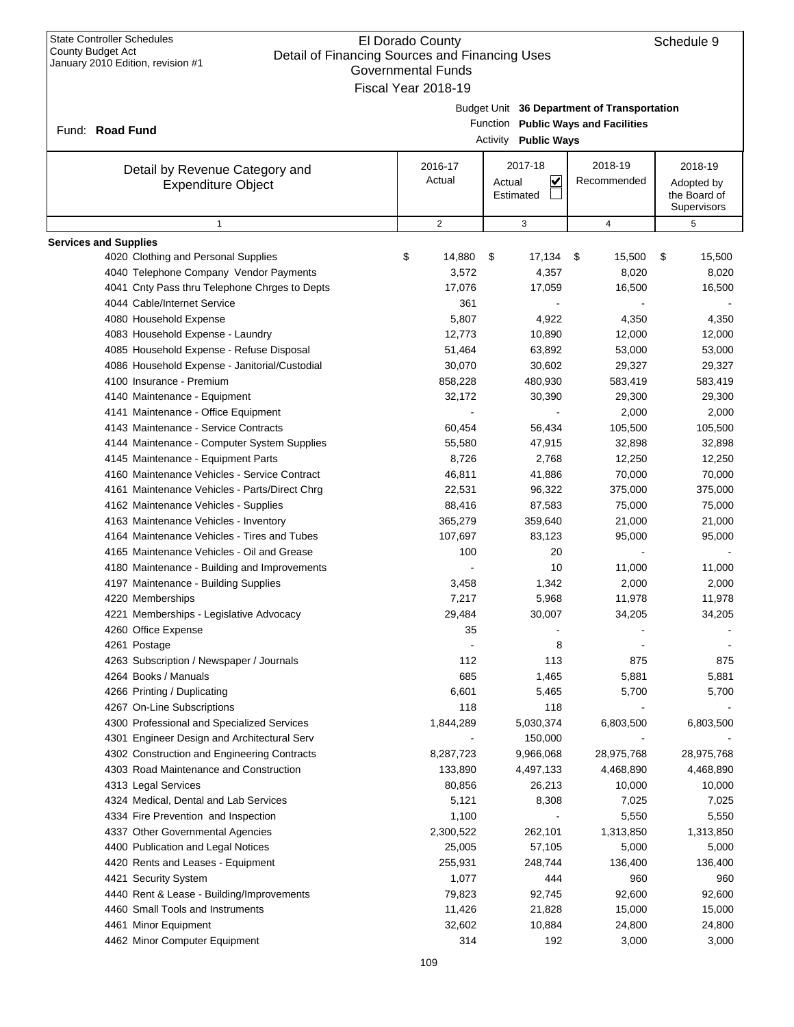State Controller Schedules
County Budget Act
January 2010 Edition, revision #1

# El Dorado County
## Detail of Financing Sources and Financing Uses
### Governmental Funds
### Fiscal Year 2018-19

Schedule 9

Fund: **Road Fund**

Budget Unit **36 Department of Transportation**
Function **Public Ways and Facilities**
Activity **Public Ways**

| Detail by Revenue Category and Expenditure Object | 2016-17 Actual | 2017-18 Actual ☑ Estimated ☐ | 2018-19 Recommended | 2018-19 Adopted by the Board of Supervisors |
|---|---|---|---|---|
| 1 | 2 | 3 | 4 | 5 |
| **Services and Supplies** | | | | |
| 4020 Clothing and Personal Supplies | $ 14,880 | $ 17,134 | $ 15,500 | $ 15,500 |
| 4040 Telephone Company Vendor Payments | 3,572 | 4,357 | 8,020 | 8,020 |
| 4041 Cnty Pass thru Telephone Chrges to Depts | 17,076 | 17,059 | 16,500 | 16,500 |
| 4044 Cable/Internet Service | 361 | - | - | - |
| 4080 Household Expense | 5,807 | 4,922 | 4,350 | 4,350 |
| 4083 Household Expense - Laundry | 12,773 | 10,890 | 12,000 | 12,000 |
| 4085 Household Expense - Refuse Disposal | 51,464 | 63,892 | 53,000 | 53,000 |
| 4086 Household Expense - Janitorial/Custodial | 30,070 | 30,602 | 29,327 | 29,327 |
| 4100 Insurance - Premium | 858,228 | 480,930 | 583,419 | 583,419 |
| 4140 Maintenance - Equipment | 32,172 | 30,390 | 29,300 | 29,300 |
| 4141 Maintenance - Office Equipment | - | - | 2,000 | 2,000 |
| 4143 Maintenance - Service Contracts | 60,454 | 56,434 | 105,500 | 105,500 |
| 4144 Maintenance - Computer System Supplies | 55,580 | 47,915 | 32,898 | 32,898 |
| 4145 Maintenance - Equipment Parts | 8,726 | 2,768 | 12,250 | 12,250 |
| 4160 Maintenance Vehicles - Service Contract | 46,811 | 41,886 | 70,000 | 70,000 |
| 4161 Maintenance Vehicles - Parts/Direct Chrg | 22,531 | 96,322 | 375,000 | 375,000 |
| 4162 Maintenance Vehicles - Supplies | 88,416 | 87,583 | 75,000 | 75,000 |
| 4163 Maintenance Vehicles - Inventory | 365,279 | 359,640 | 21,000 | 21,000 |
| 4164 Maintenance Vehicles - Tires and Tubes | 107,697 | 83,123 | 95,000 | 95,000 |
| 4165 Maintenance Vehicles - Oil and Grease | 100 | 20 | - | - |
| 4180 Maintenance - Building and Improvements | - | 10 | 11,000 | 11,000 |
| 4197 Maintenance - Building Supplies | 3,458 | 1,342 | 2,000 | 2,000 |
| 4220 Memberships | 7,217 | 5,968 | 11,978 | 11,978 |
| 4221 Memberships - Legislative Advocacy | 29,484 | 30,007 | 34,205 | 34,205 |
| 4260 Office Expense | 35 | - | - | - |
| 4261 Postage | - | 8 | - | - |
| 4263 Subscription / Newspaper / Journals | 112 | 113 | 875 | 875 |
| 4264 Books / Manuals | 685 | 1,465 | 5,881 | 5,881 |
| 4266 Printing / Duplicating | 6,601 | 5,465 | 5,700 | 5,700 |
| 4267 On-Line Subscriptions | 118 | 118 | - | - |
| 4300 Professional and Specialized Services | 1,844,289 | 5,030,374 | 6,803,500 | 6,803,500 |
| 4301 Engineer Design and Architectural Serv | - | 150,000 | - | - |
| 4302 Construction and Engineering Contracts | 8,287,723 | 9,966,068 | 28,975,768 | 28,975,768 |
| 4303 Road Maintenance and Construction | 133,890 | 4,497,133 | 4,468,890 | 4,468,890 |
| 4313 Legal Services | 80,856 | 26,213 | 10,000 | 10,000 |
| 4324 Medical, Dental and Lab Services | 5,121 | 8,308 | 7,025 | 7,025 |
| 4334 Fire Prevention and Inspection | 1,100 | - | 5,550 | 5,550 |
| 4337 Other Governmental Agencies | 2,300,522 | 262,101 | 1,313,850 | 1,313,850 |
| 4400 Publication and Legal Notices | 25,005 | 57,105 | 5,000 | 5,000 |
| 4420 Rents and Leases - Equipment | 255,931 | 248,744 | 136,400 | 136,400 |
| 4421 Security System | 1,077 | 444 | 960 | 960 |
| 4440 Rent & Lease - Building/Improvements | 79,823 | 92,745 | 92,600 | 92,600 |
| 4460 Small Tools and Instruments | 11,426 | 21,828 | 15,000 | 15,000 |
| 4461 Minor Equipment | 32,602 | 10,884 | 24,800 | 24,800 |
| 4462 Minor Computer Equipment | 314 | 192 | 3,000 | 3,000 |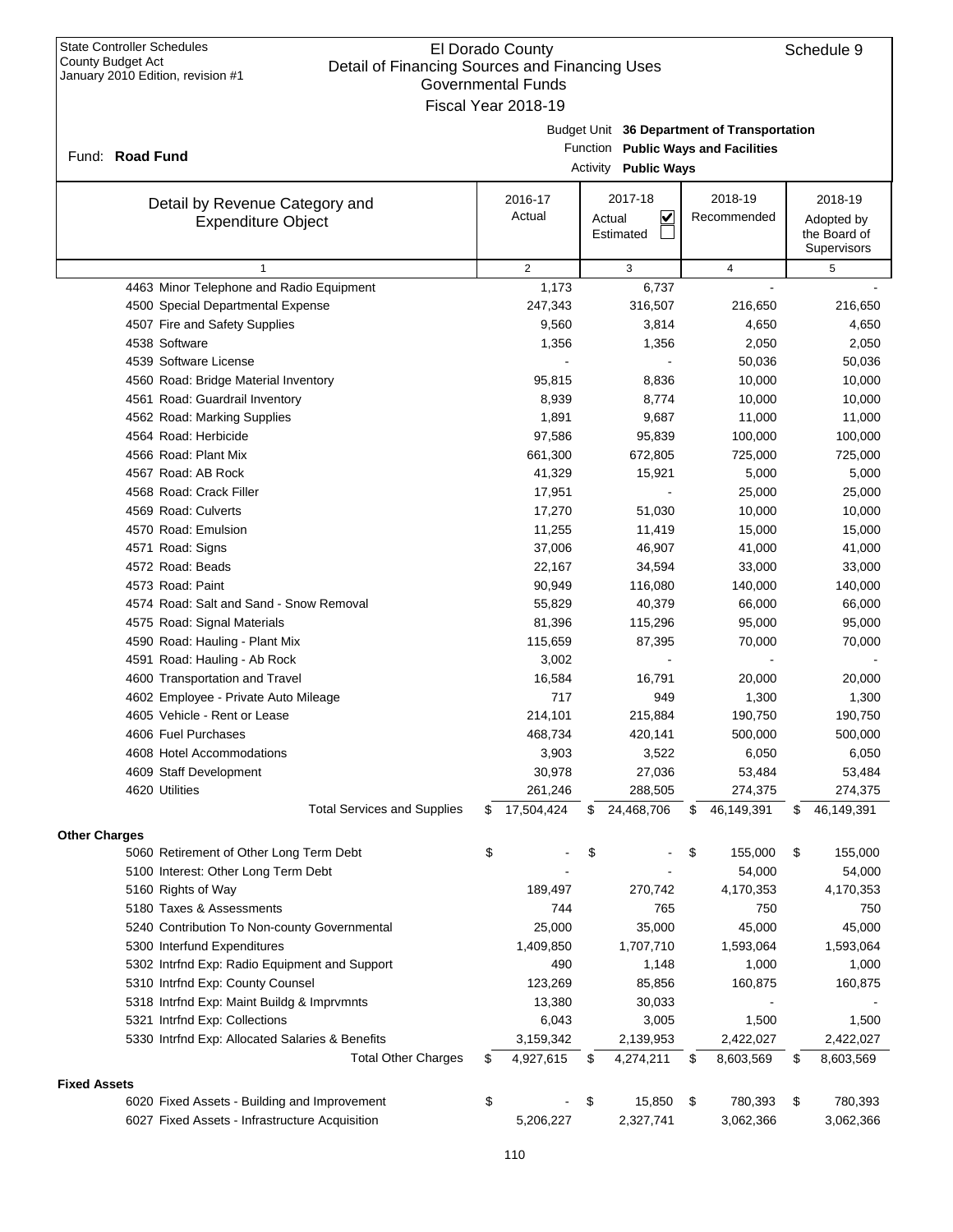State Controller Schedules
County Budget Act
January 2010 Edition, revision #1

# El Dorado County
## Detail of Financing Sources and Financing Uses
### Governmental Funds
### Fiscal Year 2018-19

Schedule 9

Fund: **Road Fund**

Budget Unit **36 Department of Transportation**
Function **Public Ways and Facilities**
Activity **Public Ways**

| Detail by Revenue Category and Expenditure Object | 2016-17 Actual | 2017-18 Actual ☑ Estimated ☐ | 2018-19 Recommended | 2018-19 Adopted by the Board of Supervisors |
|---|---|---|---|---|
| 1 | 2 | 3 | 4 | 5 |
| 4463 Minor Telephone and Radio Equipment | 1,173 | 6,737 | - | - |
| 4500 Special Departmental Expense | 247,343 | 316,507 | 216,650 | 216,650 |
| 4507 Fire and Safety Supplies | 9,560 | 3,814 | 4,650 | 4,650 |
| 4538 Software | 1,356 | 1,356 | 2,050 | 2,050 |
| 4539 Software License | - | - | 50,036 | 50,036 |
| 4560 Road: Bridge Material Inventory | 95,815 | 8,836 | 10,000 | 10,000 |
| 4561 Road: Guardrail Inventory | 8,939 | 8,774 | 10,000 | 10,000 |
| 4562 Road: Marking Supplies | 1,891 | 9,687 | 11,000 | 11,000 |
| 4564 Road: Herbicide | 97,586 | 95,839 | 100,000 | 100,000 |
| 4566 Road: Plant Mix | 661,300 | 672,805 | 725,000 | 725,000 |
| 4567 Road: AB Rock | 41,329 | 15,921 | 5,000 | 5,000 |
| 4568 Road: Crack Filler | 17,951 | - | 25,000 | 25,000 |
| 4569 Road: Culverts | 17,270 | 51,030 | 10,000 | 10,000 |
| 4570 Road: Emulsion | 11,255 | 11,419 | 15,000 | 15,000 |
| 4571 Road: Signs | 37,006 | 46,907 | 41,000 | 41,000 |
| 4572 Road: Beads | 22,167 | 34,594 | 33,000 | 33,000 |
| 4573 Road: Paint | 90,949 | 116,080 | 140,000 | 140,000 |
| 4574 Road: Salt and Sand - Snow Removal | 55,829 | 40,379 | 66,000 | 66,000 |
| 4575 Road: Signal Materials | 81,396 | 115,296 | 95,000 | 95,000 |
| 4590 Road: Hauling - Plant Mix | 115,659 | 87,395 | 70,000 | 70,000 |
| 4591 Road: Hauling - Ab Rock | 3,002 | - | - | - |
| 4600 Transportation and Travel | 16,584 | 16,791 | 20,000 | 20,000 |
| 4602 Employee - Private Auto Mileage | 717 | 949 | 1,300 | 1,300 |
| 4605 Vehicle - Rent or Lease | 214,101 | 215,884 | 190,750 | 190,750 |
| 4606 Fuel Purchases | 468,734 | 420,141 | 500,000 | 500,000 |
| 4608 Hotel Accommodations | 3,903 | 3,522 | 6,050 | 6,050 |
| 4609 Staff Development | 30,978 | 27,036 | 53,484 | 53,484 |
| 4620 Utilities | 261,246 | 288,505 | 274,375 | 274,375 |
| Total Services and Supplies | $ 17,504,424 | $ 24,468,706 | $ 46,149,391 | $ 46,149,391 |
| **Other Charges** | | | | |
| 5060 Retirement of Other Long Term Debt | $ - | $ - | $ 155,000 | $ 155,000 |
| 5100 Interest: Other Long Term Debt | - | - | 54,000 | 54,000 |
| 5160 Rights of Way | 189,497 | 270,742 | 4,170,353 | 4,170,353 |
| 5180 Taxes & Assessments | 744 | 765 | 750 | 750 |
| 5240 Contribution To Non-county Governmental | 25,000 | 35,000 | 45,000 | 45,000 |
| 5300 Interfund Expenditures | 1,409,850 | 1,707,710 | 1,593,064 | 1,593,064 |
| 5302 Intrfnd Exp: Radio Equipment and Support | 490 | 1,148 | 1,000 | 1,000 |
| 5310 Intrfnd Exp: County Counsel | 123,269 | 85,856 | 160,875 | 160,875 |
| 5318 Intrfnd Exp: Maint Buildg & Imprvmnts | 13,380 | 30,033 | - | - |
| 5321 Intrfnd Exp: Collections | 6,043 | 3,005 | 1,500 | 1,500 |
| 5330 Intrfnd Exp: Allocated Salaries & Benefits | 3,159,342 | 2,139,953 | 2,422,027 | 2,422,027 |
| Total Other Charges | $ 4,927,615 | $ 4,274,211 | $ 8,603,569 | $ 8,603,569 |
| **Fixed Assets** | | | | |
| 6020 Fixed Assets - Building and Improvement | $ - | $ 15,850 | $ 780,393 | $ 780,393 |
| 6027 Fixed Assets - Infrastructure Acquisition | 5,206,227 | 2,327,741 | 3,062,366 | 3,062,366 |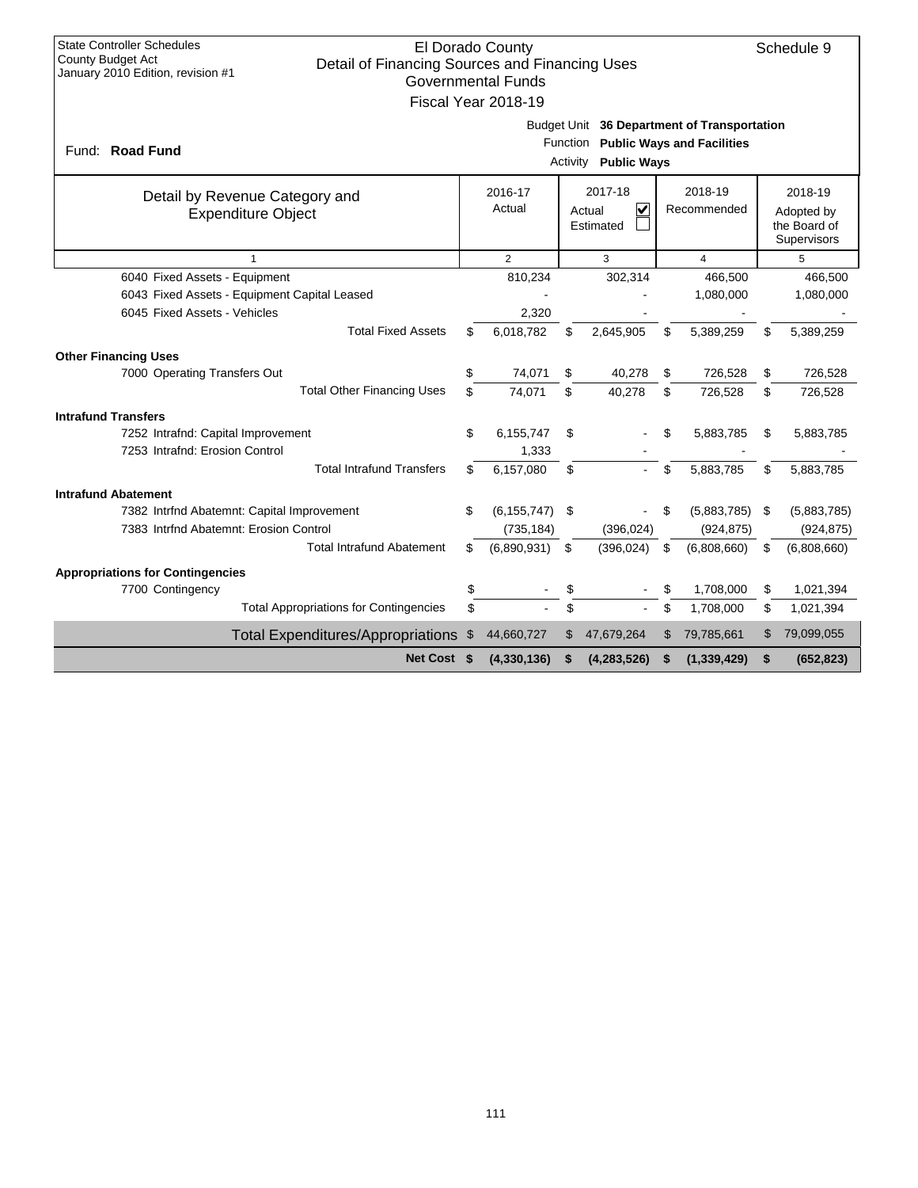State Controller Schedules
County Budget Act
January 2010 Edition, revision #1

# El Dorado County
## Detail of Financing Sources and Financing Uses
### Governmental Funds
### Fiscal Year 2018-19

Schedule 9

Fund: **Road Fund**

Budget Unit **36 Department of Transportation**
Function **Public Ways and Facilities**
Activity **Public Ways**

| Detail by Revenue Category and Expenditure Object | 2016-17 Actual | 2017-18 Actual ☑ Estimated ☐ | 2018-19 Recommended | 2018-19 Adopted by the Board of Supervisors |
|---|---|---|---|---|
| 1 | 2 | 3 | 4 | 5 |
| 6040 Fixed Assets - Equipment | 810,234 | 302,314 | 466,500 | 466,500 |
| 6043 Fixed Assets - Equipment Capital Leased | - | - | 1,080,000 | 1,080,000 |
| 6045 Fixed Assets - Vehicles | 2,320 | - | - | - |
| Total Fixed Assets | $ 6,018,782 | $ 2,645,905 | $ 5,389,259 | $ 5,389,259 |
| **Other Financing Uses** | | | | |
| 7000 Operating Transfers Out | $ 74,071 | $ 40,278 | $ 726,528 | $ 726,528 |
| Total Other Financing Uses | $ 74,071 | $ 40,278 | $ 726,528 | $ 726,528 |
| **Intrafund Transfers** | | | | |
| 7252 Intrafnd: Capital Improvement | $ 6,155,747 | $ - | $ 5,883,785 | $ 5,883,785 |
| 7253 Intrafnd: Erosion Control | 1,333 | - | - | - |
| Total Intrafund Transfers | $ 6,157,080 | $ - | $ 5,883,785 | $ 5,883,785 |
| **Intrafund Abatement** | | | | |
| 7382 Intrfnd Abatemnt: Capital Improvement | $ (6,155,747) | $ - | $ (5,883,785) | $ (5,883,785) |
| 7383 Intrfnd Abatemnt: Erosion Control | (735,184) | (396,024) | (924,875) | (924,875) |
| Total Intrafund Abatement | $ (6,890,931) | $ (396,024) | $ (6,808,660) | $ (6,808,660) |
| **Appropriations for Contingencies** | | | | |
| 7700 Contingency | $ - | $ - | $ 1,708,000 | $ 1,021,394 |
| Total Appropriations for Contingencies | $ - | $ - | $ 1,708,000 | $ 1,021,394 |
| Total Expenditures/Appropriations | $ 44,660,727 | $ 47,679,264 | $ 79,785,661 | $ 79,099,055 |
| **Net Cost** | **$ (4,330,136)** | **$ (4,283,526)** | **$ (1,339,429)** | **$ (652,823)** |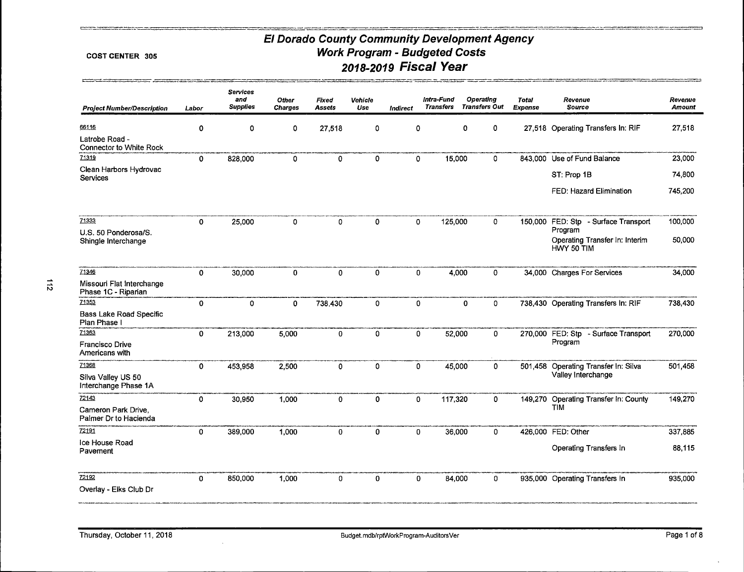COST CENTER 305

# El Dorado County Community Development Agency
## Work Program - Budgeted Costs
## 2018-2019 Fiscal Year

| Project Number/Description | Labor | Services and Supplies | Other Charges | Fixed Assets | Vehicle Use | Indirect | Intra-Fund Transfers | Operating Transfers Out | Total Expense | Revenue Source | Revenue Amount |
|---|---|---|---|---|---|---|---|---|---|---|---|
| 66116<br>Latrobe Road - Connector to White Rock | 0 | 0 | 0 | 27,518 | 0 | 0 | 0 | 0 | 27,518 | Operating Transfers In: RIF | 27,518 |
| 71319<br>Clean Harbors Hydrovac Services | 0 | 828,000 | 0 | 0 | 0 | 0 | 15,000 | 0 | 843,000 | Use of Fund Balance | 23,000 |
| | | | | | | | | | | ST: Prop 1B | 74,800 |
| | | | | | | | | | | FED: Hazard Elimination | 745,200 |
| 71333<br>U.S. 50 Ponderosa/S. Shingle Interchange | 0 | 25,000 | 0 | 0 | 0 | 0 | 125,000 | 0 | 150,000 | FED: Stp - Surface Transport Program | 100,000 |
| | | | | | | | | | | Operating Transfer In: Interim HWY 50 TIM | 50,000 |
| 71346<br>Missouri Flat Interchange Phase 1C - Riparian | 0 | 30,000 | 0 | 0 | 0 | 0 | 4,000 | 0 | 34,000 | Charges For Services | 34,000 |
| 71353<br>Bass Lake Road Specific Plan Phase I | 0 | 0 | 0 | 738,430 | 0 | 0 | 0 | 0 | 738,430 | Operating Transfers In: RIF | 738,430 |
| 71363<br>Francisco Drive Americans with | 0 | 213,000 | 5,000 | 0 | 0 | 0 | 52,000 | 0 | 270,000 | FED: Stp - Surface Transport Program | 270,000 |
| 71368<br>Silva Valley US 50 Interchange Phase 1A | 0 | 453,958 | 2,500 | 0 | 0 | 0 | 45,000 | 0 | 501,458 | Operating Transfer In: Silva Valley Interchange | 501,458 |
| 72143<br>Cameron Park Drive, Palmer Dr to Hacienda | 0 | 30,950 | 1,000 | 0 | 0 | 0 | 117,320 | 0 | 149,270 | Operating Transfer In: County TIM | 149,270 |
| 72191<br>Ice House Road Pavement | 0 | 389,000 | 1,000 | 0 | 0 | 0 | 36,000 | 0 | 426,000 | FED: Other | 337,885 |
| | | | | | | | | | | Operating Transfers In | 88,115 |
| 72192<br>Overlay - Elks Club Dr | 0 | 850,000 | 1,000 | 0 | 0 | 0 | 84,000 | 0 | 935,000 | Operating Transfers In | 935,000 |

Thursday, October 11, 2018 — Budget.mdb/rptWorkProgram-AuditorsVer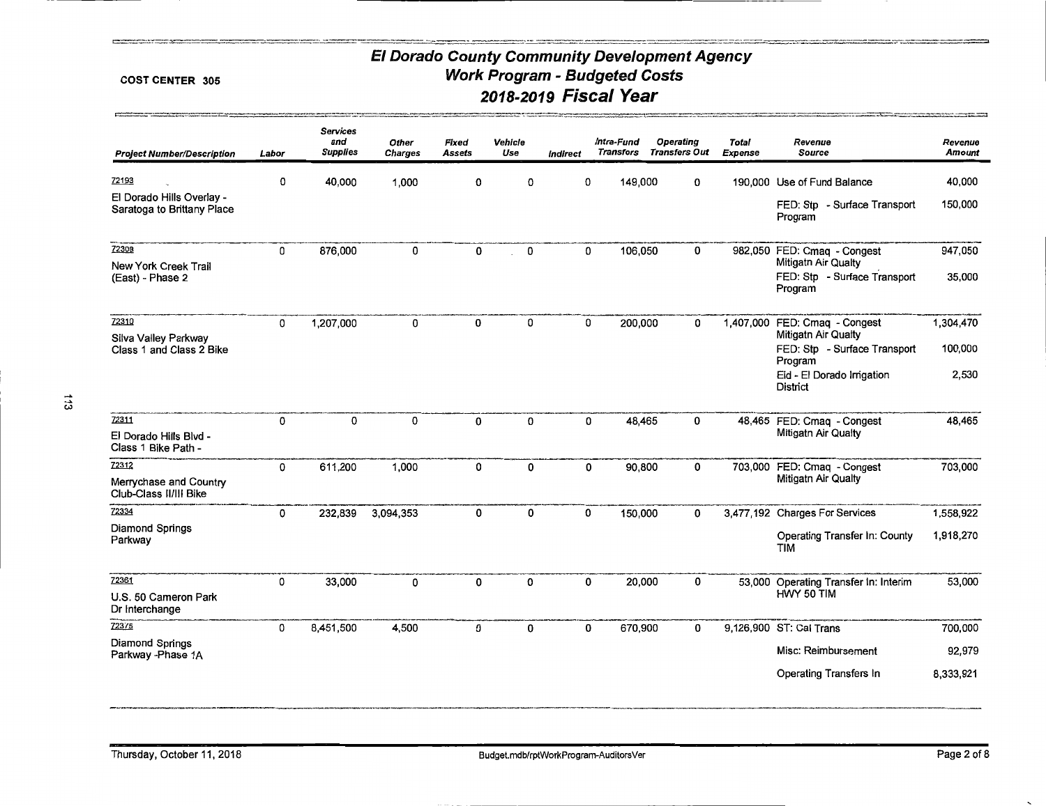COST CENTER 305

# El Dorado County Community Development Agency
## Work Program - Budgeted Costs
## 2018-2019 Fiscal Year

| Project Number/Description | Labor | Services and Supplies | Other Charges | Fixed Assets | Vehicle Use | Indirect | Intra-Fund Transfers | Operating Transfers Out | Total Expense | Revenue Source | Revenue Amount |
|---|---|---|---|---|---|---|---|---|---|---|---|
| 72193 El Dorado Hills Overlay - Saratoga to Brittany Place | 0 | 40,000 | 1,000 | 0 | 0 | 0 | 149,000 | 0 | 190,000 | Use of Fund Balance | 40,000 |
| | | | | | | | | | | FED: Stp - Surface Transport Program | 150,000 |
| 72309 New York Creek Trail (East) - Phase 2 | 0 | 876,000 | 0 | 0 | 0 | 0 | 106,050 | 0 | 982,050 | FED: Cmaq - Congest Mitigatn Air Qualty | 947,050 |
| | | | | | | | | | | FED: Stp - Surface Transport Program | 35,000 |
| 72310 Silva Valley Parkway Class 1 and Class 2 Bike | 0 | 1,207,000 | 0 | 0 | 0 | 0 | 200,000 | 0 | 1,407,000 | FED: Cmaq - Congest Mitigatn Air Qualty | 1,304,470 |
| | | | | | | | | | | FED: Stp - Surface Transport Program | 100,000 |
| | | | | | | | | | | Eid - El Dorado Irrigation District | 2,530 |
| 72311 El Dorado Hills Blvd - Class 1 Bike Path - | 0 | 0 | 0 | 0 | 0 | 0 | 48,465 | 0 | 48,465 | FED: Cmaq - Congest Mitigatn Air Qualty | 48,465 |
| 72312 Merrychase and Country Club-Class II/III Bike | 0 | 611,200 | 1,000 | 0 | 0 | 0 | 90,800 | 0 | 703,000 | FED: Cmaq - Congest Mitigatn Air Qualty | 703,000 |
| 72334 Diamond Springs Parkway | 0 | 232,839 | 3,094,353 | 0 | 0 | 0 | 150,000 | 0 | 3,477,192 | Charges For Services | 1,558,922 |
| | | | | | | | | | | Operating Transfer In: County TIM | 1,918,270 |
| 72361 U.S. 50 Cameron Park Dr Interchange | 0 | 33,000 | 0 | 0 | 0 | 0 | 20,000 | 0 | 53,000 | Operating Transfer In: Interim HWY 50 TIM | 53,000 |
| 72375 Diamond Springs Parkway -Phase 1A | 0 | 8,451,500 | 4,500 | 0 | 0 | 0 | 670,900 | 0 | 9,126,900 | ST: Cal Trans | 700,000 |
| | | | | | | | | | | Misc: Reimbursement | 92,979 |
| | | | | | | | | | | Operating Transfers In | 8,333,921 |

Thursday, October 11, 2018 — Budget.mdb/rptWorkProgram-AuditorsVer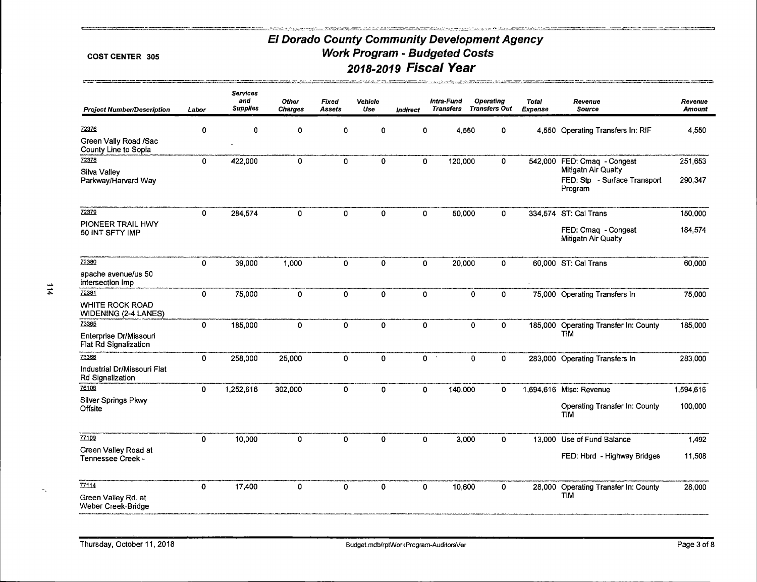**COST CENTER 305**

# El Dorado County Community Development Agency
## Work Program - Budgeted Costs
## 2018-2019 Fiscal Year

| Project Number/Description | Labor | Services and Supplies | Other Charges | Fixed Assets | Vehicle Use | Indirect | Intra-Fund Transfers | Operating Transfers Out | Total Expense | Revenue Source | Revenue Amount |
|---|---|---|---|---|---|---|---|---|---|---|---|
| 72376 Green Vally Road /Sac County Line to Sopia | 0 | 0 | 0 | 0 | 0 | 0 | 4,550 | 0 | 4,550 | Operating Transfers In: RIF | 4,550 |
| 72378 Silva Valley Parkway/Harvard Way | 0 | 422,000 | 0 | 0 | 0 | 0 | 120,000 | 0 | 542,000 | FED: Cmaq - Congest Mitigatn Air Qualty | 251,653 |
| | | | | | | | | | | FED: Stp - Surface Transport Program | 290,347 |
| 72379 PIONEER TRAIL HWY 50 INT SFTY IMP | 0 | 284,574 | 0 | 0 | 0 | 0 | 50,000 | 0 | 334,574 | ST: Cal Trans | 150,000 |
| | | | | | | | | | | FED: Cmaq - Congest Mitigatn Air Qualty | 184,574 |
| 72380 apache avenue/us 50 intersection imp | 0 | 39,000 | 1,000 | 0 | 0 | 0 | 20,000 | 0 | 60,000 | ST: Cal Trans | 60,000 |
| 72381 WHITE ROCK ROAD WIDENING (2-4 LANES) | 0 | 75,000 | 0 | 0 | 0 | 0 | 0 | 0 | 75,000 | Operating Transfers In | 75,000 |
| 73365 Enterprise Dr/Missouri Flat Rd Signalization | 0 | 185,000 | 0 | 0 | 0 | 0 | 0 | 0 | 185,000 | Operating Transfer In: County TIM | 185,000 |
| 73366 Industrial Dr/Missouri Flat Rd Signalization | 0 | 258,000 | 25,000 | 0 | 0 | 0 | 0 | 0 | 283,000 | Operating Transfers In | 283,000 |
| 76108 Silver Springs Pkwy Offsite | 0 | 1,252,616 | 302,000 | 0 | 0 | 0 | 140,000 | 0 | 1,694,616 | Misc: Revenue | 1,594,616 |
| | | | | | | | | | | Operating Transfer In: County TIM | 100,000 |
| 77109 Green Valley Road at Tennessee Creek - | 0 | 10,000 | 0 | 0 | 0 | 0 | 3,000 | 0 | 13,000 | Use of Fund Balance | 1,492 |
| | | | | | | | | | | FED: Hbrd - Highway Bridges | 11,508 |
| 77114 Green Valley Rd. at Weber Creek-Bridge | 0 | 17,400 | 0 | 0 | 0 | 0 | 10,600 | 0 | 28,000 | Operating Transfer In: County TIM | 28,000 |

Thursday, October 11, 2018 — Budget.mdb/rptWorkProgram-AuditorsVer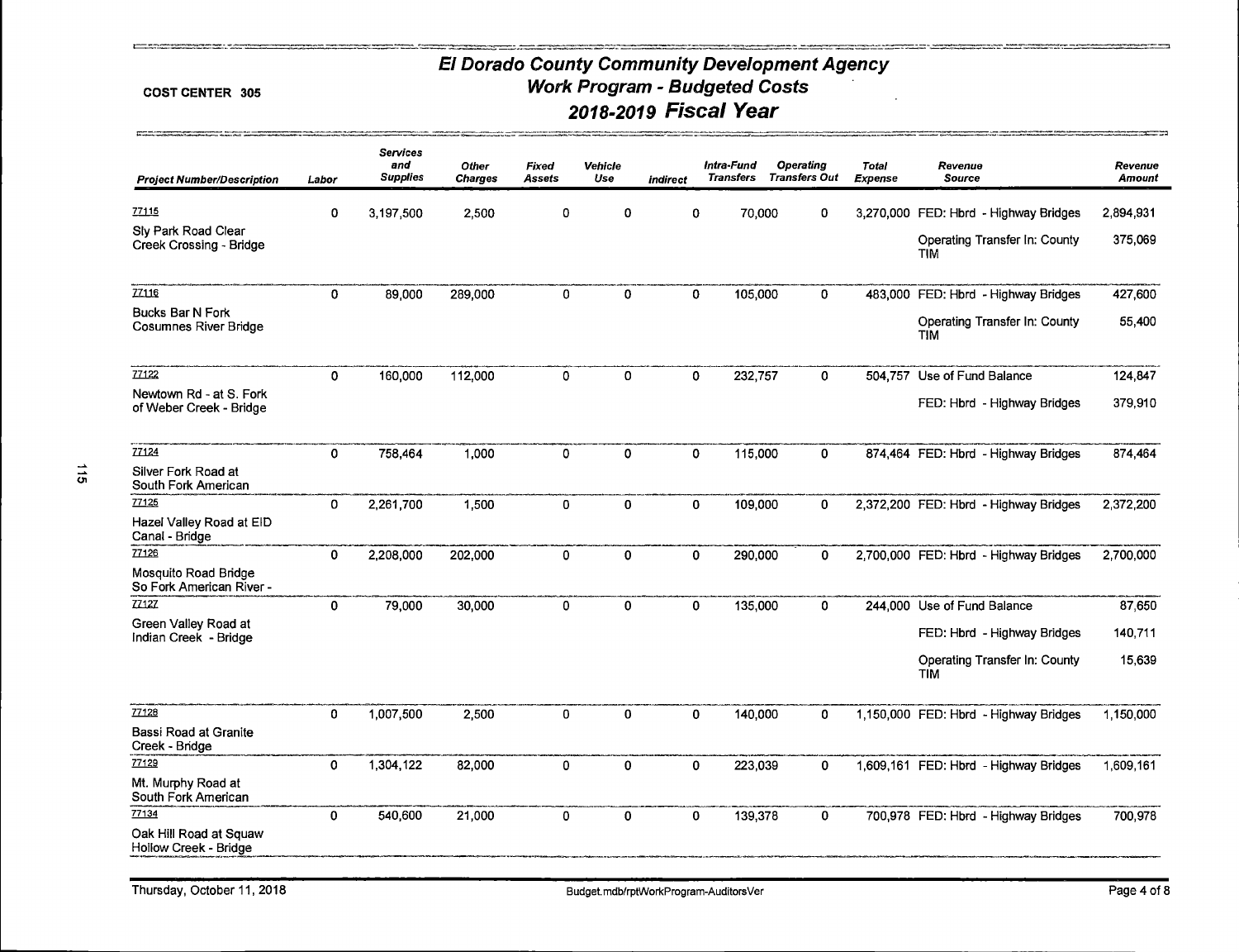# El Dorado County Community Development Agency
## Work Program - Budgeted Costs
## 2018-2019 Fiscal Year

COST CENTER 305

| Project Number/Description | Labor | Services and Supplies | Other Charges | Fixed Assets | Vehicle Use | Indirect | Intra-Fund Transfers | Operating Transfers Out | Total Expense | Revenue Source | Revenue Amount |
|---|---|---|---|---|---|---|---|---|---|---|---|
| 77115 Sly Park Road Clear Creek Crossing - Bridge | 0 | 3,197,500 | 2,500 | 0 | 0 | 0 | 70,000 | 0 | 3,270,000 | FED: Hbrd - Highway Bridges | 2,894,931 |
| | | | | | | | | | | Operating Transfer In: County TIM | 375,069 |
| 77116 Bucks Bar N Fork Cosumnes River Bridge | 0 | 89,000 | 289,000 | 0 | 0 | 0 | 105,000 | 0 | 483,000 | FED: Hbrd - Highway Bridges | 427,600 |
| | | | | | | | | | | Operating Transfer In: County TIM | 55,400 |
| 77122 Newtown Rd - at S. Fork of Weber Creek - Bridge | 0 | 160,000 | 112,000 | 0 | 0 | 0 | 232,757 | 0 | 504,757 | Use of Fund Balance | 124,847 |
| | | | | | | | | | | FED: Hbrd - Highway Bridges | 379,910 |
| 77124 Silver Fork Road at South Fork American | 0 | 758,464 | 1,000 | 0 | 0 | 0 | 115,000 | 0 | 874,464 | FED: Hbrd - Highway Bridges | 874,464 |
| 77125 Hazel Valley Road at EID Canal - Bridge | 0 | 2,261,700 | 1,500 | 0 | 0 | 0 | 109,000 | 0 | 2,372,200 | FED: Hbrd - Highway Bridges | 2,372,200 |
| 77126 Mosquito Road Bridge So Fork American River - | 0 | 2,208,000 | 202,000 | 0 | 0 | 0 | 290,000 | 0 | 2,700,000 | FED: Hbrd - Highway Bridges | 2,700,000 |
| 77127 Green Valley Road at Indian Creek - Bridge | 0 | 79,000 | 30,000 | 0 | 0 | 0 | 135,000 | 0 | 244,000 | Use of Fund Balance | 87,650 |
| | | | | | | | | | | FED: Hbrd - Highway Bridges | 140,711 |
| | | | | | | | | | | Operating Transfer In: County TIM | 15,639 |
| 77128 Bassi Road at Granite Creek - Bridge | 0 | 1,007,500 | 2,500 | 0 | 0 | 0 | 140,000 | 0 | 1,150,000 | FED: Hbrd - Highway Bridges | 1,150,000 |
| 77129 Mt. Murphy Road at South Fork American | 0 | 1,304,122 | 82,000 | 0 | 0 | 0 | 223,039 | 0 | 1,609,161 | FED: Hbrd - Highway Bridges | 1,609,161 |
| 77134 Oak Hill Road at Squaw Hollow Creek - Bridge | 0 | 540,600 | 21,000 | 0 | 0 | 0 | 139,378 | 0 | 700,978 | FED: Hbrd - Highway Bridges | 700,978 |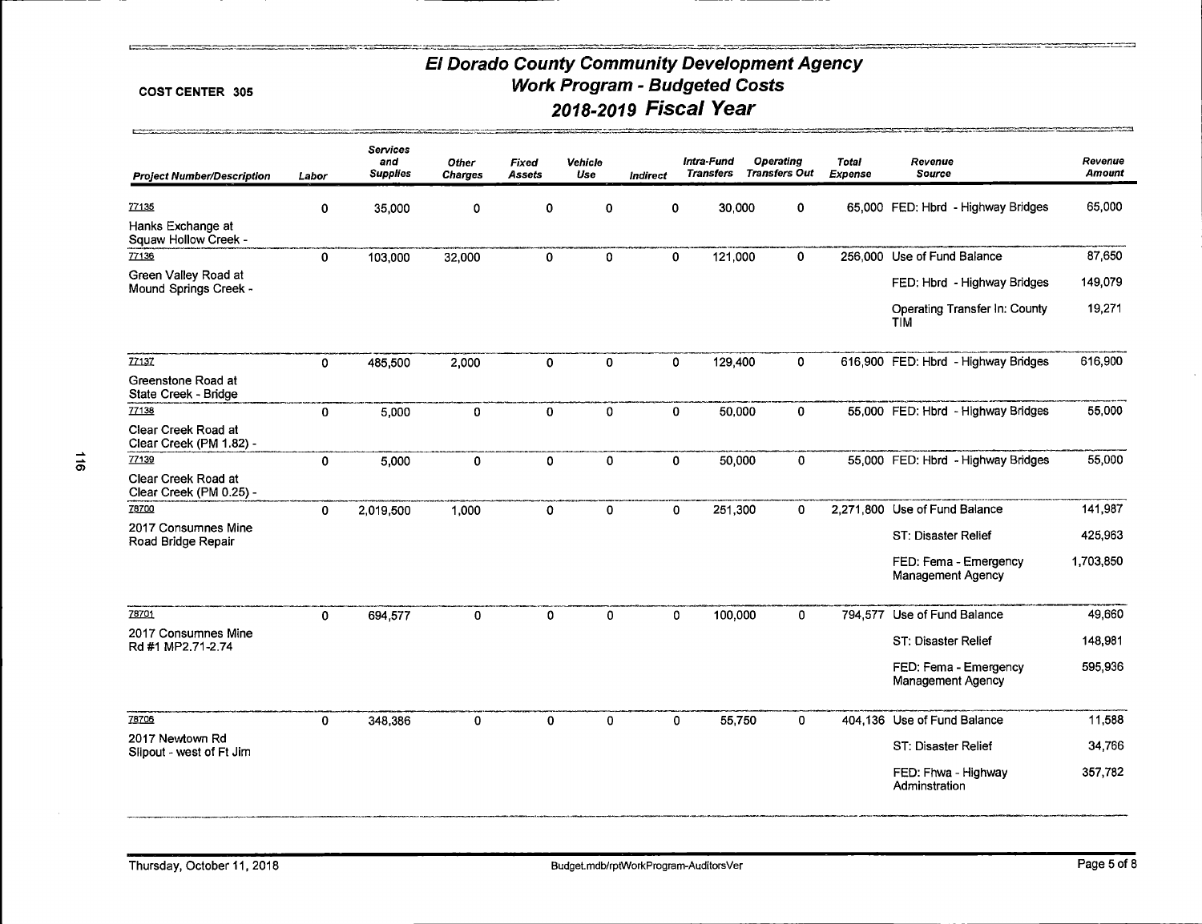# El Dorado County Community Development Agency
## Work Program - Budgeted Costs
## 2018-2019 Fiscal Year

**COST CENTER 305**

| Project Number/Description | Labor | Services and Supplies | Other Charges | Fixed Assets | Vehicle Use | Indirect | Intra-Fund Transfers | Operating Transfers Out | Total Expense | Revenue Source | Revenue Amount |
|---|---|---|---|---|---|---|---|---|---|---|---|
| 77135 Hanks Exchange at Squaw Hollow Creek - | 0 | 35,000 | 0 | 0 | 0 | 0 | 30,000 | 0 | 65,000 | FED: Hbrd - Highway Bridges | 65,000 |
| 77136 Green Valley Road at Mound Springs Creek - | 0 | 103,000 | 32,000 | 0 | 0 | 0 | 121,000 | 0 | 256,000 | Use of Fund Balance | 87,650 |
| | | | | | | | | | | FED: Hbrd - Highway Bridges | 149,079 |
| | | | | | | | | | | Operating Transfer In: County TIM | 19,271 |
| 77137 Greenstone Road at State Creek - Bridge | 0 | 485,500 | 2,000 | 0 | 0 | 0 | 129,400 | 0 | 616,900 | FED: Hbrd - Highway Bridges | 616,900 |
| 77138 Clear Creek Road at Clear Creek (PM 1.82) - | 0 | 5,000 | 0 | 0 | 0 | 0 | 50,000 | 0 | 55,000 | FED: Hbrd - Highway Bridges | 55,000 |
| 77139 Clear Creek Road at Clear Creek (PM 0.25) - | 0 | 5,000 | 0 | 0 | 0 | 0 | 50,000 | 0 | 55,000 | FED: Hbrd - Highway Bridges | 55,000 |
| 78700 2017 Consumnes Mine Road Bridge Repair | 0 | 2,019,500 | 1,000 | 0 | 0 | 0 | 251,300 | 0 | 2,271,800 | Use of Fund Balance | 141,987 |
| | | | | | | | | | | ST: Disaster Relief | 425,963 |
| | | | | | | | | | | FED: Fema - Emergency Management Agency | 1,703,850 |
| 78701 2017 Consumnes Mine Rd #1 MP2.71-2.74 | 0 | 694,577 | 0 | 0 | 0 | 0 | 100,000 | 0 | 794,577 | Use of Fund Balance | 49,660 |
| | | | | | | | | | | ST: Disaster Relief | 148,981 |
| | | | | | | | | | | FED: Fema - Emergency Management Agency | 595,936 |
| 78706 2017 Newtown Rd Slipout - west of Ft Jim | 0 | 348,386 | 0 | 0 | 0 | 0 | 55,750 | 0 | 404,136 | Use of Fund Balance | 11,588 |
| | | | | | | | | | | ST: Disaster Relief | 34,766 |
| | | | | | | | | | | FED: Fhwa - Highway Adminstration | 357,782 |

Thursday, October 11, 2018 — Budget.mdb/rptWorkProgram-AuditorsVer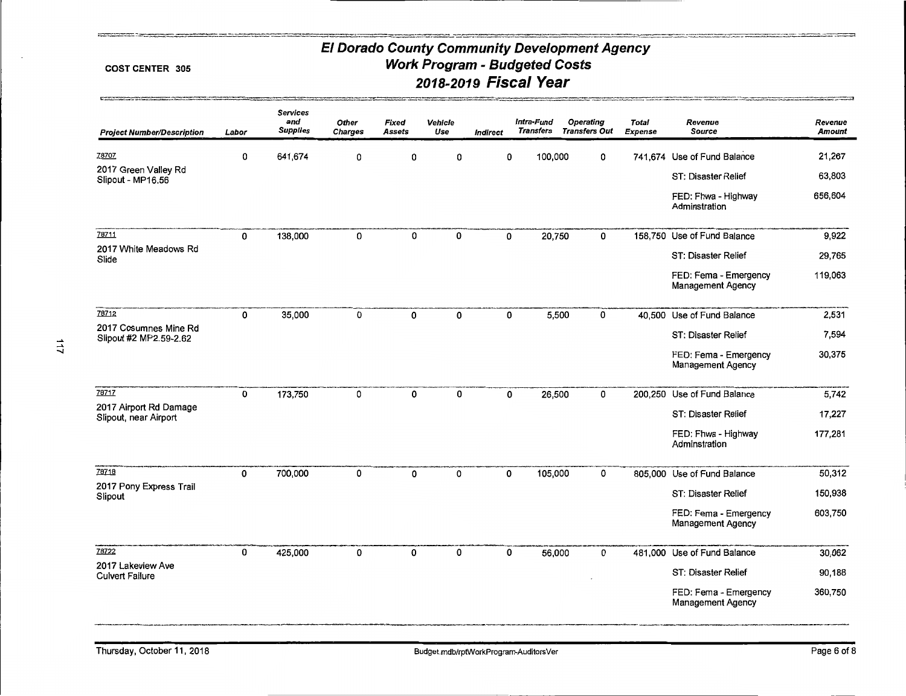**COST CENTER 305**

# El Dorado County Community Development Agency
## Work Program - Budgeted Costs
## 2018-2019 Fiscal Year

| Project Number/Description | Labor | Services and Supplies | Other Charges | Fixed Assets | Vehicle Use | Indirect | Intra-Fund Transfers | Operating Transfers Out | Total Expense | Revenue Source | Revenue Amount |
|---|---|---|---|---|---|---|---|---|---|---|---|
| 78707 | 0 | 641,674 | 0 | 0 | 0 | 0 | 100,000 | 0 | 741,674 | Use of Fund Balance | 21,267 |
| 2017 Green Valley Rd Slipout - MP16.56 | | | | | | | | | | ST: Disaster Relief | 63,803 |
| | | | | | | | | | | FED: Fhwa - Highway Adminstration | 656,604 |
| 78711 | 0 | 138,000 | 0 | 0 | 0 | 0 | 20,750 | 0 | 158,750 | Use of Fund Balance | 9,922 |
| 2017 White Meadows Rd Slide | | | | | | | | | | ST: Disaster Relief | 29,765 |
| | | | | | | | | | | FED: Fema - Emergency Management Agency | 119,063 |
| 78712 | 0 | 35,000 | 0 | 0 | 0 | 0 | 5,500 | 0 | 40,500 | Use of Fund Balance | 2,531 |
| 2017 Cosumnes Mine Rd Slipout #2 MP2.59-2.62 | | | | | | | | | | ST: Disaster Relief | 7,594 |
| | | | | | | | | | | FED: Fema - Emergency Management Agency | 30,375 |
| 78717 | 0 | 173,750 | 0 | 0 | 0 | 0 | 26,500 | 0 | 200,250 | Use of Fund Balance | 5,742 |
| 2017 Airport Rd Damage Slipout, near Airport | | | | | | | | | | ST: Disaster Relief | 17,227 |
| | | | | | | | | | | FED: Fhwa - Highway Adminstration | 177,281 |
| 78718 | 0 | 700,000 | 0 | 0 | 0 | 0 | 105,000 | 0 | 805,000 | Use of Fund Balance | 50,312 |
| 2017 Pony Express Trail Slipout | | | | | | | | | | ST: Disaster Relief | 150,938 |
| | | | | | | | | | | FED: Fema - Emergency Management Agency | 603,750 |
| 78722 | 0 | 425,000 | 0 | 0 | 0 | 0 | 56,000 | 0 | 481,000 | Use of Fund Balance | 30,062 |
| 2017 Lakeview Ave Culvert Failure | | | | | | | | | | ST: Disaster Relief | 90,188 |
| | | | | | | | | | | FED: Fema - Emergency Management Agency | 360,750 |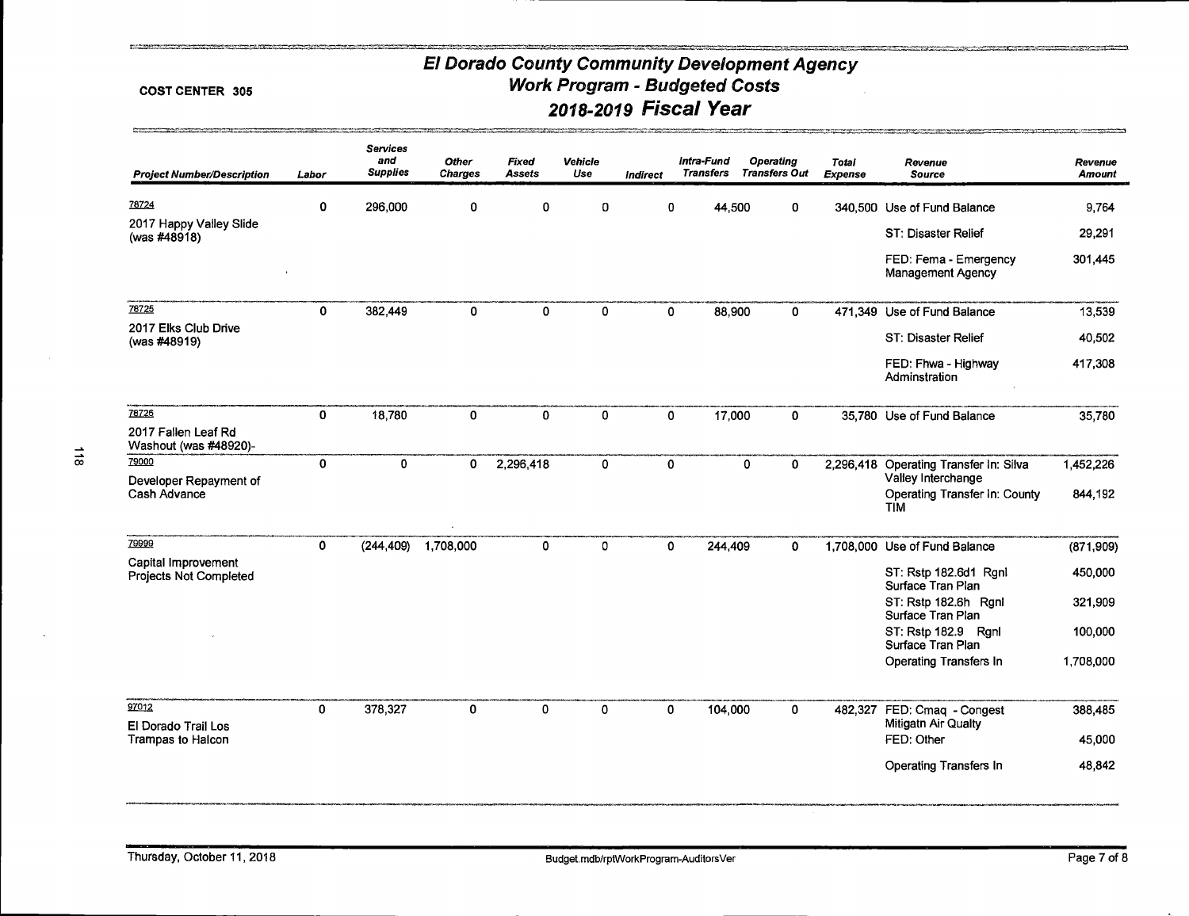COST CENTER 305

# El Dorado County Community Development Agency
## Work Program - Budgeted Costs
## 2018-2019 Fiscal Year

| Project Number/Description | Labor | Services and Supplies | Other Charges | Fixed Assets | Vehicle Use | Indirect | Intra-Fund Transfers | Operating Transfers Out | Total Expense | Revenue Source | Revenue Amount |
|---|---|---|---|---|---|---|---|---|---|---|---|
| 78724 2017 Happy Valley Slide (was #48918) | 0 | 296,000 | 0 | 0 | 0 | 0 | 44,500 | 0 | 340,500 | Use of Fund Balance | 9,764 |
| | | | | | | | | | | ST: Disaster Relief | 29,291 |
| | | | | | | | | | | FED: Fema - Emergency Management Agency | 301,445 |
| 78725 2017 Elks Club Drive (was #48919) | 0 | 382,449 | 0 | 0 | 0 | 0 | 88,900 | 0 | 471,349 | Use of Fund Balance | 13,539 |
| | | | | | | | | | | ST: Disaster Relief | 40,502 |
| | | | | | | | | | | FED: Fhwa - Highway Adminstration | 417,308 |
| 78726 2017 Fallen Leaf Rd Washout (was #48920)- | 0 | 18,780 | 0 | 0 | 0 | 0 | 17,000 | 0 | 35,780 | Use of Fund Balance | 35,780 |
| 79000 Developer Repayment of Cash Advance | 0 | 0 | 0 | 2,296,418 | 0 | 0 | 0 | 0 | 2,296,418 | Operating Transfer In: Silva Valley Interchange | 1,452,226 |
| | | | | | | | | | | Operating Transfer In: County TIM | 844,192 |
| 79999 Capital Improvement Projects Not Completed | 0 | (244,409) | 1,708,000 | 0 | 0 | 0 | 244,409 | 0 | 1,708,000 | Use of Fund Balance | (871,909) |
| | | | | | | | | | | ST: Rstp 182.6d1 Rgnl Surface Tran Plan | 450,000 |
| | | | | | | | | | | ST: Rstp 182.6h Rgnl Surface Tran Plan | 321,909 |
| | | | | | | | | | | ST: Rstp 182.9 Rgnl Surface Tran Plan | 100,000 |
| | | | | | | | | | | Operating Transfers In | 1,708,000 |
| 97012 El Dorado Trail Los Trampas to Halcon | 0 | 378,327 | 0 | 0 | 0 | 0 | 104,000 | 0 | 482,327 | FED: Cmaq - Congest Mitigatn Air Qualty | 388,485 |
| | | | | | | | | | | FED: Other | 45,000 |
| | | | | | | | | | | Operating Transfers In | 48,842 |

Thursday, October 11, 2018 — Budget.mdb/rptWorkProgram-AuditorsVer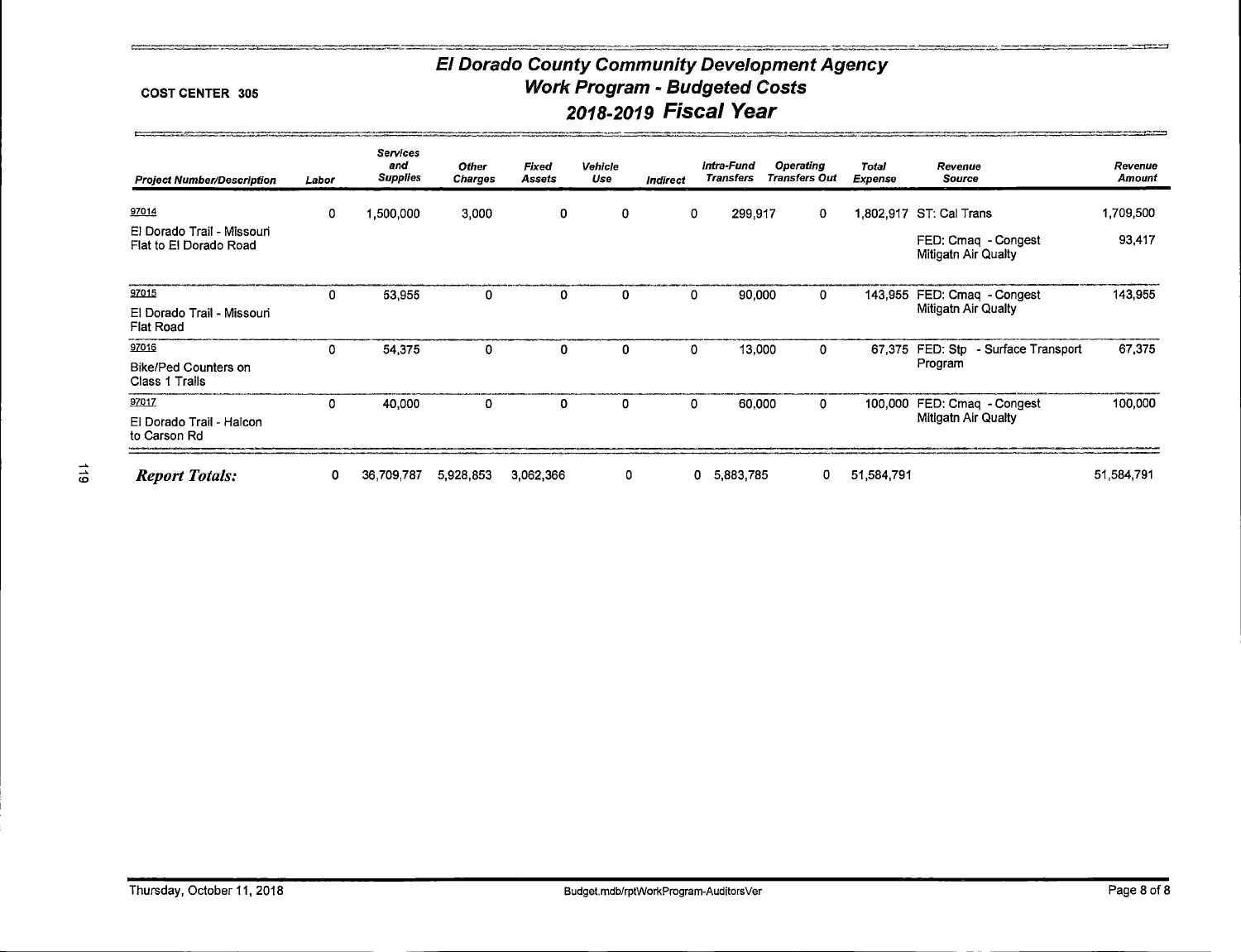**COST CENTER 305**

# El Dorado County Community Development Agency
## Work Program - Budgeted Costs
## 2018-2019 Fiscal Year

| Project Number/Description | Labor | Services and Supplies | Other Charges | Fixed Assets | Vehicle Use | Indirect | Intra-Fund Transfers | Operating Transfers Out | Total Expense | Revenue Source | Revenue Amount |
|---|---|---|---|---|---|---|---|---|---|---|---|
| 97014 El Dorado Trail - Missouri Flat to El Dorado Road | 0 | 1,500,000 | 3,000 | 0 | 0 | 0 | 299,917 | 0 | 1,802,917 | ST: Cal Trans | 1,709,500 |
| | | | | | | | | | | FED: Cmaq - Congest Mitigatn Air Qualty | 93,417 |
| 97015 El Dorado Trail - Missouri Flat Road | 0 | 53,955 | 0 | 0 | 0 | 0 | 90,000 | 0 | 143,955 | FED: Cmaq - Congest Mitigatn Air Qualty | 143,955 |
| 97016 Bike/Ped Counters on Class 1 Trails | 0 | 54,375 | 0 | 0 | 0 | 0 | 13,000 | 0 | 67,375 | FED: Stp - Surface Transport Program | 67,375 |
| 97017 El Dorado Trail - Halcon to Carson Rd | 0 | 40,000 | 0 | 0 | 0 | 0 | 60,000 | 0 | 100,000 | FED: Cmaq - Congest Mitigatn Air Qualty | 100,000 |
| ***Report Totals:*** | 0 | 36,709,787 | 5,928,853 | 3,062,366 | 0 | 0 | 5,883,785 | 0 | 51,584,791 | | 51,584,791 |

Thursday, October 11, 2018 Budget.mdb/rptWorkProgram-AuditorsVer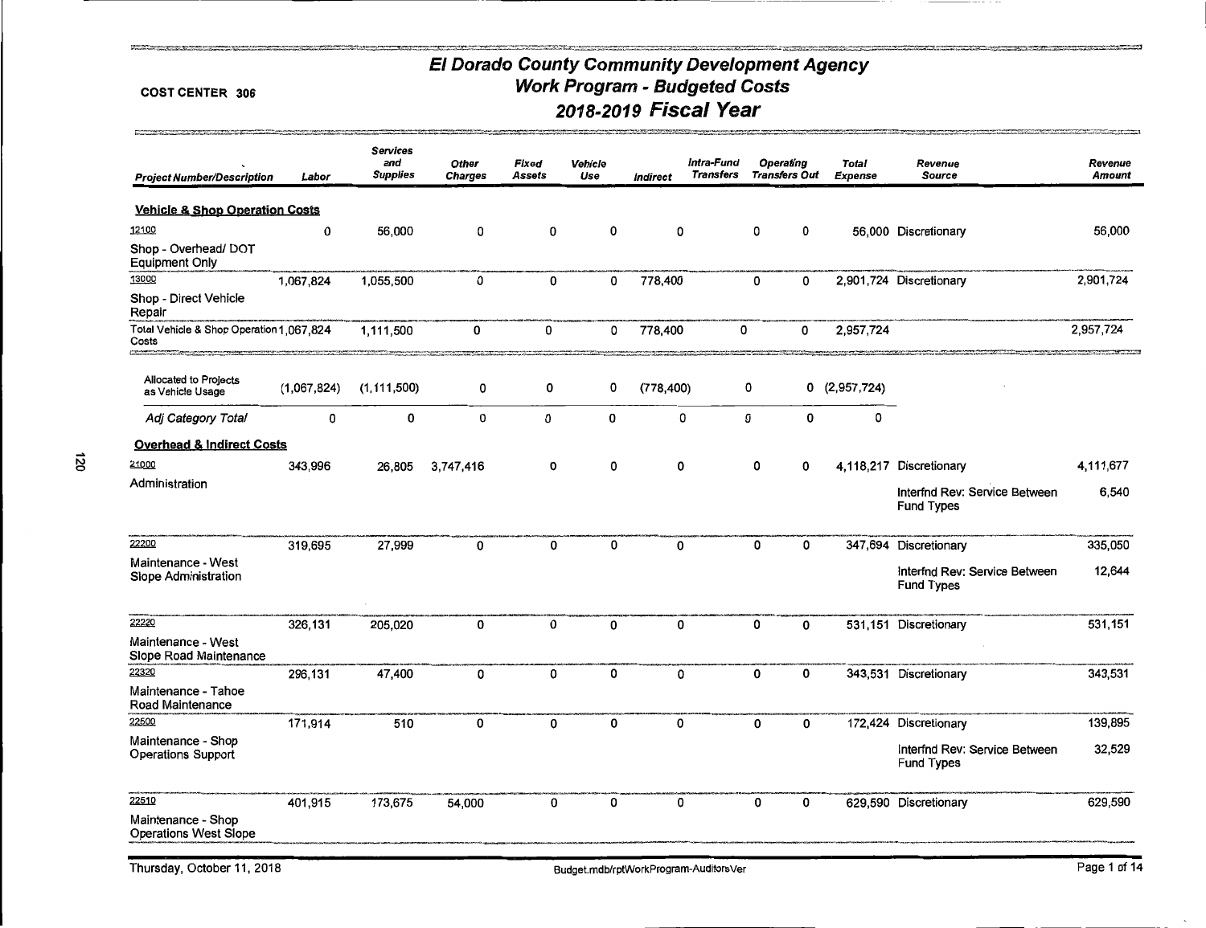COST CENTER 306

# El Dorado County Community Development Agency
## Work Program - Budgeted Costs
## 2018-2019 Fiscal Year

| Project Number/Description | Labor | Services and Supplies | Other Charges | Fixed Assets | Vehicle Use | Indirect | Intra-Fund Transfers | Operating Transfers Out | Total Expense | Revenue Source | Revenue Amount |
|---|---|---|---|---|---|---|---|---|---|---|---|
| **Vehicle & Shop Operation Costs** | | | | | | | | | | | |
| 12100 Shop - Overhead/ DOT Equipment Only | 0 | 56,000 | 0 | 0 | 0 | 0 | 0 | 0 | 56,000 | Discretionary | 56,000 |
| 13000 Shop - Direct Vehicle Repair | 1,067,824 | 1,055,500 | 0 | 0 | 0 | 778,400 | 0 | 0 | 2,901,724 | Discretionary | 2,901,724 |
| Total Vehicle & Shop Operation Costs | 1,067,824 | 1,111,500 | 0 | 0 | 0 | 778,400 | 0 | 0 | 2,957,724 | | 2,957,724 |
| Allocated to Projects as Vehicle Usage | (1,067,824) | (1,111,500) | 0 | 0 | 0 | (778,400) | 0 | 0 | (2,957,724) | | |
| *Adj Category Total* | 0 | 0 | 0 | 0 | 0 | 0 | 0 | 0 | 0 | | |
| **Overhead & Indirect Costs** | | | | | | | | | | | |
| 21000 Administration | 343,996 | 26,805 | 3,747,416 | 0 | 0 | 0 | 0 | 0 | 4,118,217 | Discretionary | 4,111,677 |
| | | | | | | | | | | Interfnd Rev: Service Between Fund Types | 6,540 |
| 22200 Maintenance - West Slope Administration | 319,695 | 27,999 | 0 | 0 | 0 | 0 | 0 | 0 | 347,694 | Discretionary | 335,050 |
| | | | | | | | | | | Interfnd Rev: Service Between Fund Types | 12,644 |
| 22220 Maintenance - West Slope Road Maintenance | 326,131 | 205,020 | 0 | 0 | 0 | 0 | 0 | 0 | 531,151 | Discretionary | 531,151 |
| 22320 Maintenance - Tahoe Road Maintenance | 296,131 | 47,400 | 0 | 0 | 0 | 0 | 0 | 0 | 343,531 | Discretionary | 343,531 |
| 22500 Maintenance - Shop Operations Support | 171,914 | 510 | 0 | 0 | 0 | 0 | 0 | 0 | 172,424 | Discretionary | 139,895 |
| | | | | | | | | | | Interfnd Rev: Service Between Fund Types | 32,529 |
| 22510 Maintenance - Shop Operations West Slope | 401,915 | 173,675 | 54,000 | 0 | 0 | 0 | 0 | 0 | 629,590 | Discretionary | 629,590 |

Thursday, October 11, 2018 — Budget.mdb/rptWorkProgram-AuditorsVer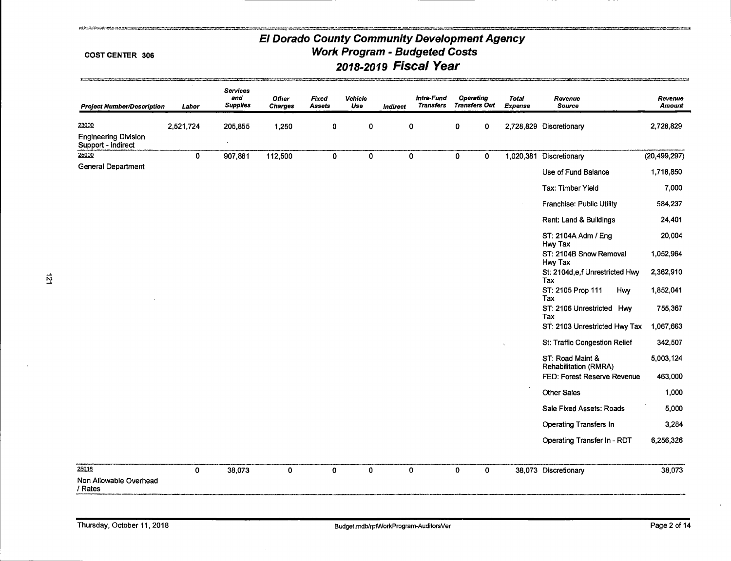COST CENTER 306

# El Dorado County Community Development Agency
## Work Program - Budgeted Costs
## 2018-2019 Fiscal Year

| Project Number/Description | Labor | Services and Supplies | Other Charges | Fixed Assets | Vehicle Use | Indirect | Intra-Fund Transfers | Operating Transfers Out | Total Expense | Revenue Source | Revenue Amount |
|---|---|---|---|---|---|---|---|---|---|---|---|
| 23000 Engineering Division Support - Indirect | 2,521,724 | 205,855 | 1,250 | 0 | 0 | 0 | 0 | 0 | 2,728,829 | Discretionary | 2,728,829 |
| 25000 General Department | 0 | 907,881 | 112,500 | 0 | 0 | 0 | 0 | 0 | 1,020,381 | Discretionary | (20,499,297) |
| | | | | | | | | | | Use of Fund Balance | 1,718,850 |
| | | | | | | | | | | Tax: Timber Yield | 7,000 |
| | | | | | | | | | | Franchise: Public Utility | 584,237 |
| | | | | | | | | | | Rent: Land & Buildings | 24,401 |
| | | | | | | | | | | ST: 2104A Adm / Eng Hwy Tax | 20,004 |
| | | | | | | | | | | ST: 2104B Snow Removal Hwy Tax | 1,052,964 |
| | | | | | | | | | | St: 2104d,e,f Unrestricted Hwy Tax | 2,362,910 |
| | | | | | | | | | | ST: 2105 Prop 111 Hwy Tax | 1,852,041 |
| | | | | | | | | | | ST: 2106 Unrestricted Hwy Tax | 755,367 |
| | | | | | | | | | | ST: 2103 Unrestricted Hwy Tax | 1,067,663 |
| | | | | | | | | | | St: Traffic Congestion Relief | 342,507 |
| | | | | | | | | | | ST: Road Maint & Rehabilitation (RMRA) | 5,003,124 |
| | | | | | | | | | | FED: Forest Reserve Revenue | 463,000 |
| | | | | | | | | | | Other Sales | 1,000 |
| | | | | | | | | | | Sale Fixed Assets: Roads | 5,000 |
| | | | | | | | | | | Operating Transfers In | 3,284 |
| | | | | | | | | | | Operating Transfer In - RDT | 6,256,326 |
| 25016 Non Allowable Overhead / Rates | 0 | 38,073 | 0 | 0 | 0 | 0 | 0 | 0 | 38,073 | Discretionary | 38,073 |

Thursday, October 11, 2018 — Budget.mdb/rptWorkProgram-AuditorsVer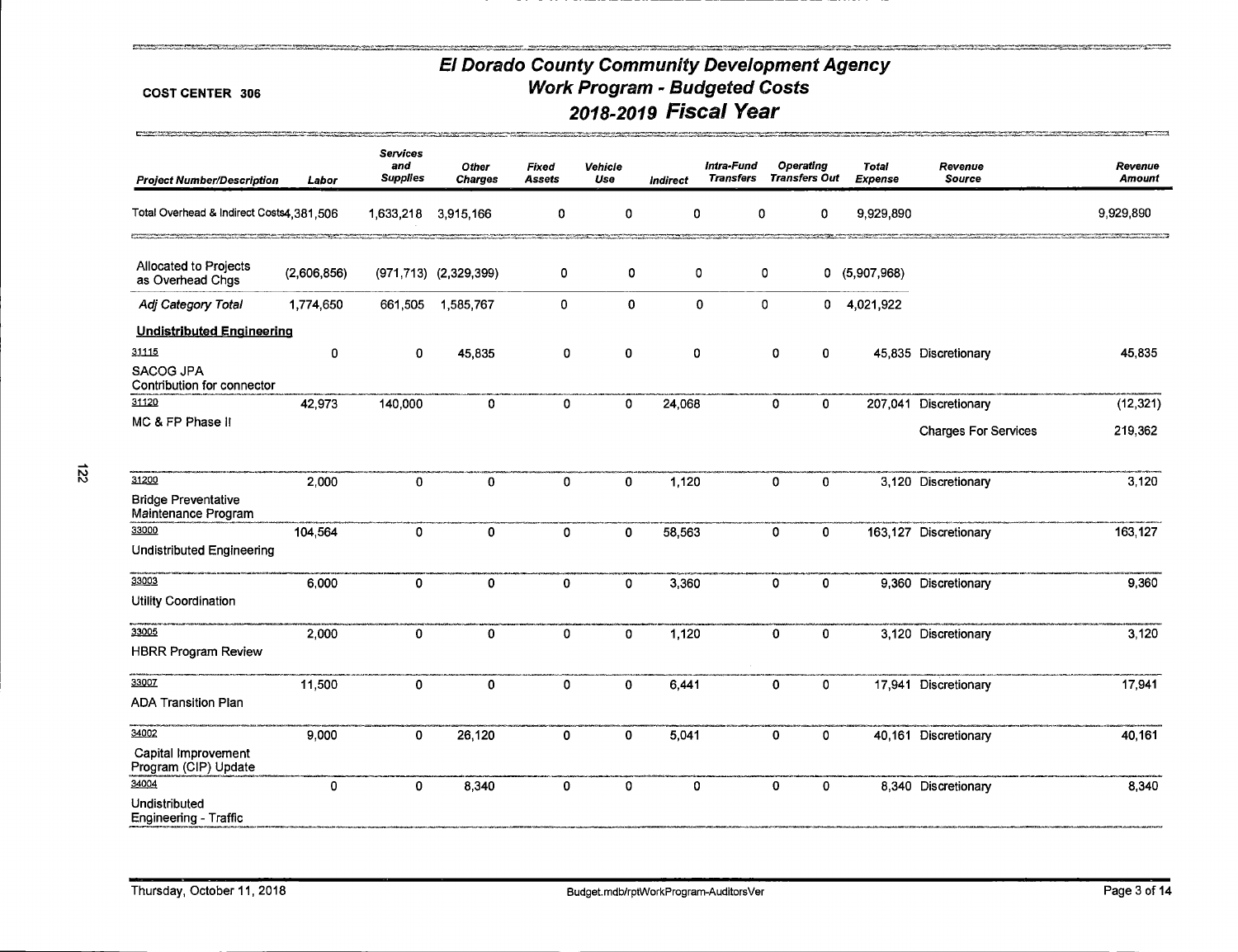# El Dorado County Community Development Agency
## Work Program - Budgeted Costs
## 2018-2019 Fiscal Year

COST CENTER 306

| Project Number/Description | Labor | Services and Supplies | Other Charges | Fixed Assets | Vehicle Use | Indirect | Intra-Fund Transfers | Operating Transfers Out | Total Expense | Revenue Source | Revenue Amount |
|---|---|---|---|---|---|---|---|---|---|---|---|
| Total Overhead & Indirect Costs | 4,381,506 | 1,633,218 | 3,915,166 | 0 | 0 | 0 | 0 | 0 | 9,929,890 | | 9,929,890 |
| Allocated to Projects as Overhead Chgs | (2,606,856) | (971,713) | (2,329,399) | 0 | 0 | 0 | 0 | 0 | (5,907,968) | | |
| *Adj Category Total* | 1,774,650 | 661,505 | 1,585,767 | 0 | 0 | 0 | 0 | 0 | 4,021,922 | | |
| **Undistributed Engineering** | | | | | | | | | | | |
| 31115 SACOG JPA Contribution for connector | 0 | 0 | 45,835 | 0 | 0 | 0 | 0 | 0 | 45,835 | Discretionary | 45,835 |
| 31120 MC & FP Phase II | 42,973 | 140,000 | 0 | 0 | 0 | 24,068 | 0 | 0 | 207,041 | Discretionary | (12,321) |
| | | | | | | | | | | Charges For Services | 219,362 |
| 31200 Bridge Preventative Maintenance Program | 2,000 | 0 | 0 | 0 | 0 | 1,120 | 0 | 0 | 3,120 | Discretionary | 3,120 |
| 33000 Undistributed Engineering | 104,564 | 0 | 0 | 0 | 0 | 58,563 | 0 | 0 | 163,127 | Discretionary | 163,127 |
| 33003 Utility Coordination | 6,000 | 0 | 0 | 0 | 0 | 3,360 | 0 | 0 | 9,360 | Discretionary | 9,360 |
| 33005 HBRR Program Review | 2,000 | 0 | 0 | 0 | 0 | 1,120 | 0 | 0 | 3,120 | Discretionary | 3,120 |
| 33007 ADA Transition Plan | 11,500 | 0 | 0 | 0 | 0 | 6,441 | 0 | 0 | 17,941 | Discretionary | 17,941 |
| 34002 Capital Improvement Program (CIP) Update | 9,000 | 0 | 26,120 | 0 | 0 | 5,041 | 0 | 0 | 40,161 | Discretionary | 40,161 |
| 34004 Undistributed Engineering - Traffic | 0 | 0 | 8,340 | 0 | 0 | 0 | 0 | 0 | 8,340 | Discretionary | 8,340 |

Thursday, October 11, 2018 — Budget.mdb/rptWorkProgram-AuditorsVer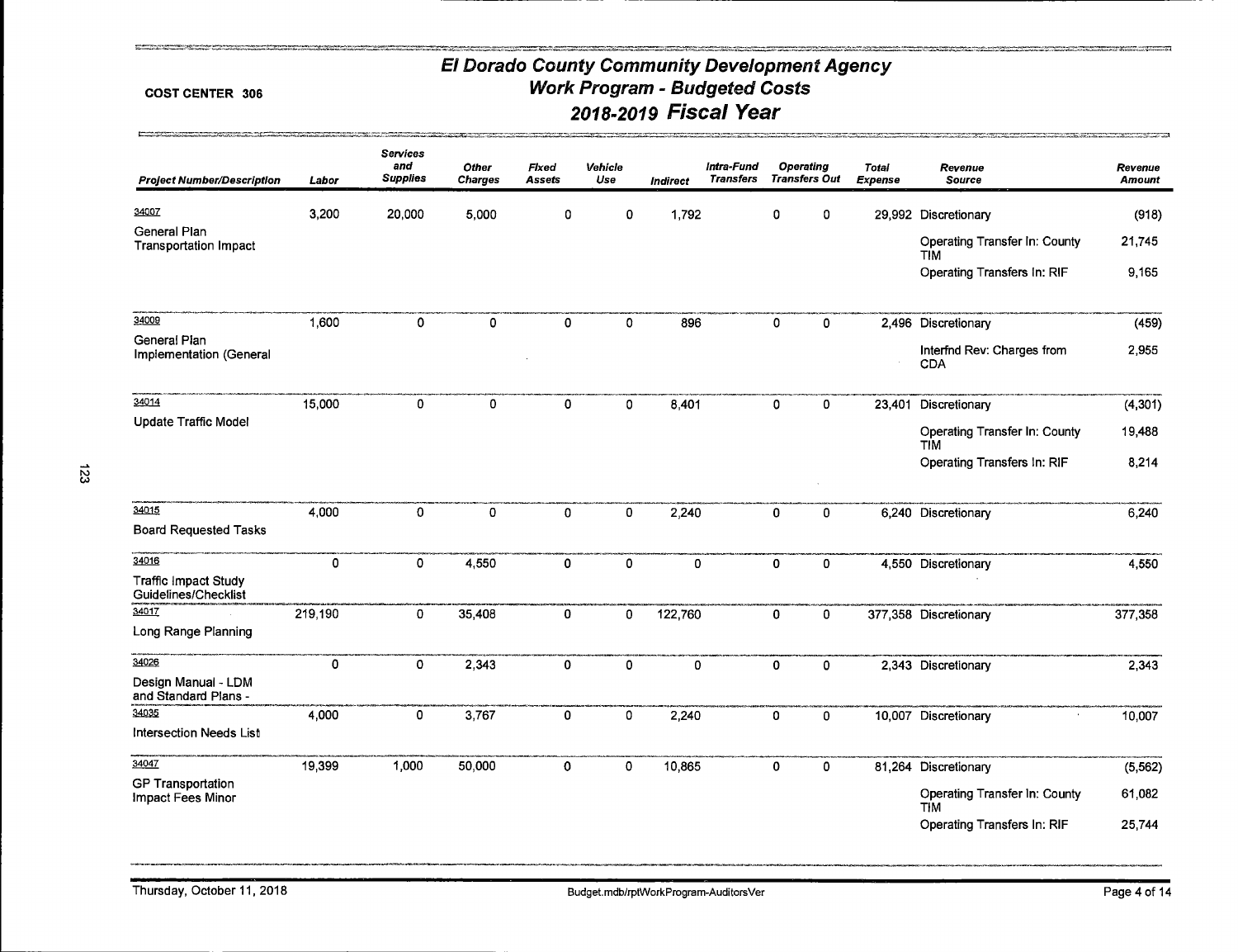COST CENTER 306

# El Dorado County Community Development Agency
## Work Program - Budgeted Costs
## 2018-2019 Fiscal Year

| Project Number/Description | Labor | Services and Supplies | Other Charges | Fixed Assets | Vehicle Use | Indirect | Intra-Fund Transfers | Operating Transfers Out | Total Expense | Revenue Source | Revenue Amount |
|---|---|---|---|---|---|---|---|---|---|---|---|
| 34007 General Plan Transportation Impact | 3,200 | 20,000 | 5,000 | 0 | 0 | 1,792 | 0 | 0 | 29,992 | Discretionary | (918) |
| | | | | | | | | | | Operating Transfer In: County TIM | 21,745 |
| | | | | | | | | | | Operating Transfers In: RIF | 9,165 |
| 34009 General Plan Implementation (General | 1,600 | 0 | 0 | 0 | 0 | 896 | 0 | 0 | 2,496 | Discretionary | (459) |
| | | | | | | | | | | Interfnd Rev: Charges from CDA | 2,955 |
| 34014 Update Traffic Model | 15,000 | 0 | 0 | 0 | 0 | 8,401 | 0 | 0 | 23,401 | Discretionary | (4,301) |
| | | | | | | | | | | Operating Transfer In: County TIM | 19,488 |
| | | | | | | | | | | Operating Transfers In: RIF | 8,214 |
| 34015 Board Requested Tasks | 4,000 | 0 | 0 | 0 | 0 | 2,240 | 0 | 0 | 6,240 | Discretionary | 6,240 |
| 34016 Traffic Impact Study Guidelines/Checklist | 0 | 0 | 4,550 | 0 | 0 | 0 | 0 | 0 | 4,550 | Discretionary | 4,550 |
| 34017 Long Range Planning | 219,190 | 0 | 35,408 | 0 | 0 | 122,760 | 0 | 0 | 377,358 | Discretionary | 377,358 |
| 34026 Design Manual - LDM and Standard Plans - | 0 | 0 | 2,343 | 0 | 0 | 0 | 0 | 0 | 2,343 | Discretionary | 2,343 |
| 34035 Intersection Needs List | 4,000 | 0 | 3,767 | 0 | 0 | 2,240 | 0 | 0 | 10,007 | Discretionary | 10,007 |
| 34047 GP Transportation Impact Fees Minor | 19,399 | 1,000 | 50,000 | 0 | 0 | 10,865 | 0 | 0 | 81,264 | Discretionary | (5,562) |
| | | | | | | | | | | Operating Transfer In: County TIM | 61,082 |
| | | | | | | | | | | Operating Transfers In: RIF | 25,744 |

Thursday, October 11, 2018

Budget.mdb/rptWorkProgram-AuditorsVer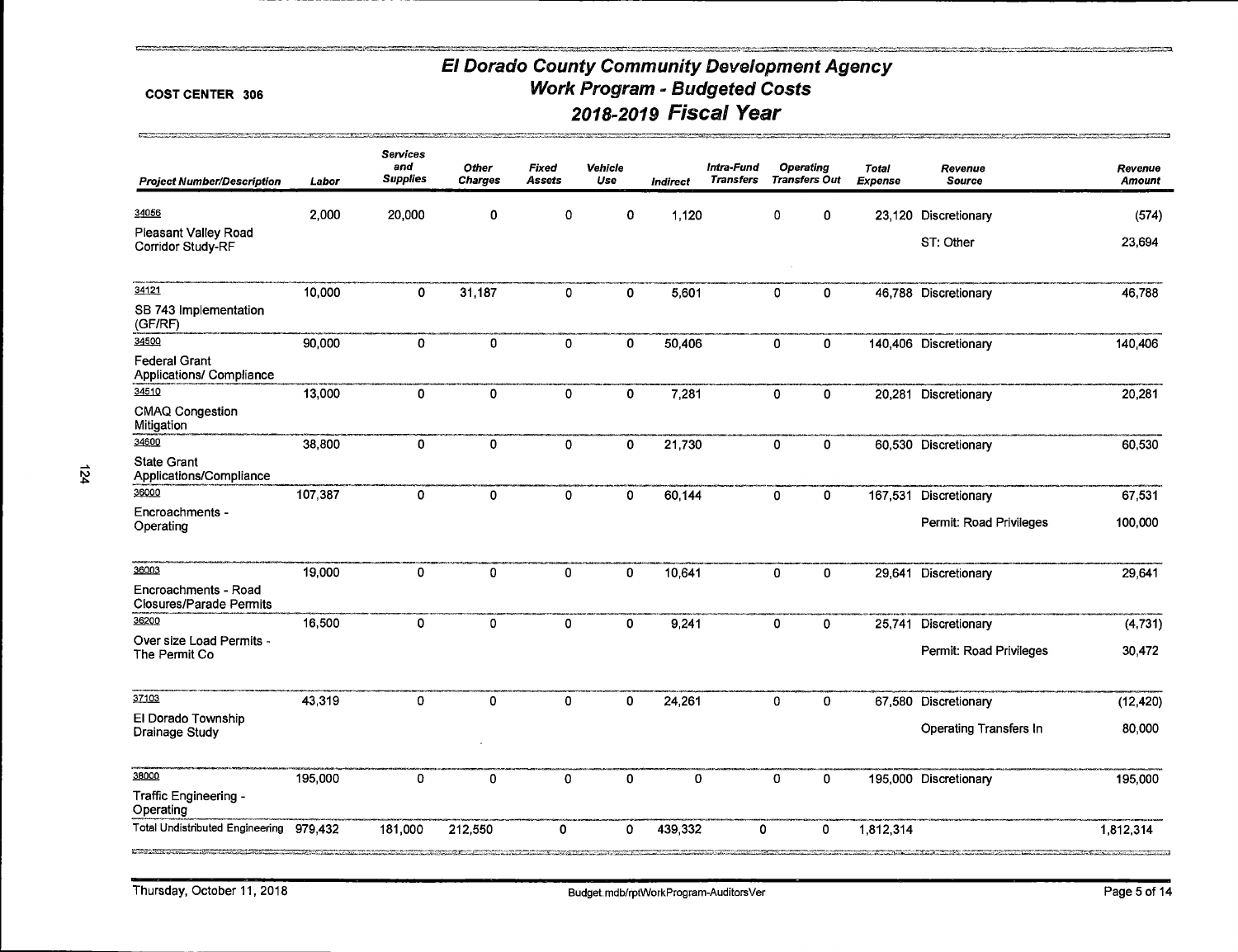**COST CENTER 306**

# El Dorado County Community Development Agency
## Work Program - Budgeted Costs
## 2018-2019 Fiscal Year

| Project Number/Description | Labor | Services and Supplies | Other Charges | Fixed Assets | Vehicle Use | Indirect | Intra-Fund Transfers | Operating Transfers Out | Total Expense | Revenue Source | Revenue Amount |
|---|---|---|---|---|---|---|---|---|---|---|---|
| 34056 Pleasant Valley Road Corridor Study-RF | 2,000 | 20,000 | 0 | 0 | 0 | 1,120 | 0 | 0 | 23,120 | Discretionary | (574) |
| | | | | | | | | | | ST: Other | 23,694 |
| 34121 SB 743 Implementation (GF/RF) | 10,000 | 0 | 31,187 | 0 | 0 | 5,601 | 0 | 0 | 46,788 | Discretionary | 46,788 |
| 34500 Federal Grant Applications/ Compliance | 90,000 | 0 | 0 | 0 | 0 | 50,406 | 0 | 0 | 140,406 | Discretionary | 140,406 |
| 34510 CMAQ Congestion Mitigation | 13,000 | 0 | 0 | 0 | 0 | 7,281 | 0 | 0 | 20,281 | Discretionary | 20,281 |
| 34600 State Grant Applications/Compliance | 38,800 | 0 | 0 | 0 | 0 | 21,730 | 0 | 0 | 60,530 | Discretionary | 60,530 |
| 36000 Encroachments - Operating | 107,387 | 0 | 0 | 0 | 0 | 60,144 | 0 | 0 | 167,531 | Discretionary | 67,531 |
| | | | | | | | | | | Permit: Road Privileges | 100,000 |
| 36003 Encroachments - Road Closures/Parade Permits | 19,000 | 0 | 0 | 0 | 0 | 10,641 | 0 | 0 | 29,641 | Discretionary | 29,641 |
| 36200 Over size Load Permits - The Permit Co | 16,500 | 0 | 0 | 0 | 0 | 9,241 | 0 | 0 | 25,741 | Discretionary | (4,731) |
| | | | | | | | | | | Permit: Road Privileges | 30,472 |
| 37103 El Dorado Township Drainage Study | 43,319 | 0 | 0 | 0 | 0 | 24,261 | 0 | 0 | 67,580 | Discretionary | (12,420) |
| | | | | | | | | | | Operating Transfers In | 80,000 |
| 38000 Traffic Engineering - Operating | 195,000 | 0 | 0 | 0 | 0 | 0 | 0 | 0 | 195,000 | Discretionary | 195,000 |
| Total Undistributed Engineering | 979,432 | 181,000 | 212,550 | 0 | 0 | 439,332 | 0 | 0 | 1,812,314 | | 1,812,314 |

Thursday, October 11, 2018 — Budget.mdb/rptWorkProgram-AuditorsVer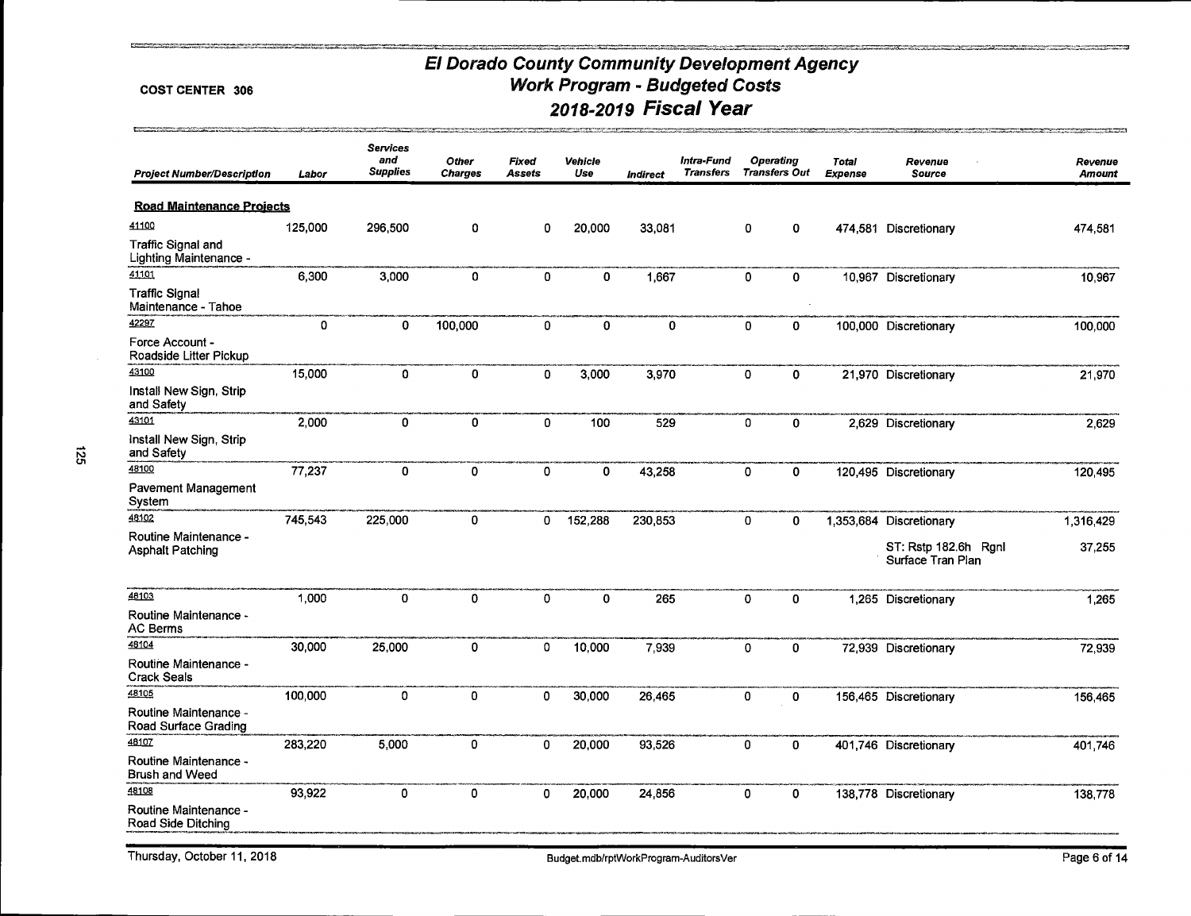COST CENTER 306

# El Dorado County Community Development Agency
## Work Program - Budgeted Costs
## 2018-2019 Fiscal Year

| Project Number/Description | Labor | Services and Supplies | Other Charges | Fixed Assets | Vehicle Use | Indirect | Intra-Fund Transfers | Operating Transfers Out | Total Expense | Revenue Source | Revenue Amount |
|---|---|---|---|---|---|---|---|---|---|---|---|
| **Road Maintenance Projects** | | | | | | | | | | | |
| 41100 Traffic Signal and Lighting Maintenance - | 125,000 | 296,500 | 0 | 0 | 20,000 | 33,081 | 0 | 0 | 474,581 | Discretionary | 474,581 |
| 41101 Traffic Signal Maintenance - Tahoe | 6,300 | 3,000 | 0 | 0 | 0 | 1,667 | 0 | 0 | 10,967 | Discretionary | 10,967 |
| 42297 Force Account - Roadside Litter Pickup | 0 | 0 | 100,000 | 0 | 0 | 0 | 0 | 0 | 100,000 | Discretionary | 100,000 |
| 43100 Install New Sign, Strip and Safety | 15,000 | 0 | 0 | 0 | 3,000 | 3,970 | 0 | 0 | 21,970 | Discretionary | 21,970 |
| 43101 Install New Sign, Strip and Safety | 2,000 | 0 | 0 | 0 | 100 | 529 | 0 | 0 | 2,629 | Discretionary | 2,629 |
| 48100 Pavement Management System | 77,237 | 0 | 0 | 0 | 0 | 43,258 | 0 | 0 | 120,495 | Discretionary | 120,495 |
| 48102 Routine Maintenance - Asphalt Patching | 745,543 | 225,000 | 0 | 0 | 152,288 | 230,853 | 0 | 0 | 1,353,684 | Discretionary | 1,316,429 |
| | | | | | | | | | | ST: Rstp 182.6h Rgnl Surface Tran Plan | 37,255 |
| 48103 Routine Maintenance - AC Berms | 1,000 | 0 | 0 | 0 | 0 | 265 | 0 | 0 | 1,265 | Discretionary | 1,265 |
| 48104 Routine Maintenance - Crack Seals | 30,000 | 25,000 | 0 | 0 | 10,000 | 7,939 | 0 | 0 | 72,939 | Discretionary | 72,939 |
| 48105 Routine Maintenance - Road Surface Grading | 100,000 | 0 | 0 | 0 | 30,000 | 26,465 | 0 | 0 | 156,465 | Discretionary | 156,465 |
| 48107 Routine Maintenance - Brush and Weed | 283,220 | 5,000 | 0 | 0 | 20,000 | 93,526 | 0 | 0 | 401,746 | Discretionary | 401,746 |
| 48108 Routine Maintenance - Road Side Ditching | 93,922 | 0 | 0 | 0 | 20,000 | 24,856 | 0 | 0 | 138,778 | Discretionary | 138,778 |

Thursday, October 11, 2018 — Budget.mdb/rptWorkProgram-AuditorsVer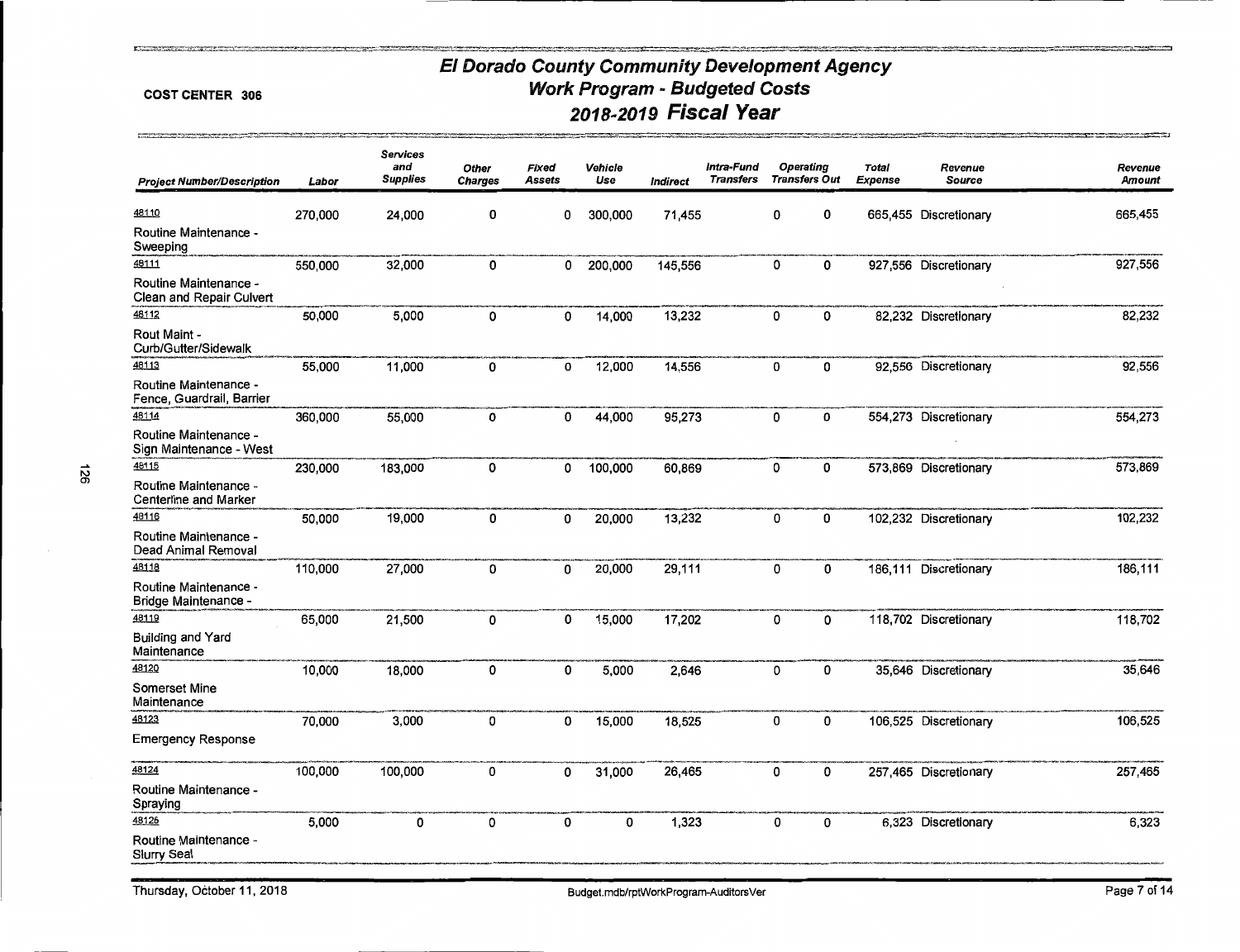COST CENTER 306

# El Dorado County Community Development Agency
## Work Program - Budgeted Costs
## 2018-2019 Fiscal Year

| Project Number/Description | Labor | Services and Supplies | Other Charges | Fixed Assets | Vehicle Use | Indirect | Intra-Fund Transfers | Operating Transfers Out | Total Expense | Revenue Source | Revenue Amount |
|---|---|---|---|---|---|---|---|---|---|---|---|
| 48110 Routine Maintenance - Sweeping | 270,000 | 24,000 | 0 | 0 | 300,000 | 71,455 | 0 | 0 | 665,455 | Discretionary | 665,455 |
| 48111 Routine Maintenance - Clean and Repair Culvert | 550,000 | 32,000 | 0 | 0 | 200,000 | 145,556 | 0 | 0 | 927,556 | Discretionary | 927,556 |
| 48112 Rout Maint - Curb/Gutter/Sidewalk | 50,000 | 5,000 | 0 | 0 | 14,000 | 13,232 | 0 | 0 | 82,232 | Discretionary | 82,232 |
| 48113 Routine Maintenance - Fence, Guardrail, Barrier | 55,000 | 11,000 | 0 | 0 | 12,000 | 14,556 | 0 | 0 | 92,556 | Discretionary | 92,556 |
| 48114 Routine Maintenance - Sign Maintenance - West | 360,000 | 55,000 | 0 | 0 | 44,000 | 95,273 | 0 | 0 | 554,273 | Discretionary | 554,273 |
| 48115 Routine Maintenance - Centerline and Marker | 230,000 | 183,000 | 0 | 0 | 100,000 | 60,869 | 0 | 0 | 573,869 | Discretionary | 573,869 |
| 48116 Routine Maintenance - Dead Animal Removal | 50,000 | 19,000 | 0 | 0 | 20,000 | 13,232 | 0 | 0 | 102,232 | Discretionary | 102,232 |
| 48118 Routine Maintenance - Bridge Maintenance - | 110,000 | 27,000 | 0 | 0 | 20,000 | 29,111 | 0 | 0 | 186,111 | Discretionary | 186,111 |
| 48119 Building and Yard Maintenance | 65,000 | 21,500 | 0 | 0 | 15,000 | 17,202 | 0 | 0 | 118,702 | Discretionary | 118,702 |
| 48120 Somerset Mine Maintenance | 10,000 | 18,000 | 0 | 0 | 5,000 | 2,646 | 0 | 0 | 35,646 | Discretionary | 35,646 |
| 48123 Emergency Response | 70,000 | 3,000 | 0 | 0 | 15,000 | 18,525 | 0 | 0 | 106,525 | Discretionary | 106,525 |
| 48124 Routine Maintenance - Spraying | 100,000 | 100,000 | 0 | 0 | 31,000 | 26,465 | 0 | 0 | 257,465 | Discretionary | 257,465 |
| 48126 Routine Maintenance - Slurry Seal | 5,000 | 0 | 0 | 0 | 0 | 1,323 | 0 | 0 | 6,323 | Discretionary | 6,323 |

Thursday, October 11, 2018 — Budget.mdb/rptWorkProgram-AuditorsVer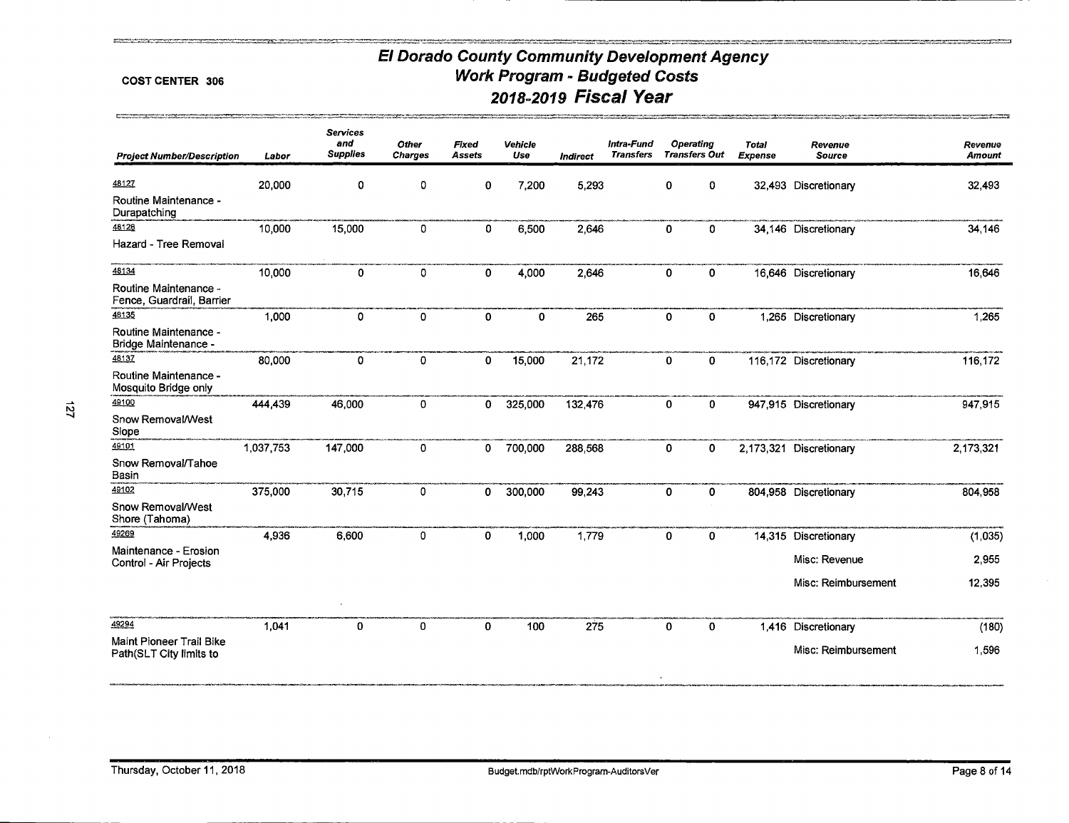COST CENTER 306

# El Dorado County Community Development Agency
## Work Program - Budgeted Costs
## 2018-2019 Fiscal Year

| Project Number/Description | Labor | Services and Supplies | Other Charges | Fixed Assets | Vehicle Use | Indirect | Intra-Fund Transfers | Operating Transfers Out | Total Expense | Revenue Source | Revenue Amount |
|---|---|---|---|---|---|---|---|---|---|---|---|
| 48127 Routine Maintenance - Durapatching | 20,000 | 0 | 0 | 0 | 7,200 | 5,293 | 0 | 0 | 32,493 | Discretionary | 32,493 |
| 48128 Hazard - Tree Removal | 10,000 | 15,000 | 0 | 0 | 6,500 | 2,646 | 0 | 0 | 34,146 | Discretionary | 34,146 |
| 48134 Routine Maintenance - Fence, Guardrail, Barrier | 10,000 | 0 | 0 | 0 | 4,000 | 2,646 | 0 | 0 | 16,646 | Discretionary | 16,646 |
| 48135 Routine Maintenance - Bridge Maintenance - | 1,000 | 0 | 0 | 0 | 0 | 265 | 0 | 0 | 1,265 | Discretionary | 1,265 |
| 48137 Routine Maintenance - Mosquito Bridge only | 80,000 | 0 | 0 | 0 | 15,000 | 21,172 | 0 | 0 | 116,172 | Discretionary | 116,172 |
| 49100 Snow Removal/West Slope | 444,439 | 46,000 | 0 | 0 | 325,000 | 132,476 | 0 | 0 | 947,915 | Discretionary | 947,915 |
| 49101 Snow Removal/Tahoe Basin | 1,037,753 | 147,000 | 0 | 0 | 700,000 | 288,568 | 0 | 0 | 2,173,321 | Discretionary | 2,173,321 |
| 49102 Snow Removal/West Shore (Tahoma) | 375,000 | 30,715 | 0 | 0 | 300,000 | 99,243 | 0 | 0 | 804,958 | Discretionary | 804,958 |
| 49269 Maintenance - Erosion Control - Air Projects | 4,936 | 6,600 | 0 | 0 | 1,000 | 1,779 | 0 | 0 | 14,315 | Discretionary | (1,035) |
| | | | | | | | | | | Misc: Revenue | 2,955 |
| | | | | | | | | | | Misc: Reimbursement | 12,395 |
| 49294 Maint Pioneer Trail Bike Path(SLT City limits to | 1,041 | 0 | 0 | 0 | 100 | 275 | 0 | 0 | 1,416 | Discretionary | (180) |
| | | | | | | | | | | Misc: Reimbursement | 1,596 |

Thursday, October 11, 2018 Budget.mdb/rptWorkProgram-AuditorsVer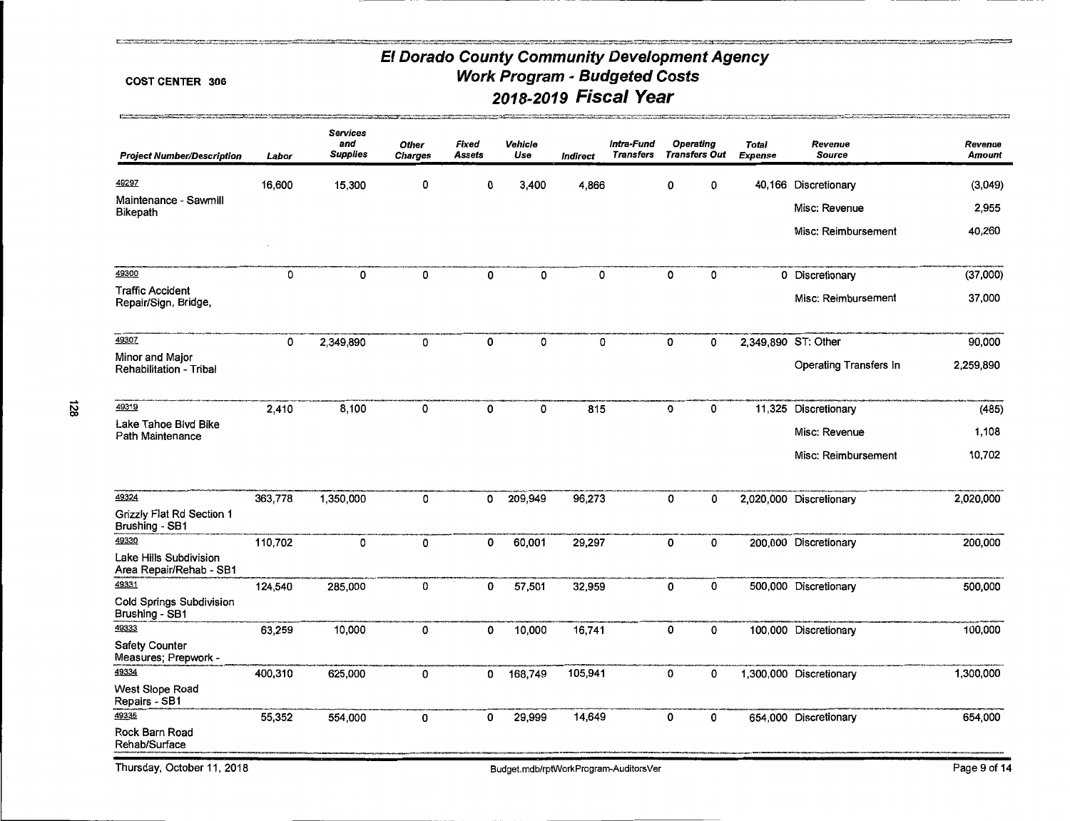COST CENTER 306

# El Dorado County Community Development Agency
## Work Program - Budgeted Costs
## 2018-2019 Fiscal Year

| Project Number/Description | Labor | Services and Supplies | Other Charges | Fixed Assets | Vehicle Use | Indirect | Intra-Fund Transfers | Operating Transfers Out | Total Expense | Revenue Source | Revenue Amount |
|---|---|---|---|---|---|---|---|---|---|---|---|
| 49297 Maintenance - Sawmill Bikepath | 16,600 | 15,300 | 0 | 0 | 3,400 | 4,866 | 0 | 0 | 40,166 | Discretionary | (3,049) |
| | | | | | | | | | | Misc: Revenue | 2,955 |
| | | | | | | | | | | Misc: Reimbursement | 40,260 |
| 49300 Traffic Accident Repair/Sign, Bridge, | 0 | 0 | 0 | 0 | 0 | 0 | 0 | 0 | 0 | Discretionary | (37,000) |
| | | | | | | | | | | Misc: Reimbursement | 37,000 |
| 49307 Minor and Major Rehabilitation - Tribal | 0 | 2,349,890 | 0 | 0 | 0 | 0 | 0 | 0 | 2,349,890 | ST: Other | 90,000 |
| | | | | | | | | | | Operating Transfers In | 2,259,890 |
| 49319 Lake Tahoe Blvd Bike Path Maintenance | 2,410 | 8,100 | 0 | 0 | 0 | 815 | 0 | 0 | 11,325 | Discretionary | (485) |
| | | | | | | | | | | Misc: Revenue | 1,108 |
| | | | | | | | | | | Misc: Reimbursement | 10,702 |
| 49324 Grizzly Flat Rd Section 1 Brushing - SB1 | 363,778 | 1,350,000 | 0 | 0 | 209,949 | 96,273 | 0 | 0 | 2,020,000 | Discretionary | 2,020,000 |
| 49330 Lake Hills Subdivision Area Repair/Rehab - SB1 | 110,702 | 0 | 0 | 0 | 60,001 | 29,297 | 0 | 0 | 200,000 | Discretionary | 200,000 |
| 49331 Cold Springs Subdivision Brushing - SB1 | 124,540 | 285,000 | 0 | 0 | 57,501 | 32,959 | 0 | 0 | 500,000 | Discretionary | 500,000 |
| 49333 Safety Counter Measures; Prepwork - | 63,259 | 10,000 | 0 | 0 | 10,000 | 16,741 | 0 | 0 | 100,000 | Discretionary | 100,000 |
| 49334 West Slope Road Repairs - SB1 | 400,310 | 625,000 | 0 | 0 | 168,749 | 105,941 | 0 | 0 | 1,300,000 | Discretionary | 1,300,000 |
| 49335 Rock Barn Road Rehab/Surface | 55,352 | 554,000 | 0 | 0 | 29,999 | 14,649 | 0 | 0 | 654,000 | Discretionary | 654,000 |

Thursday, October 11, 2018 Budget.mdb/rptWorkProgram-AuditorsVer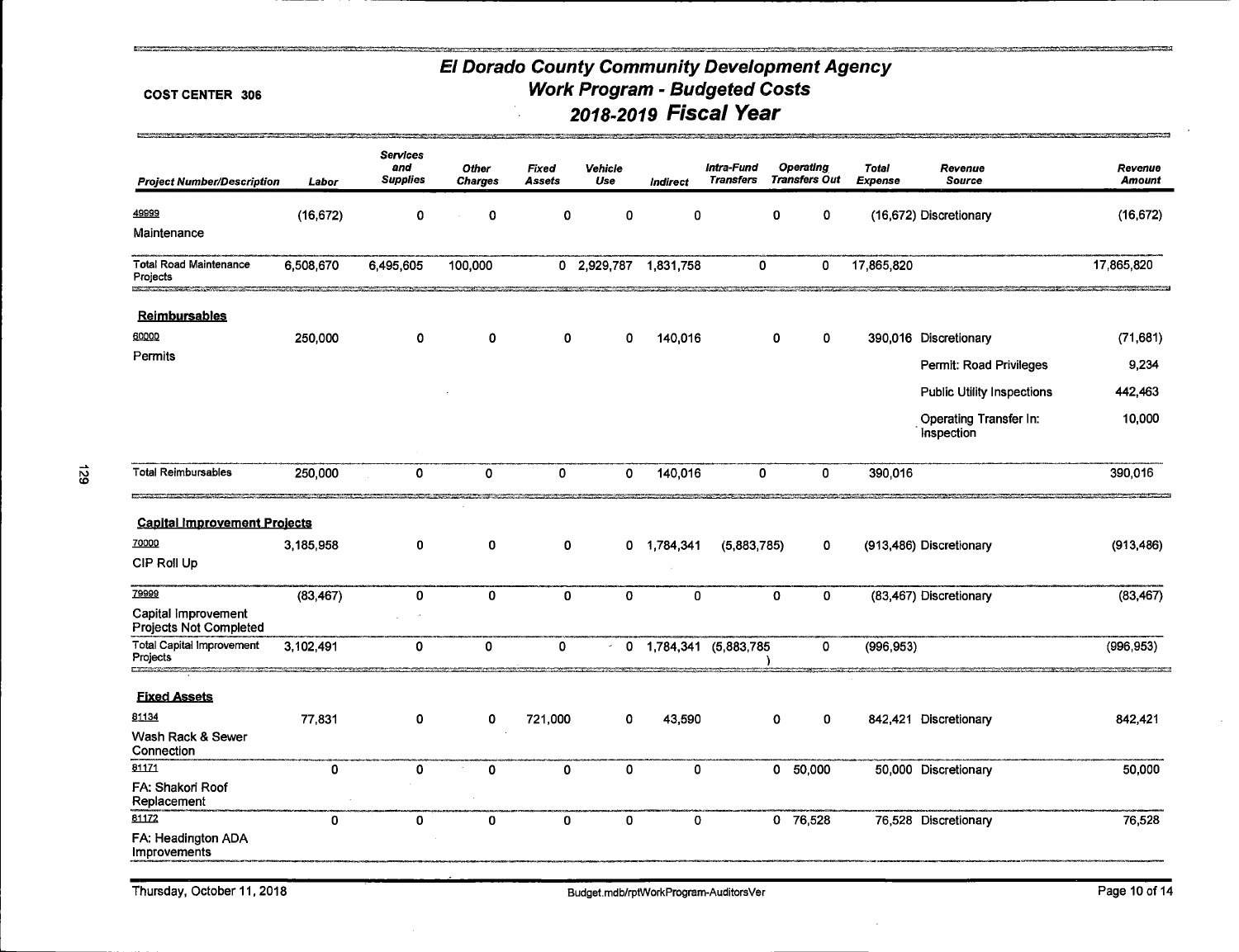COST CENTER 306

# El Dorado County Community Development Agency
## Work Program - Budgeted Costs
## 2018-2019 Fiscal Year

| Project Number/Description | Labor | Services and Supplies | Other Charges | Fixed Assets | Vehicle Use | Indirect | Intra-Fund Transfers | Operating Transfers Out | Total Expense | Revenue Source | Revenue Amount |
|---|---|---|---|---|---|---|---|---|---|---|---|
| 49999 Maintenance | (16,672) | 0 | 0 | 0 | 0 | 0 | 0 | 0 | (16,672) | Discretionary | (16,672) |
| **Total Road Maintenance Projects** | 6,508,670 | 6,495,605 | 100,000 | 0 | 2,929,787 | 1,831,758 | 0 | 0 | 17,865,820 | | 17,865,820 |
| **Reimbursables** | | | | | | | | | | | |
| 60000 Permits | 250,000 | 0 | 0 | 0 | 0 | 140,016 | 0 | 0 | 390,016 | Discretionary | (71,681) |
| | | | | | | | | | | Permit: Road Privileges | 9,234 |
| | | | | | | | | | | Public Utility Inspections | 442,463 |
| | | | | | | | | | | Operating Transfer In: Inspection | 10,000 |
| **Total Reimbursables** | 250,000 | 0 | 0 | 0 | 0 | 140,016 | 0 | 0 | 390,016 | | 390,016 |
| **Capital Improvement Projects** | | | | | | | | | | | |
| 70000 CIP Roll Up | 3,185,958 | 0 | 0 | 0 | 0 | 1,784,341 | (5,883,785) | 0 | (913,486) | Discretionary | (913,486) |
| 79999 Capital Improvement Projects Not Completed | (83,467) | 0 | 0 | 0 | 0 | 0 | 0 | 0 | (83,467) | Discretionary | (83,467) |
| **Total Capital Improvement Projects** | 3,102,491 | 0 | 0 | 0 | 0 | 1,784,341 | (5,883,785) | 0 | (996,953) | | (996,953) |
| **Fixed Assets** | | | | | | | | | | | |
| 81134 Wash Rack & Sewer Connection | 77,831 | 0 | 0 | 721,000 | 0 | 43,590 | 0 | 0 | 842,421 | Discretionary | 842,421 |
| 81171 FA: Shakori Roof Replacement | 0 | 0 | 0 | 0 | 0 | 0 | 0 | 50,000 | 50,000 | Discretionary | 50,000 |
| 81172 FA: Headington ADA Improvements | 0 | 0 | 0 | 0 | 0 | 0 | 0 | 76,528 | 76,528 | Discretionary | 76,528 |

Thursday, October 11, 2018

Budget.mdb/rptWorkProgram-AuditorsVer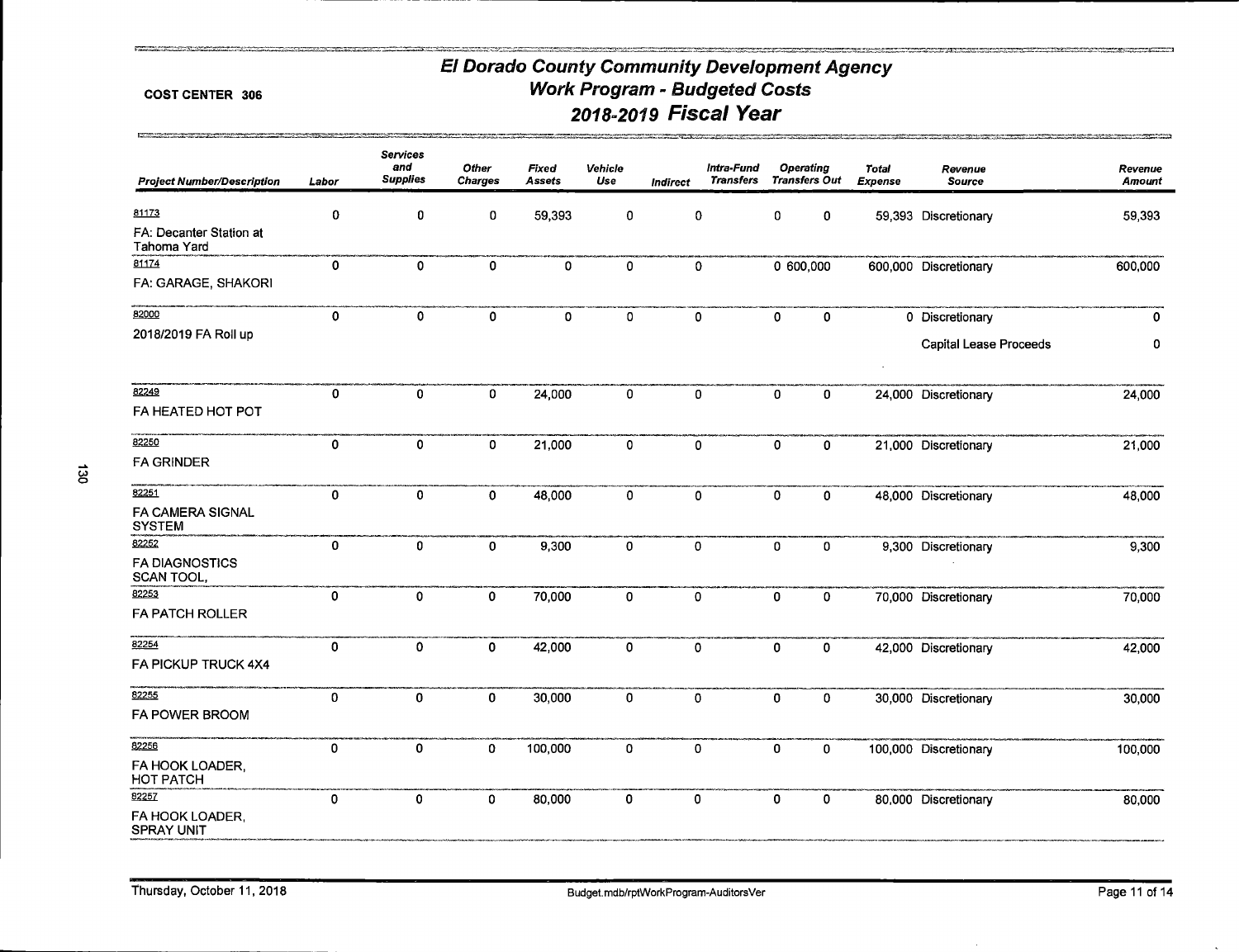**COST CENTER 306**

# El Dorado County Community Development Agency
## Work Program - Budgeted Costs
## 2018-2019 Fiscal Year

| Project Number/Description | Labor | Services and Supplies | Other Charges | Fixed Assets | Vehicle Use | Indirect | Intra-Fund Transfers | Operating Transfers Out | Total Expense | Revenue Source | Revenue Amount |
|---|---|---|---|---|---|---|---|---|---|---|---|
| 81173 FA: Decanter Station at Tahoma Yard | 0 | 0 | 0 | 59,393 | 0 | 0 | 0 | 0 | 59,393 | Discretionary | 59,393 |
| 81174 FA: GARAGE, SHAKORI | 0 | 0 | 0 | 0 | 0 | 0 | 0 | 600,000 | 600,000 | Discretionary | 600,000 |
| 82000 2018/2019 FA Roll up | 0 | 0 | 0 | 0 | 0 | 0 | 0 | 0 | 0 | Discretionary | 0 |
| | | | | | | | | | | Capital Lease Proceeds | 0 |
| 82249 FA HEATED HOT POT | 0 | 0 | 0 | 24,000 | 0 | 0 | 0 | 0 | 24,000 | Discretionary | 24,000 |
| 82250 FA GRINDER | 0 | 0 | 0 | 21,000 | 0 | 0 | 0 | 0 | 21,000 | Discretionary | 21,000 |
| 82251 FA CAMERA SIGNAL SYSTEM | 0 | 0 | 0 | 48,000 | 0 | 0 | 0 | 0 | 48,000 | Discretionary | 48,000 |
| 82252 FA DIAGNOSTICS SCAN TOOL, | 0 | 0 | 0 | 9,300 | 0 | 0 | 0 | 0 | 9,300 | Discretionary | 9,300 |
| 82253 FA PATCH ROLLER | 0 | 0 | 0 | 70,000 | 0 | 0 | 0 | 0 | 70,000 | Discretionary | 70,000 |
| 82254 FA PICKUP TRUCK 4X4 | 0 | 0 | 0 | 42,000 | 0 | 0 | 0 | 0 | 42,000 | Discretionary | 42,000 |
| 82255 FA POWER BROOM | 0 | 0 | 0 | 30,000 | 0 | 0 | 0 | 0 | 30,000 | Discretionary | 30,000 |
| 82256 FA HOOK LOADER, HOT PATCH | 0 | 0 | 0 | 100,000 | 0 | 0 | 0 | 0 | 100,000 | Discretionary | 100,000 |
| 82257 FA HOOK LOADER, SPRAY UNIT | 0 | 0 | 0 | 80,000 | 0 | 0 | 0 | 0 | 80,000 | Discretionary | 80,000 |

Thursday, October 11, 2018 — Budget.mdb/rptWorkProgram-AuditorsVer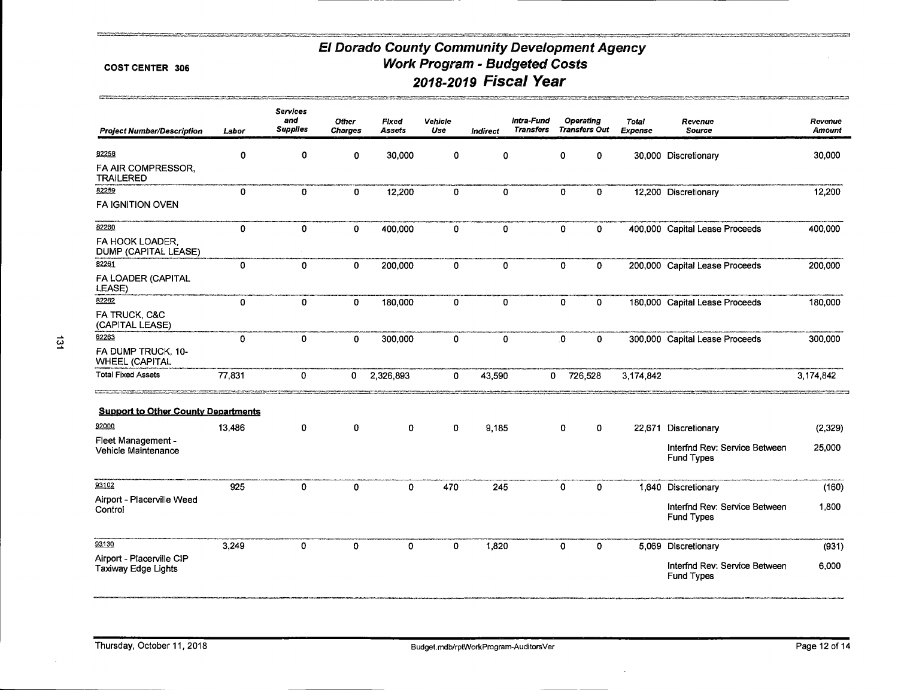# El Dorado County Community Development Agency
## Work Program - Budgeted Costs
## 2018-2019 Fiscal Year

COST CENTER 306

| Project Number/Description | Labor | Services and Supplies | Other Charges | Fixed Assets | Vehicle Use | Indirect | Intra-Fund Transfers | Operating Transfers Out | Total Expense | Revenue Source | Revenue Amount |
|---|---|---|---|---|---|---|---|---|---|---|---|
| 82258 FA AIR COMPRESSOR, TRAILERED | 0 | 0 | 0 | 30,000 | 0 | 0 | 0 | 0 | 30,000 | Discretionary | 30,000 |
| 82259 FA IGNITION OVEN | 0 | 0 | 0 | 12,200 | 0 | 0 | 0 | 0 | 12,200 | Discretionary | 12,200 |
| 82260 FA HOOK LOADER, DUMP (CAPITAL LEASE) | 0 | 0 | 0 | 400,000 | 0 | 0 | 0 | 0 | 400,000 | Capital Lease Proceeds | 400,000 |
| 82261 FA LOADER (CAPITAL LEASE) | 0 | 0 | 0 | 200,000 | 0 | 0 | 0 | 0 | 200,000 | Capital Lease Proceeds | 200,000 |
| 82262 FA TRUCK, C&C (CAPITAL LEASE) | 0 | 0 | 0 | 180,000 | 0 | 0 | 0 | 0 | 180,000 | Capital Lease Proceeds | 180,000 |
| 82263 FA DUMP TRUCK, 10-WHEEL (CAPITAL | 0 | 0 | 0 | 300,000 | 0 | 0 | 0 | 0 | 300,000 | Capital Lease Proceeds | 300,000 |
| Total Fixed Assets | 77,831 | 0 | 0 | 2,326,893 | 0 | 43,590 | 0 | 726,528 | 3,174,842 | | 3,174,842 |
| **Support to Other County Departments** | | | | | | | | | | | |
| 92000 Fleet Management - Vehicle Maintenance | 13,486 | 0 | 0 | 0 | 0 | 9,185 | 0 | 0 | 22,671 | Discretionary | (2,329) |
| | | | | | | | | | | Interfnd Rev: Service Between Fund Types | 25,000 |
| 93102 Airport - Placerville Weed Control | 925 | 0 | 0 | 0 | 470 | 245 | 0 | 0 | 1,640 | Discretionary | (160) |
| | | | | | | | | | | Interfnd Rev: Service Between Fund Types | 1,800 |
| 93130 Airport - Placerville CIP Taxiway Edge Lights | 3,249 | 0 | 0 | 0 | 0 | 1,820 | 0 | 0 | 5,069 | Discretionary | (931) |
| | | | | | | | | | | Interfnd Rev: Service Between Fund Types | 6,000 |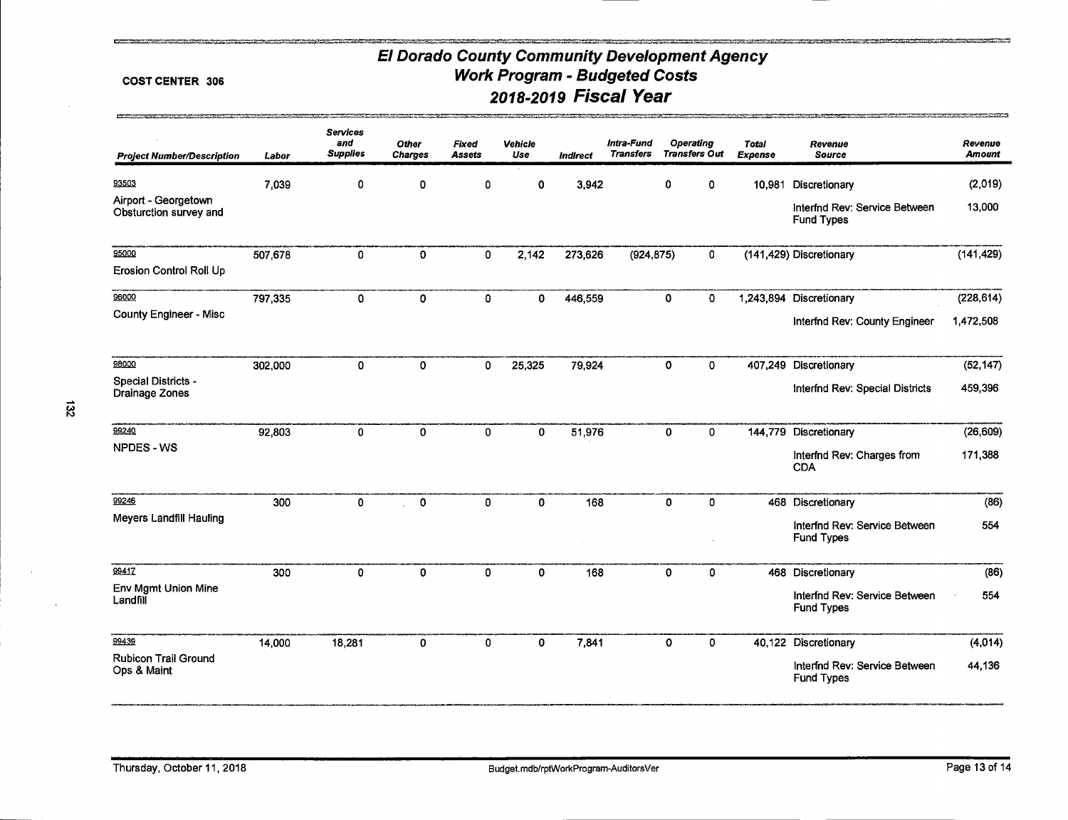**COST CENTER 306**

# El Dorado County Community Development Agency
## Work Program - Budgeted Costs
## 2018-2019 Fiscal Year

| Project Number/Description | Labor | Services and Supplies | Other Charges | Fixed Assets | Vehicle Use | Indirect | Intra-Fund Transfers | Operating Transfers Out | Total Expense | Revenue Source | Revenue Amount |
|---|---|---|---|---|---|---|---|---|---|---|---|
| 93503 | 7,039 | 0 | 0 | 0 | 0 | 3,942 | 0 | 0 | 10,981 | Discretionary | (2,019) |
| Airport - Georgetown Obsturction survey and | | | | | | | | | | Interfnd Rev: Service Between Fund Types | 13,000 |
| 95000 | 507,678 | 0 | 0 | 0 | 2,142 | 273,626 | (924,875) | 0 | (141,429) | Discretionary | (141,429) |
| Erosion Control Roll Up | | | | | | | | | | | |
| 96000 | 797,335 | 0 | 0 | 0 | 0 | 446,559 | 0 | 0 | 1,243,894 | Discretionary | (228,614) |
| County Engineer - Misc | | | | | | | | | | Interfnd Rev: County Engineer | 1,472,508 |
| 98000 | 302,000 | 0 | 0 | 0 | 25,325 | 79,924 | 0 | 0 | 407,249 | Discretionary | (52,147) |
| Special Districts - Drainage Zones | | | | | | | | | | Interfnd Rev: Special Districts | 459,396 |
| 99240 | 92,803 | 0 | 0 | 0 | 0 | 51,976 | 0 | 0 | 144,779 | Discretionary | (26,609) |
| NPDES - WS | | | | | | | | | | Interfnd Rev: Charges from CDA | 171,388 |
| 99246 | 300 | 0 | 0 | 0 | 0 | 168 | 0 | 0 | 468 | Discretionary | (86) |
| Meyers Landfill Hauling | | | | | | | | | | Interfnd Rev: Service Between Fund Types | 554 |
| 99417 | 300 | 0 | 0 | 0 | 0 | 168 | 0 | 0 | 468 | Discretionary | (86) |
| Env Mgmt Union Mine Landfill | | | | | | | | | | Interfnd Rev: Service Between Fund Types | 554 |
| 99439 | 14,000 | 18,281 | 0 | 0 | 0 | 7,841 | 0 | 0 | 40,122 | Discretionary | (4,014) |
| Rubicon Trail Ground Ops & Maint | | | | | | | | | | Interfnd Rev: Service Between Fund Types | 44,136 |

Thursday, October 11, 2018 — Budget.mdb/rptWorkProgram-AuditorsVer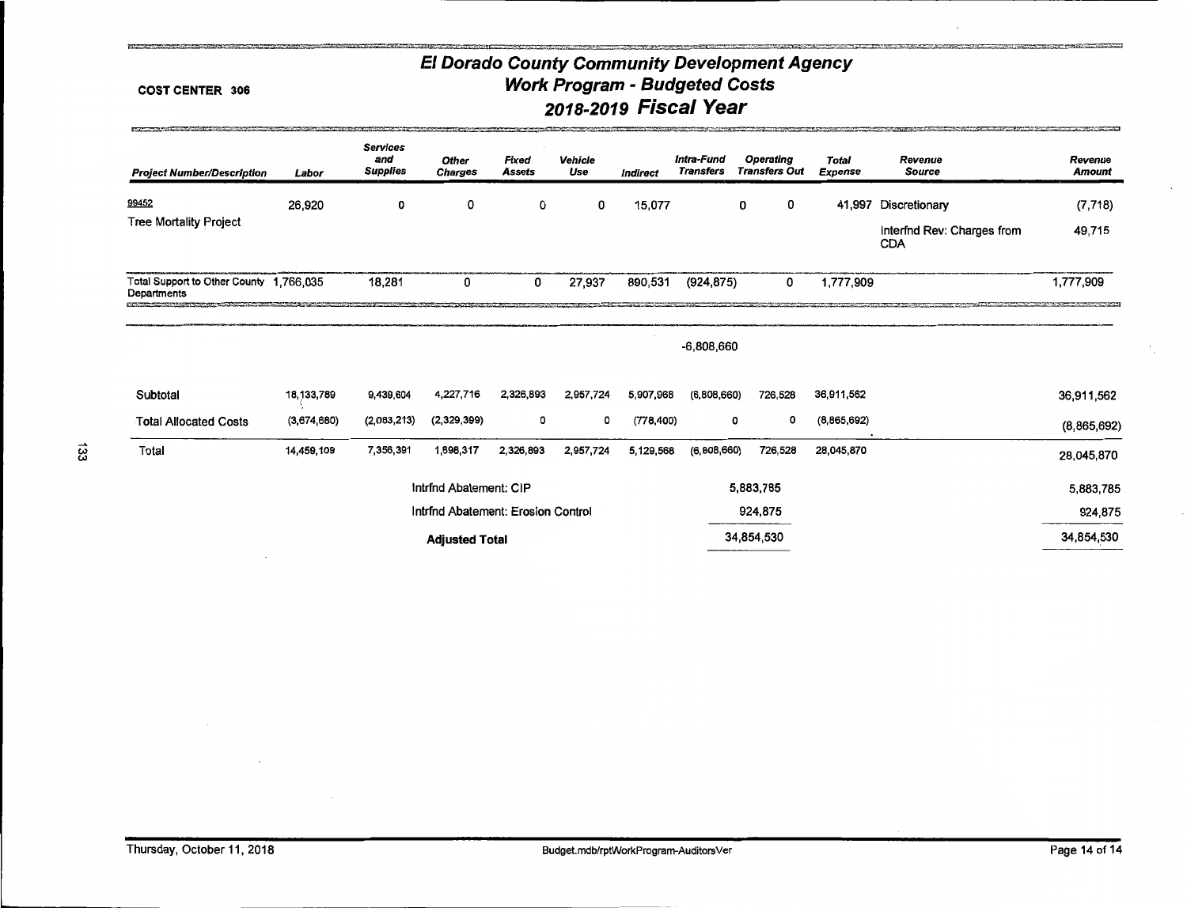**COST CENTER 306**

# El Dorado County Community Development Agency
## Work Program - Budgeted Costs
## 2018-2019 Fiscal Year

| Project Number/Description | Labor | Services and Supplies | Other Charges | Fixed Assets | Vehicle Use | Indirect | Intra-Fund Transfers | Operating Transfers Out | Total Expense | Revenue Source | Revenue Amount |
|---|---|---|---|---|---|---|---|---|---|---|---|
| 99452 Tree Mortality Project | 26,920 | 0 | 0 | 0 | 0 | 15,077 | 0 | 0 | 41,997 | Discretionary | (7,718) |
| | | | | | | | | | | Interfnd Rev: Charges from CDA | 49,715 |
| Total Support to Other County Departments | 1,766,035 | 18,281 | 0 | 0 | 27,937 | 890,531 | (924,875) | 0 | 1,777,909 | | 1,777,909 |
| | | | | | | | -6,808,660 | | | | |
| Subtotal | 18,133,789 | 9,439,604 | 4,227,716 | 2,326,893 | 2,957,724 | 5,907,968 | (6,808,660) | 726,528 | 36,911,562 | | 36,911,562 |
| Total Allocated Costs | (3,674,680) | (2,083,213) | (2,329,399) | 0 | 0 | (778,400) | 0 | 0 | (8,865,692) | | (8,865,692) |
| Total | 14,459,109 | 7,356,391 | 1,898,317 | 2,326,893 | 2,957,724 | 5,129,568 | (6,808,660) | 726,528 | 28,045,870 | | 28,045,870 |
| | | | Intrfnd Abatement: CIP | | | | | 5,883,785 | | | 5,883,785 |
| | | | Intrfnd Abatement: Erosion Control | | | | | 924,875 | | | 924,875 |
| | | | **Adjusted Total** | | | | | 34,854,530 | | | 34,854,530 |

Thursday, October 11, 2018

Budget.mdb/rptWorkProgram-AuditorsVer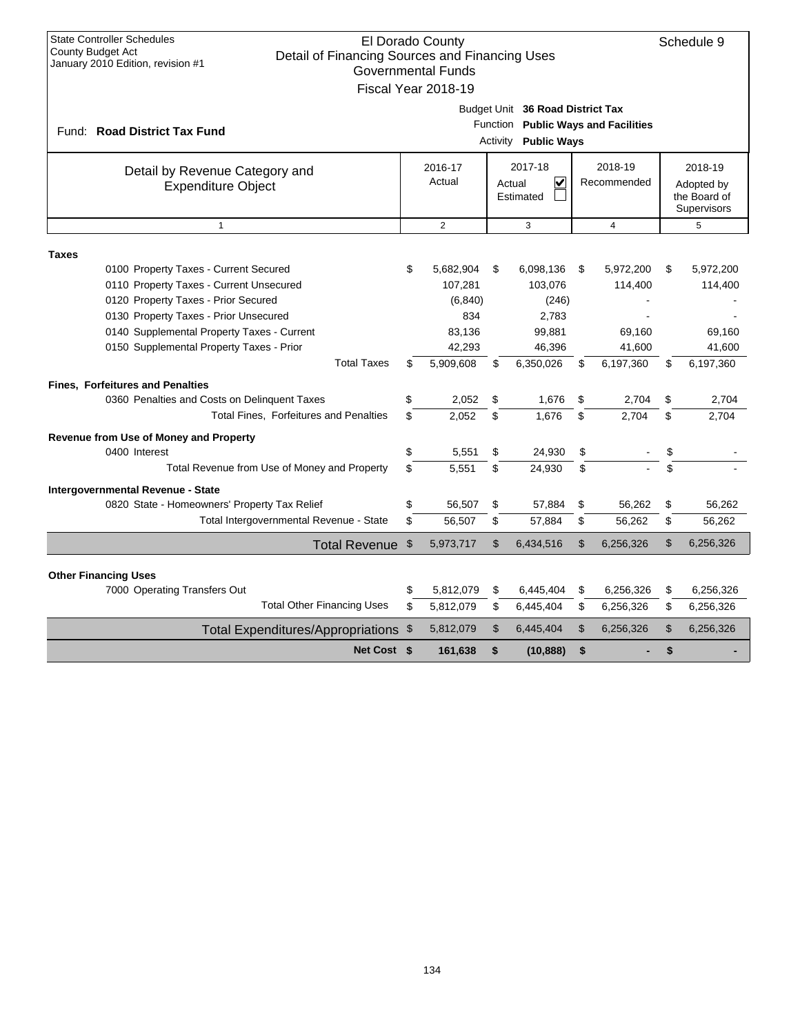State Controller Schedules
County Budget Act
January 2010 Edition, revision #1

# El Dorado County
## Detail of Financing Sources and Financing Uses
### Governmental Funds
### Fiscal Year 2018-19

Schedule 9

Fund: **Road District Tax Fund**

Budget Unit **36 Road District Tax**
Function **Public Ways and Facilities**
Activity **Public Ways**

| Detail by Revenue Category and Expenditure Object | 2016-17 Actual | 2017-18 Actual ☑ Estimated ☐ | 2018-19 Recommended | 2018-19 Adopted by the Board of Supervisors |
|---|---|---|---|---|
| 1 | 2 | 3 | 4 | 5 |
| **Taxes** | | | | |
| 0100 Property Taxes - Current Secured | $ 5,682,904 | $ 6,098,136 | $ 5,972,200 | $ 5,972,200 |
| 0110 Property Taxes - Current Unsecured | 107,281 | 103,076 | 114,400 | 114,400 |
| 0120 Property Taxes - Prior Secured | (6,840) | (246) | - | - |
| 0130 Property Taxes - Prior Unsecured | 834 | 2,783 | - | - |
| 0140 Supplemental Property Taxes - Current | 83,136 | 99,881 | 69,160 | 69,160 |
| 0150 Supplemental Property Taxes - Prior | 42,293 | 46,396 | 41,600 | 41,600 |
| Total Taxes | $ 5,909,608 | $ 6,350,026 | $ 6,197,360 | $ 6,197,360 |
| **Fines, Forfeitures and Penalties** | | | | |
| 0360 Penalties and Costs on Delinquent Taxes | $ 2,052 | $ 1,676 | $ 2,704 | $ 2,704 |
| Total Fines, Forfeitures and Penalties | $ 2,052 | $ 1,676 | $ 2,704 | $ 2,704 |
| **Revenue from Use of Money and Property** | | | | |
| 0400 Interest | $ 5,551 | $ 24,930 | $ - | $ - |
| Total Revenue from Use of Money and Property | $ 5,551 | $ 24,930 | $ - | $ - |
| **Intergovernmental Revenue - State** | | | | |
| 0820 State - Homeowners' Property Tax Relief | $ 56,507 | $ 57,884 | $ 56,262 | $ 56,262 |
| Total Intergovernmental Revenue - State | $ 56,507 | $ 57,884 | $ 56,262 | $ 56,262 |
| Total Revenue | $ 5,973,717 | $ 6,434,516 | $ 6,256,326 | $ 6,256,326 |
| **Other Financing Uses** | | | | |
| 7000 Operating Transfers Out | $ 5,812,079 | $ 6,445,404 | $ 6,256,326 | $ 6,256,326 |
| Total Other Financing Uses | $ 5,812,079 | $ 6,445,404 | $ 6,256,326 | $ 6,256,326 |
| Total Expenditures/Appropriations | $ 5,812,079 | $ 6,445,404 | $ 6,256,326 | $ 6,256,326 |
| **Net Cost** | **$ 161,638** | **$ (10,888)** | **$ -** | **$ -** |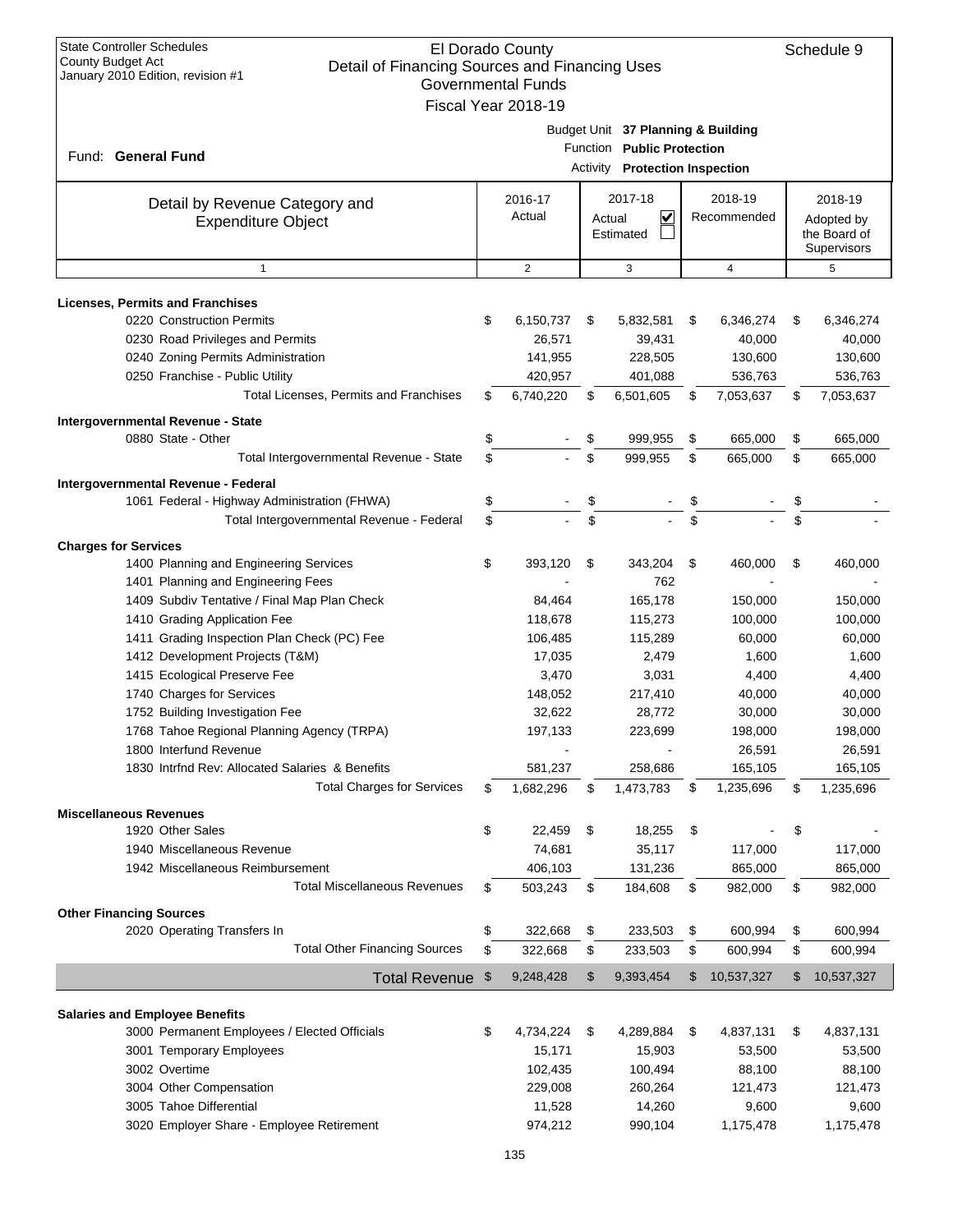State Controller Schedules
County Budget Act
January 2010 Edition, revision #1

# El Dorado County
## Detail of Financing Sources and Financing Uses
### Governmental Funds
### Fiscal Year 2018-19

Schedule 9

Fund: **General Fund**

Budget Unit **37 Planning & Building**
Function **Public Protection**
Activity **Protection Inspection**

| Detail by Revenue Category and Expenditure Object | 2016-17 Actual | 2017-18 Actual ☑ Estimated ☐ | 2018-19 Recommended | 2018-19 Adopted by the Board of Supervisors |
|---|---|---|---|---|
| 1 | 2 | 3 | 4 | 5 |
| **Licenses, Permits and Franchises** | | | | |
| 0220 Construction Permits | $ 6,150,737 | $ 5,832,581 | $ 6,346,274 | $ 6,346,274 |
| 0230 Road Privileges and Permits | 26,571 | 39,431 | 40,000 | 40,000 |
| 0240 Zoning Permits Administration | 141,955 | 228,505 | 130,600 | 130,600 |
| 0250 Franchise - Public Utility | 420,957 | 401,088 | 536,763 | 536,763 |
| Total Licenses, Permits and Franchises | $ 6,740,220 | $ 6,501,605 | $ 7,053,637 | $ 7,053,637 |
| **Intergovernmental Revenue - State** | | | | |
| 0880 State - Other | $ - | $ 999,955 | $ 665,000 | $ 665,000 |
| Total Intergovernmental Revenue - State | $ - | $ 999,955 | $ 665,000 | $ 665,000 |
| **Intergovernmental Revenue - Federal** | | | | |
| 1061 Federal - Highway Administration (FHWA) | $ - | $ - | $ - | $ - |
| Total Intergovernmental Revenue - Federal | $ - | $ - | $ - | $ - |
| **Charges for Services** | | | | |
| 1400 Planning and Engineering Services | $ 393,120 | $ 343,204 | $ 460,000 | $ 460,000 |
| 1401 Planning and Engineering Fees | - | 762 | - | - |
| 1409 Subdiv Tentative / Final Map Plan Check | 84,464 | 165,178 | 150,000 | 150,000 |
| 1410 Grading Application Fee | 118,678 | 115,273 | 100,000 | 100,000 |
| 1411 Grading Inspection Plan Check (PC) Fee | 106,485 | 115,289 | 60,000 | 60,000 |
| 1412 Development Projects (T&M) | 17,035 | 2,479 | 1,600 | 1,600 |
| 1415 Ecological Preserve Fee | 3,470 | 3,031 | 4,400 | 4,400 |
| 1740 Charges for Services | 148,052 | 217,410 | 40,000 | 40,000 |
| 1752 Building Investigation Fee | 32,622 | 28,772 | 30,000 | 30,000 |
| 1768 Tahoe Regional Planning Agency (TRPA) | 197,133 | 223,699 | 198,000 | 198,000 |
| 1800 Interfund Revenue | - | - | 26,591 | 26,591 |
| 1830 Intrfnd Rev: Allocated Salaries & Benefits | 581,237 | 258,686 | 165,105 | 165,105 |
| Total Charges for Services | $ 1,682,296 | $ 1,473,783 | $ 1,235,696 | $ 1,235,696 |
| **Miscellaneous Revenues** | | | | |
| 1920 Other Sales | $ 22,459 | $ 18,255 | $ - | $ - |
| 1940 Miscellaneous Revenue | 74,681 | 35,117 | 117,000 | 117,000 |
| 1942 Miscellaneous Reimbursement | 406,103 | 131,236 | 865,000 | 865,000 |
| Total Miscellaneous Revenues | $ 503,243 | $ 184,608 | $ 982,000 | $ 982,000 |
| **Other Financing Sources** | | | | |
| 2020 Operating Transfers In | $ 322,668 | $ 233,503 | $ 600,994 | $ 600,994 |
| Total Other Financing Sources | $ 322,668 | $ 233,503 | $ 600,994 | $ 600,994 |
| **Total Revenue** | $ 9,248,428 | $ 9,393,454 | $ 10,537,327 | $ 10,537,327 |
| **Salaries and Employee Benefits** | | | | |
| 3000 Permanent Employees / Elected Officials | $ 4,734,224 | $ 4,289,884 | $ 4,837,131 | $ 4,837,131 |
| 3001 Temporary Employees | 15,171 | 15,903 | 53,500 | 53,500 |
| 3002 Overtime | 102,435 | 100,494 | 88,100 | 88,100 |
| 3004 Other Compensation | 229,008 | 260,264 | 121,473 | 121,473 |
| 3005 Tahoe Differential | 11,528 | 14,260 | 9,600 | 9,600 |
| 3020 Employer Share - Employee Retirement | 974,212 | 990,104 | 1,175,478 | 1,175,478 |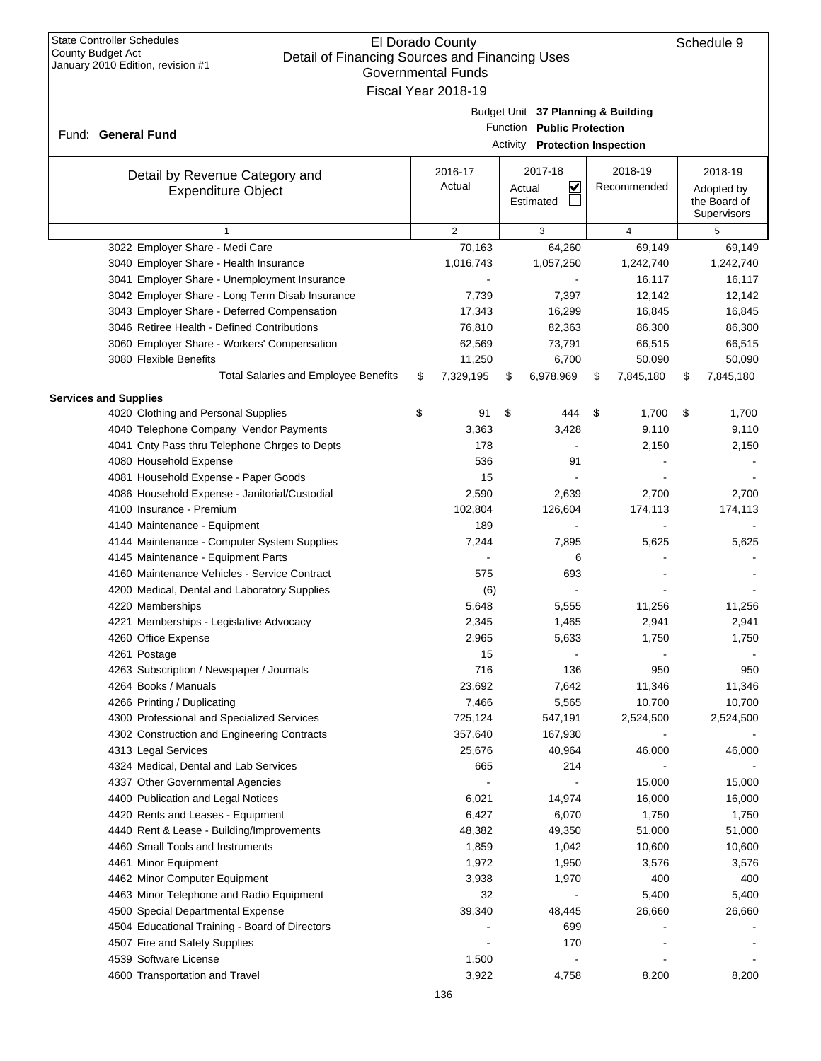State Controller Schedules
County Budget Act
January 2010 Edition, revision #1

# El Dorado County
## Detail of Financing Sources and Financing Uses
### Governmental Funds
### Fiscal Year 2018-19

Schedule 9

Fund: **General Fund**

Budget Unit **37 Planning & Building**
Function **Public Protection**
Activity **Protection Inspection**

| Detail by Revenue Category and Expenditure Object | 2016-17 Actual | 2017-18 Actual ☑ Estimated ☐ | 2018-19 Recommended | 2018-19 Adopted by the Board of Supervisors |
|---|---|---|---|---|
| 1 | 2 | 3 | 4 | 5 |
| 3022 Employer Share - Medi Care | 70,163 | 64,260 | 69,149 | 69,149 |
| 3040 Employer Share - Health Insurance | 1,016,743 | 1,057,250 | 1,242,740 | 1,242,740 |
| 3041 Employer Share - Unemployment Insurance | - | - | 16,117 | 16,117 |
| 3042 Employer Share - Long Term Disab Insurance | 7,739 | 7,397 | 12,142 | 12,142 |
| 3043 Employer Share - Deferred Compensation | 17,343 | 16,299 | 16,845 | 16,845 |
| 3046 Retiree Health - Defined Contributions | 76,810 | 82,363 | 86,300 | 86,300 |
| 3060 Employer Share - Workers' Compensation | 62,569 | 73,791 | 66,515 | 66,515 |
| 3080 Flexible Benefits | 11,250 | 6,700 | 50,090 | 50,090 |
| Total Salaries and Employee Benefits | $ 7,329,195 | $ 6,978,969 | $ 7,845,180 | $ 7,845,180 |
| **Services and Supplies** | | | | |
| 4020 Clothing and Personal Supplies | $ 91 | $ 444 | $ 1,700 | $ 1,700 |
| 4040 Telephone Company Vendor Payments | 3,363 | 3,428 | 9,110 | 9,110 |
| 4041 Cnty Pass thru Telephone Chrges to Depts | 178 | - | 2,150 | 2,150 |
| 4080 Household Expense | 536 | 91 | - | - |
| 4081 Household Expense - Paper Goods | 15 | - | - | - |
| 4086 Household Expense - Janitorial/Custodial | 2,590 | 2,639 | 2,700 | 2,700 |
| 4100 Insurance - Premium | 102,804 | 126,604 | 174,113 | 174,113 |
| 4140 Maintenance - Equipment | 189 | - | - | - |
| 4144 Maintenance - Computer System Supplies | 7,244 | 7,895 | 5,625 | 5,625 |
| 4145 Maintenance - Equipment Parts | - | 6 | - | - |
| 4160 Maintenance Vehicles - Service Contract | 575 | 693 | - | - |
| 4200 Medical, Dental and Laboratory Supplies | (6) | - | - | - |
| 4220 Memberships | 5,648 | 5,555 | 11,256 | 11,256 |
| 4221 Memberships - Legislative Advocacy | 2,345 | 1,465 | 2,941 | 2,941 |
| 4260 Office Expense | 2,965 | 5,633 | 1,750 | 1,750 |
| 4261 Postage | 15 | - | - | - |
| 4263 Subscription / Newspaper / Journals | 716 | 136 | 950 | 950 |
| 4264 Books / Manuals | 23,692 | 7,642 | 11,346 | 11,346 |
| 4266 Printing / Duplicating | 7,466 | 5,565 | 10,700 | 10,700 |
| 4300 Professional and Specialized Services | 725,124 | 547,191 | 2,524,500 | 2,524,500 |
| 4302 Construction and Engineering Contracts | 357,640 | 167,930 | - | - |
| 4313 Legal Services | 25,676 | 40,964 | 46,000 | 46,000 |
| 4324 Medical, Dental and Lab Services | 665 | 214 | - | - |
| 4337 Other Governmental Agencies | - | - | 15,000 | 15,000 |
| 4400 Publication and Legal Notices | 6,021 | 14,974 | 16,000 | 16,000 |
| 4420 Rents and Leases - Equipment | 6,427 | 6,070 | 1,750 | 1,750 |
| 4440 Rent & Lease - Building/Improvements | 48,382 | 49,350 | 51,000 | 51,000 |
| 4460 Small Tools and Instruments | 1,859 | 1,042 | 10,600 | 10,600 |
| 4461 Minor Equipment | 1,972 | 1,950 | 3,576 | 3,576 |
| 4462 Minor Computer Equipment | 3,938 | 1,970 | 400 | 400 |
| 4463 Minor Telephone and Radio Equipment | 32 | - | 5,400 | 5,400 |
| 4500 Special Departmental Expense | 39,340 | 48,445 | 26,660 | 26,660 |
| 4504 Educational Training - Board of Directors | - | 699 | - | - |
| 4507 Fire and Safety Supplies | - | 170 | - | - |
| 4539 Software License | 1,500 | - | - | - |
| 4600 Transportation and Travel | 3,922 | 4,758 | 8,200 | 8,200 |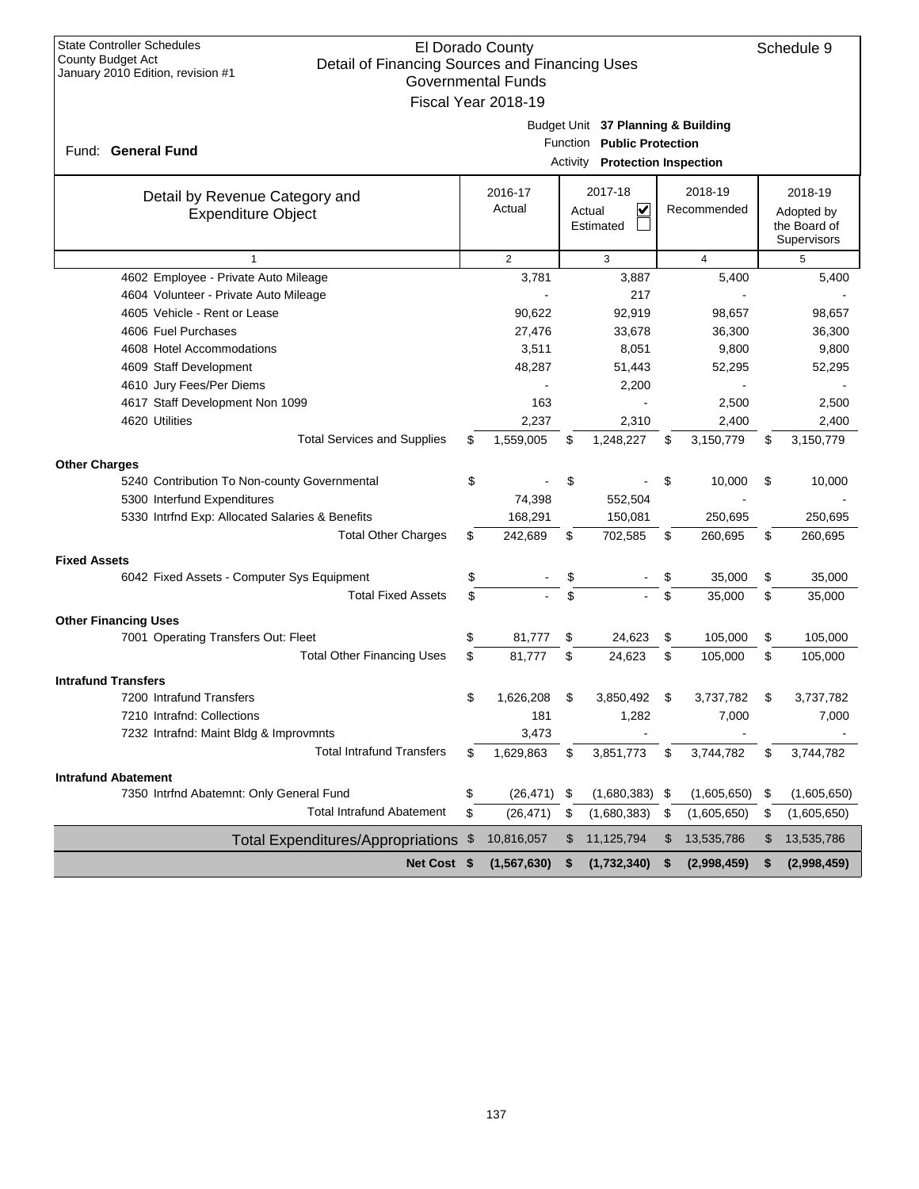State Controller Schedules
County Budget Act
January 2010 Edition, revision #1

# El Dorado County
## Detail of Financing Sources and Financing Uses
### Governmental Funds
### Fiscal Year 2018-19

Schedule 9

Fund: **General Fund**

Budget Unit **37 Planning & Building**
Function **Public Protection**
Activity **Protection Inspection**

| Detail by Revenue Category and Expenditure Object | 2016-17 Actual | 2017-18 Actual ☑ Estimated ☐ | 2018-19 Recommended | 2018-19 Adopted by the Board of Supervisors |
|---|---|---|---|---|
| 1 | 2 | 3 | 4 | 5 |
| 4602 Employee - Private Auto Mileage | 3,781 | 3,887 | 5,400 | 5,400 |
| 4604 Volunteer - Private Auto Mileage | - | 217 | - | - |
| 4605 Vehicle - Rent or Lease | 90,622 | 92,919 | 98,657 | 98,657 |
| 4606 Fuel Purchases | 27,476 | 33,678 | 36,300 | 36,300 |
| 4608 Hotel Accommodations | 3,511 | 8,051 | 9,800 | 9,800 |
| 4609 Staff Development | 48,287 | 51,443 | 52,295 | 52,295 |
| 4610 Jury Fees/Per Diems | - | 2,200 | - | - |
| 4617 Staff Development Non 1099 | 163 | - | 2,500 | 2,500 |
| 4620 Utilities | 2,237 | 2,310 | 2,400 | 2,400 |
| Total Services and Supplies | $ 1,559,005 | $ 1,248,227 | $ 3,150,779 | $ 3,150,779 |
| **Other Charges** | | | | |
| 5240 Contribution To Non-county Governmental | $ - | $ - | $ 10,000 | $ 10,000 |
| 5300 Interfund Expenditures | 74,398 | 552,504 | - | - |
| 5330 Intrfnd Exp: Allocated Salaries & Benefits | 168,291 | 150,081 | 250,695 | 250,695 |
| Total Other Charges | $ 242,689 | $ 702,585 | $ 260,695 | $ 260,695 |
| **Fixed Assets** | | | | |
| 6042 Fixed Assets - Computer Sys Equipment | $ - | $ - | $ 35,000 | $ 35,000 |
| Total Fixed Assets | $ - | $ - | $ 35,000 | $ 35,000 |
| **Other Financing Uses** | | | | |
| 7001 Operating Transfers Out: Fleet | $ 81,777 | $ 24,623 | $ 105,000 | $ 105,000 |
| Total Other Financing Uses | $ 81,777 | $ 24,623 | $ 105,000 | $ 105,000 |
| **Intrafund Transfers** | | | | |
| 7200 Intrafund Transfers | $ 1,626,208 | $ 3,850,492 | $ 3,737,782 | $ 3,737,782 |
| 7210 Intrafnd: Collections | 181 | 1,282 | 7,000 | 7,000 |
| 7232 Intrafnd: Maint Bldg & Improvmnts | 3,473 | - | - | - |
| Total Intrafund Transfers | $ 1,629,863 | $ 3,851,773 | $ 3,744,782 | $ 3,744,782 |
| **Intrafund Abatement** | | | | |
| 7350 Intrfnd Abatemnt: Only General Fund | $ (26,471) | $ (1,680,383) | $ (1,605,650) | $ (1,605,650) |
| Total Intrafund Abatement | $ (26,471) | $ (1,680,383) | $ (1,605,650) | $ (1,605,650) |
| Total Expenditures/Appropriations | $ 10,816,057 | $ 11,125,794 | $ 13,535,786 | $ 13,535,786 |
| **Net Cost** | **$ (1,567,630)** | **$ (1,732,340)** | **$ (2,998,459)** | **$ (2,998,459)** |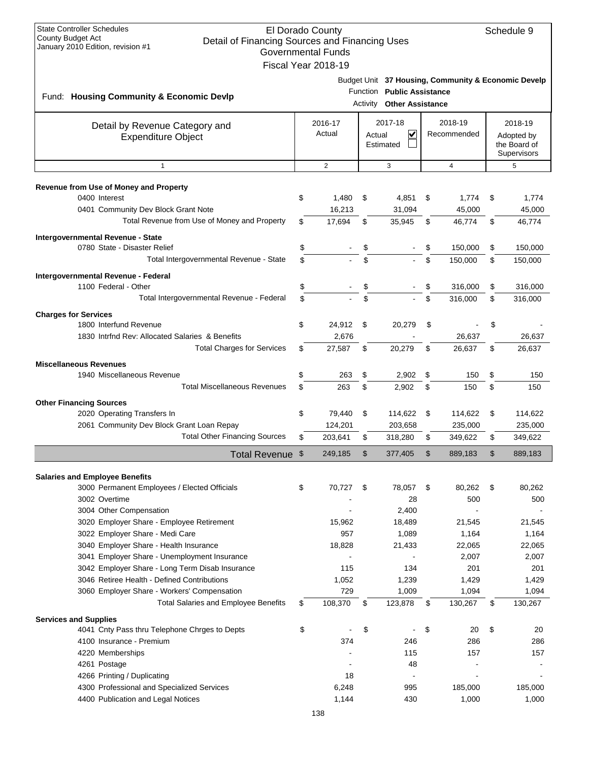State Controller Schedules
County Budget Act
January 2010 Edition, revision #1

# El Dorado County
## Detail of Financing Sources and Financing Uses
### Governmental Funds
### Fiscal Year 2018-19

Schedule 9

Fund: **Housing Community & Economic Devlp**

Budget Unit **37 Housing, Community & Economic Develp**
Function **Public Assistance**
Activity **Other Assistance**

| Detail by Revenue Category and Expenditure Object | 2016-17 Actual | 2017-18 Actual ☑ Estimated ☐ | 2018-19 Recommended | 2018-19 Adopted by the Board of Supervisors |
|---|---|---|---|---|
| 1 | 2 | 3 | 4 | 5 |
| **Revenue from Use of Money and Property** | | | | |
| 0400 Interest | $ 1,480 | $ 4,851 | $ 1,774 | $ 1,774 |
| 0401 Community Dev Block Grant Note | 16,213 | 31,094 | 45,000 | 45,000 |
| Total Revenue from Use of Money and Property | $ 17,694 | $ 35,945 | $ 46,774 | $ 46,774 |
| **Intergovernmental Revenue - State** | | | | |
| 0780 State - Disaster Relief | $ - | $ - | $ 150,000 | $ 150,000 |
| Total Intergovernmental Revenue - State | $ - | $ - | $ 150,000 | $ 150,000 |
| **Intergovernmental Revenue - Federal** | | | | |
| 1100 Federal - Other | $ - | $ - | $ 316,000 | $ 316,000 |
| Total Intergovernmental Revenue - Federal | $ - | $ - | $ 316,000 | $ 316,000 |
| **Charges for Services** | | | | |
| 1800 Interfund Revenue | $ 24,912 | $ 20,279 | $ - | $ - |
| 1830 Intrfnd Rev: Allocated Salaries & Benefits | 2,676 | - | 26,637 | 26,637 |
| Total Charges for Services | $ 27,587 | $ 20,279 | $ 26,637 | $ 26,637 |
| **Miscellaneous Revenues** | | | | |
| 1940 Miscellaneous Revenue | $ 263 | $ 2,902 | $ 150 | $ 150 |
| Total Miscellaneous Revenues | $ 263 | $ 2,902 | $ 150 | $ 150 |
| **Other Financing Sources** | | | | |
| 2020 Operating Transfers In | $ 79,440 | $ 114,622 | $ 114,622 | $ 114,622 |
| 2061 Community Dev Block Grant Loan Repay | 124,201 | 203,658 | 235,000 | 235,000 |
| Total Other Financing Sources | $ 203,641 | $ 318,280 | $ 349,622 | $ 349,622 |
| **Total Revenue** | $ 249,185 | $ 377,405 | $ 889,183 | $ 889,183 |
| **Salaries and Employee Benefits** | | | | |
| 3000 Permanent Employees / Elected Officials | $ 70,727 | $ 78,057 | $ 80,262 | $ 80,262 |
| 3002 Overtime | - | 28 | 500 | 500 |
| 3004 Other Compensation | - | 2,400 | - | - |
| 3020 Employer Share - Employee Retirement | 15,962 | 18,489 | 21,545 | 21,545 |
| 3022 Employer Share - Medi Care | 957 | 1,089 | 1,164 | 1,164 |
| 3040 Employer Share - Health Insurance | 18,828 | 21,433 | 22,065 | 22,065 |
| 3041 Employer Share - Unemployment Insurance | - | - | 2,007 | 2,007 |
| 3042 Employer Share - Long Term Disab Insurance | 115 | 134 | 201 | 201 |
| 3046 Retiree Health - Defined Contributions | 1,052 | 1,239 | 1,429 | 1,429 |
| 3060 Employer Share - Workers' Compensation | 729 | 1,009 | 1,094 | 1,094 |
| Total Salaries and Employee Benefits | $ 108,370 | $ 123,878 | $ 130,267 | $ 130,267 |
| **Services and Supplies** | | | | |
| 4041 Cnty Pass thru Telephone Chrges to Depts | $ - | $ - | $ 20 | $ 20 |
| 4100 Insurance - Premium | 374 | 246 | 286 | 286 |
| 4220 Memberships | - | 115 | 157 | 157 |
| 4261 Postage | - | 48 | - | - |
| 4266 Printing / Duplicating | 18 | - | - | - |
| 4300 Professional and Specialized Services | 6,248 | 995 | 185,000 | 185,000 |
| 4400 Publication and Legal Notices | 1,144 | 430 | 1,000 | 1,000 |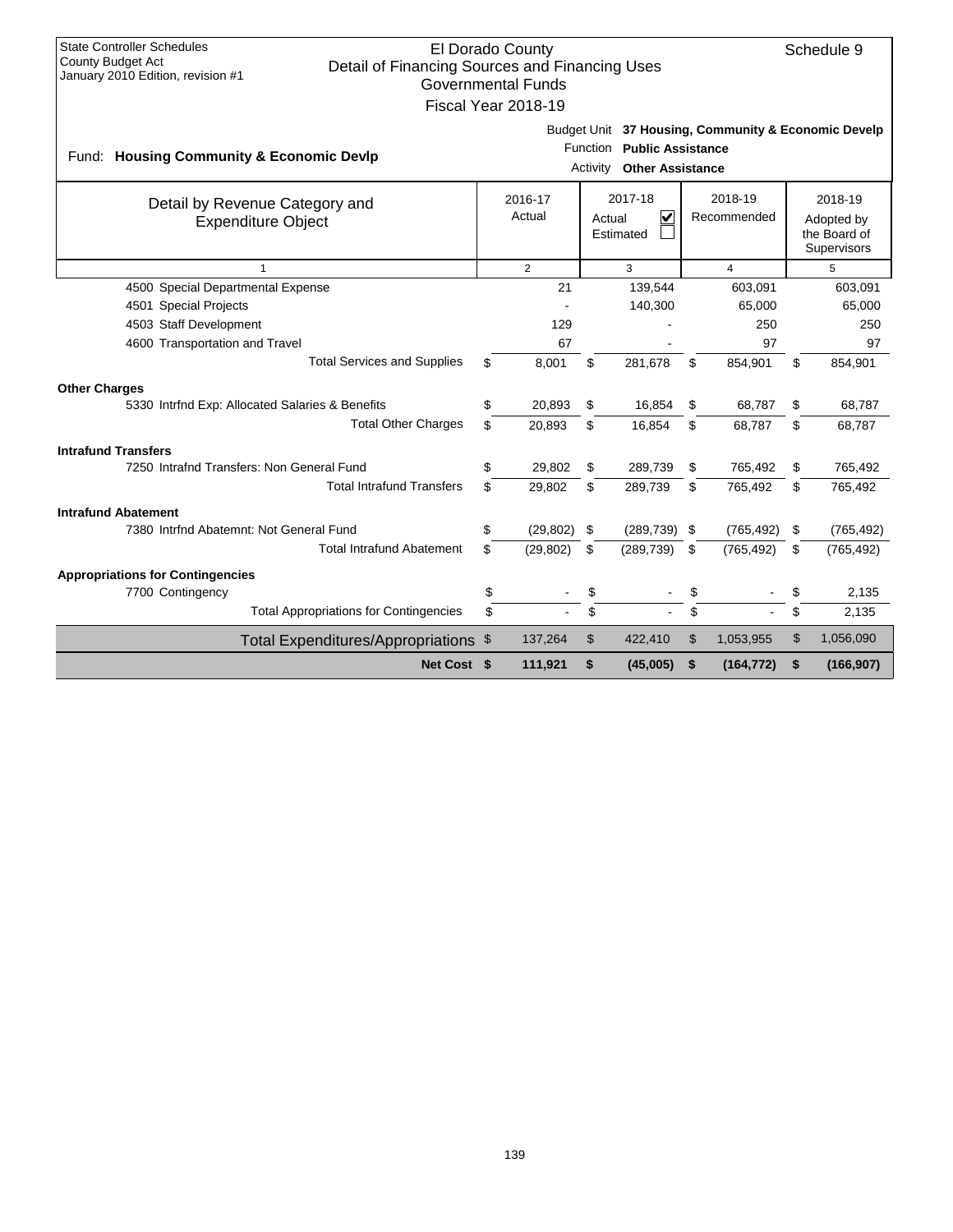State Controller Schedules
County Budget Act
January 2010 Edition, revision #1

# El Dorado County
## Detail of Financing Sources and Financing Uses
### Governmental Funds
### Fiscal Year 2018-19

Schedule 9

Fund: **Housing Community & Economic Devlp**

Budget Unit **37 Housing, Community & Economic Develp**
Function **Public Assistance**
Activity **Other Assistance**

| Detail by Revenue Category and Expenditure Object | 2016-17 Actual | 2017-18 Actual ☑ Estimated ☐ | 2018-19 Recommended | 2018-19 Adopted by the Board of Supervisors |
|---|---|---|---|---|
| 1 | 2 | 3 | 4 | 5 |
| 4500 Special Departmental Expense | 21 | 139,544 | 603,091 | 603,091 |
| 4501 Special Projects | - | 140,300 | 65,000 | 65,000 |
| 4503 Staff Development | 129 | - | 250 | 250 |
| 4600 Transportation and Travel | 67 | - | 97 | 97 |
| Total Services and Supplies | $ 8,001 | $ 281,678 | $ 854,901 | $ 854,901 |
| **Other Charges** | | | | |
| 5330 Intrfnd Exp: Allocated Salaries & Benefits | $ 20,893 | $ 16,854 | $ 68,787 | $ 68,787 |
| Total Other Charges | $ 20,893 | $ 16,854 | $ 68,787 | $ 68,787 |
| **Intrafund Transfers** | | | | |
| 7250 Intrafnd Transfers: Non General Fund | $ 29,802 | $ 289,739 | $ 765,492 | $ 765,492 |
| Total Intrafund Transfers | $ 29,802 | $ 289,739 | $ 765,492 | $ 765,492 |
| **Intrafund Abatement** | | | | |
| 7380 Intrfnd Abatemnt: Not General Fund | $ (29,802) | $ (289,739) | $ (765,492) | $ (765,492) |
| Total Intrafund Abatement | $ (29,802) | $ (289,739) | $ (765,492) | $ (765,492) |
| **Appropriations for Contingencies** | | | | |
| 7700 Contingency | $ - | $ - | $ - | $ 2,135 |
| Total Appropriations for Contingencies | $ - | $ - | $ - | $ 2,135 |
| Total Expenditures/Appropriations | $ 137,264 | $ 422,410 | $ 1,053,955 | $ 1,056,090 |
| **Net Cost** | **$ 111,921** | **$ (45,005)** | **$ (164,772)** | **$ (166,907)** |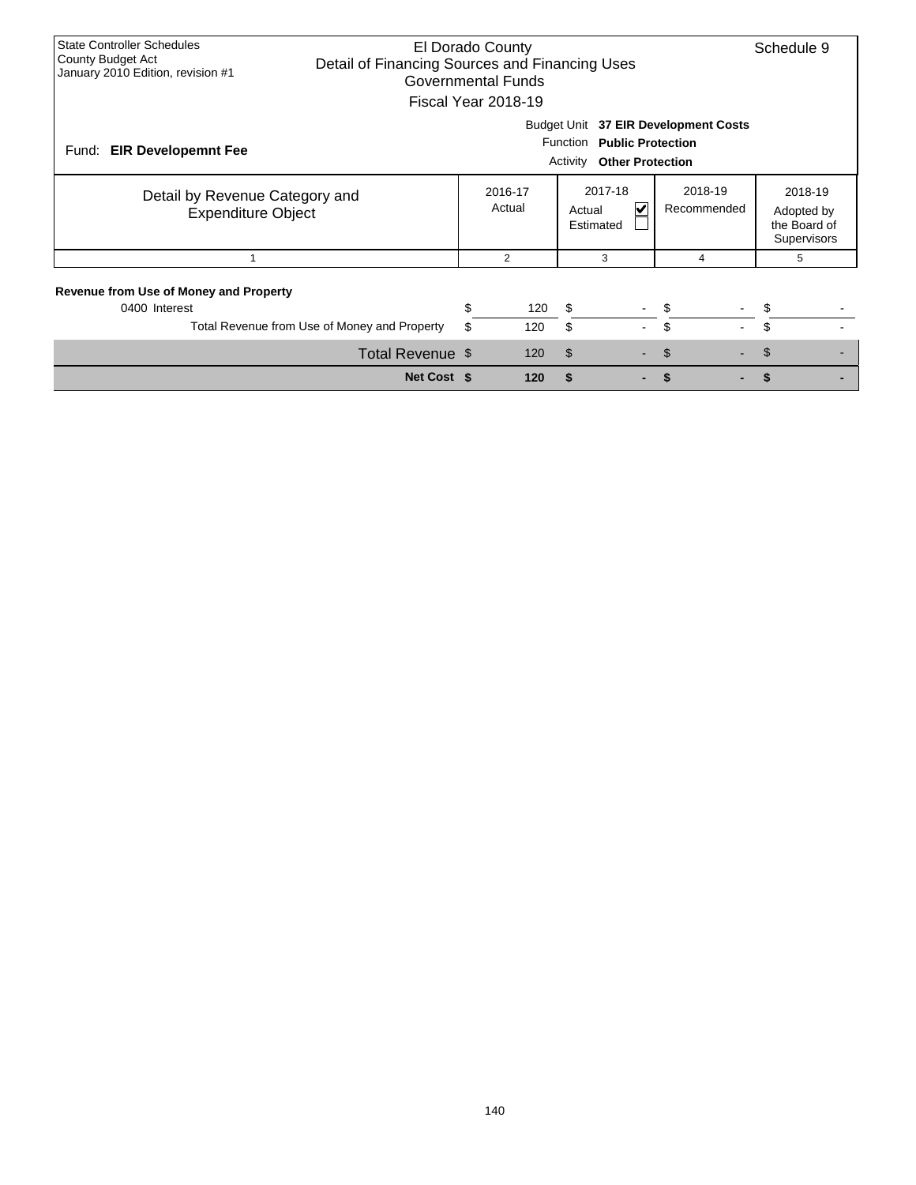State Controller Schedules
County Budget Act
January 2010 Edition, revision #1

El Dorado County
Detail of Financing Sources and Financing Uses
Governmental Funds
Fiscal Year 2018-19

Schedule 9

Fund: **EIR Developemnt Fee**

Budget Unit **37 EIR Development Costs**
Function **Public Protection**
Activity **Other Protection**

| Detail by Revenue Category and Expenditure Object | 2016-17 Actual | 2017-18 Actual ☑ Estimated ☐ | 2018-19 Recommended | 2018-19 Adopted by the Board of Supervisors |
|---|---|---|---|---|
| 1 | 2 | 3 | 4 | 5 |
| **Revenue from Use of Money and Property** | | | | |
| 0400 Interest | $ 120 | $ - | $ - | $ - |
| Total Revenue from Use of Money and Property | $ 120 | $ - | $ - | $ - |
| Total Revenue | $ 120 | $ - | $ - | $ - |
| **Net Cost** | **$ 120** | **$ -** | **$ -** | **$ -** |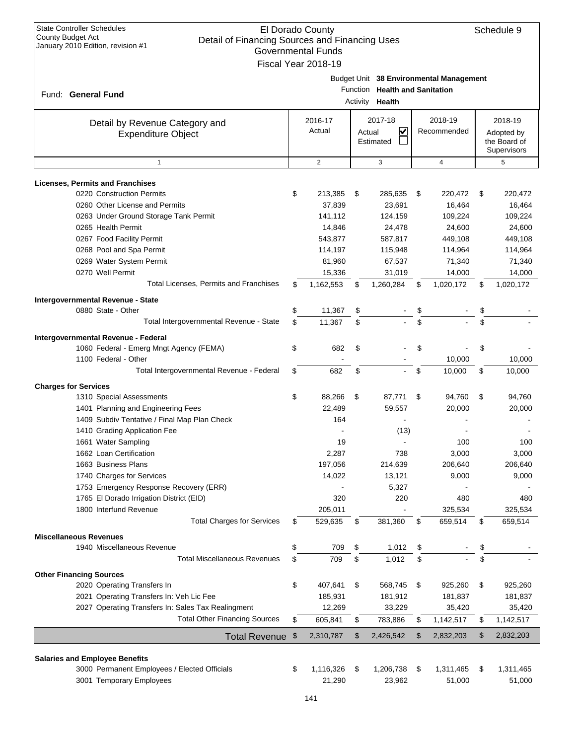State Controller Schedules
County Budget Act
January 2010 Edition, revision #1

# El Dorado County
## Detail of Financing Sources and Financing Uses
### Governmental Funds
### Fiscal Year 2018-19

Schedule 9

Fund: **General Fund**

Budget Unit **38 Environmental Management**
Function **Health and Sanitation**
Activity **Health**

| Detail by Revenue Category and Expenditure Object | 2016-17 Actual | 2017-18 Actual ☑ Estimated ☐ | 2018-19 Recommended | 2018-19 Adopted by the Board of Supervisors |
|---|---|---|---|---|
| 1 | 2 | 3 | 4 | 5 |
| **Licenses, Permits and Franchises** | | | | |
| 0220 Construction Permits | $ 213,385 | $ 285,635 | $ 220,472 | $ 220,472 |
| 0260 Other License and Permits | 37,839 | 23,691 | 16,464 | 16,464 |
| 0263 Under Ground Storage Tank Permit | 141,112 | 124,159 | 109,224 | 109,224 |
| 0265 Health Permit | 14,846 | 24,478 | 24,600 | 24,600 |
| 0267 Food Facility Permit | 543,877 | 587,817 | 449,108 | 449,108 |
| 0268 Pool and Spa Permit | 114,197 | 115,948 | 114,964 | 114,964 |
| 0269 Water System Permit | 81,960 | 67,537 | 71,340 | 71,340 |
| 0270 Well Permit | 15,336 | 31,019 | 14,000 | 14,000 |
| Total Licenses, Permits and Franchises | $ 1,162,553 | $ 1,260,284 | $ 1,020,172 | $ 1,020,172 |
| **Intergovernmental Revenue - State** | | | | |
| 0880 State - Other | $ 11,367 | $ - | $ - | $ - |
| Total Intergovernmental Revenue - State | $ 11,367 | $ - | $ - | $ - |
| **Intergovernmental Revenue - Federal** | | | | |
| 1060 Federal - Emerg Mngt Agency (FEMA) | $ 682 | $ - | $ - | $ - |
| 1100 Federal - Other | - | - | 10,000 | 10,000 |
| Total Intergovernmental Revenue - Federal | $ 682 | $ - | $ 10,000 | $ 10,000 |
| **Charges for Services** | | | | |
| 1310 Special Assessments | $ 88,266 | $ 87,771 | $ 94,760 | $ 94,760 |
| 1401 Planning and Engineering Fees | 22,489 | 59,557 | 20,000 | 20,000 |
| 1409 Subdiv Tentative / Final Map Plan Check | 164 | - | - | - |
| 1410 Grading Application Fee | - | (13) | - | - |
| 1661 Water Sampling | 19 | - | 100 | 100 |
| 1662 Loan Certification | 2,287 | 738 | 3,000 | 3,000 |
| 1663 Business Plans | 197,056 | 214,639 | 206,640 | 206,640 |
| 1740 Charges for Services | 14,022 | 13,121 | 9,000 | 9,000 |
| 1753 Emergency Response Recovery (ERR) | - | 5,327 | - | - |
| 1765 El Dorado Irrigation District (EID) | 320 | 220 | 480 | 480 |
| 1800 Interfund Revenue | 205,011 | - | 325,534 | 325,534 |
| Total Charges for Services | $ 529,635 | $ 381,360 | $ 659,514 | $ 659,514 |
| **Miscellaneous Revenues** | | | | |
| 1940 Miscellaneous Revenue | $ 709 | $ 1,012 | $ - | $ - |
| Total Miscellaneous Revenues | $ 709 | $ 1,012 | $ - | $ - |
| **Other Financing Sources** | | | | |
| 2020 Operating Transfers In | $ 407,641 | $ 568,745 | $ 925,260 | $ 925,260 |
| 2021 Operating Transfers In: Veh Lic Fee | 185,931 | 181,912 | 181,837 | 181,837 |
| 2027 Operating Transfers In: Sales Tax Realingment | 12,269 | 33,229 | 35,420 | 35,420 |
| Total Other Financing Sources | $ 605,841 | $ 783,886 | $ 1,142,517 | $ 1,142,517 |
| **Total Revenue** | $ 2,310,787 | $ 2,426,542 | $ 2,832,203 | $ 2,832,203 |
| **Salaries and Employee Benefits** | | | | |
| 3000 Permanent Employees / Elected Officials | $ 1,116,326 | $ 1,206,738 | $ 1,311,465 | $ 1,311,465 |
| 3001 Temporary Employees | 21,290 | 23,962 | 51,000 | 51,000 |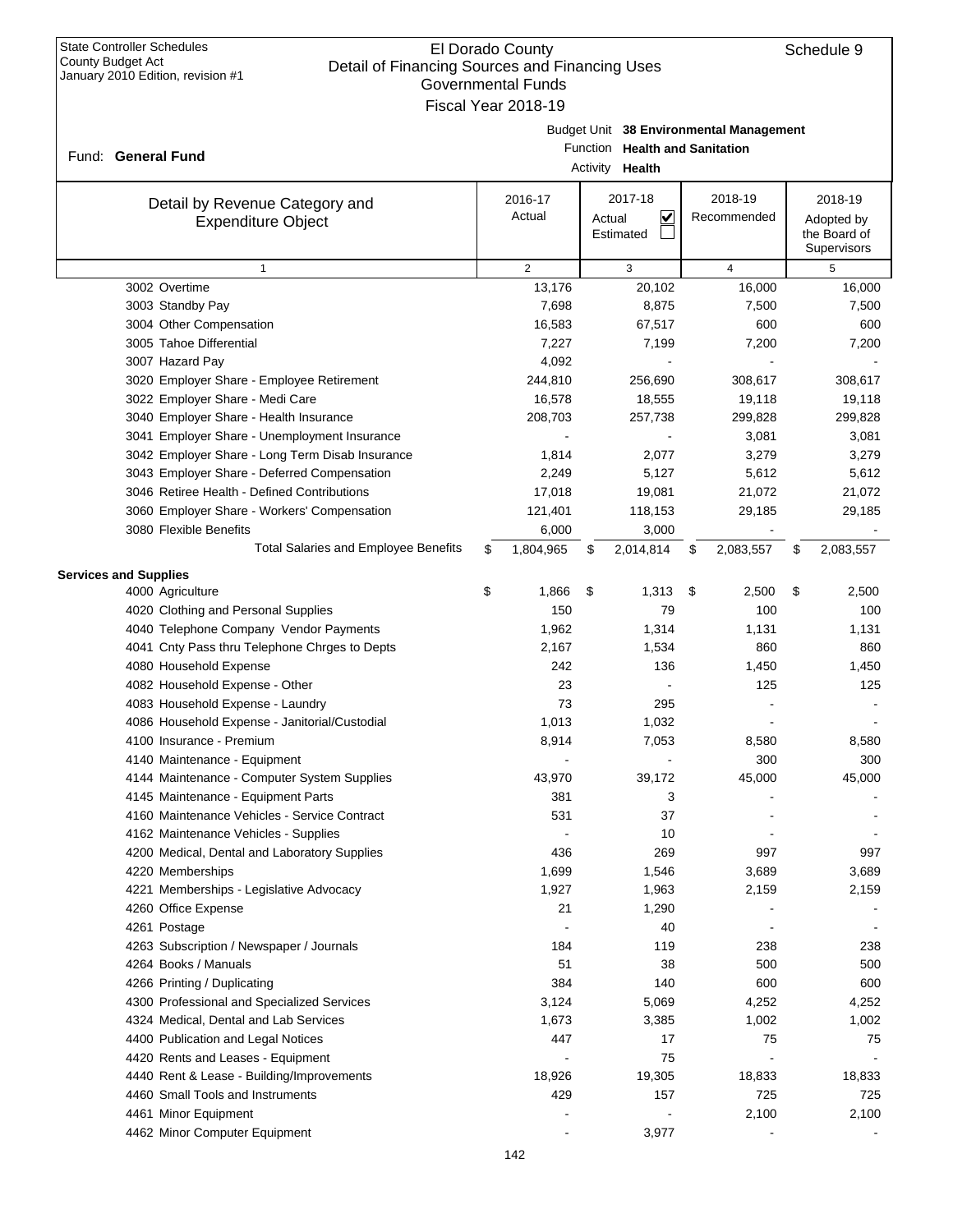State Controller Schedules
County Budget Act
January 2010 Edition, revision #1

# El Dorado County
## Detail of Financing Sources and Financing Uses
### Governmental Funds
### Fiscal Year 2018-19

Schedule 9

Fund: **General Fund**

Budget Unit **38 Environmental Management**
Function **Health and Sanitation**
Activity **Health**

| Detail by Revenue Category and Expenditure Object | 2016-17 Actual | 2017-18 Actual ☑ Estimated ☐ | 2018-19 Recommended | 2018-19 Adopted by the Board of Supervisors |
|---|---|---|---|---|
| 1 | 2 | 3 | 4 | 5 |
| 3002 Overtime | 13,176 | 20,102 | 16,000 | 16,000 |
| 3003 Standby Pay | 7,698 | 8,875 | 7,500 | 7,500 |
| 3004 Other Compensation | 16,583 | 67,517 | 600 | 600 |
| 3005 Tahoe Differential | 7,227 | 7,199 | 7,200 | 7,200 |
| 3007 Hazard Pay | 4,092 | - | - | - |
| 3020 Employer Share - Employee Retirement | 244,810 | 256,690 | 308,617 | 308,617 |
| 3022 Employer Share - Medi Care | 16,578 | 18,555 | 19,118 | 19,118 |
| 3040 Employer Share - Health Insurance | 208,703 | 257,738 | 299,828 | 299,828 |
| 3041 Employer Share - Unemployment Insurance | - | - | 3,081 | 3,081 |
| 3042 Employer Share - Long Term Disab Insurance | 1,814 | 2,077 | 3,279 | 3,279 |
| 3043 Employer Share - Deferred Compensation | 2,249 | 5,127 | 5,612 | 5,612 |
| 3046 Retiree Health - Defined Contributions | 17,018 | 19,081 | 21,072 | 21,072 |
| 3060 Employer Share - Workers' Compensation | 121,401 | 118,153 | 29,185 | 29,185 |
| 3080 Flexible Benefits | 6,000 | 3,000 | - | - |
| Total Salaries and Employee Benefits | $ 1,804,965 | $ 2,014,814 | $ 2,083,557 | $ 2,083,557 |
| **Services and Supplies** | | | | |
| 4000 Agriculture | $ 1,866 | $ 1,313 | $ 2,500 | $ 2,500 |
| 4020 Clothing and Personal Supplies | 150 | 79 | 100 | 100 |
| 4040 Telephone Company Vendor Payments | 1,962 | 1,314 | 1,131 | 1,131 |
| 4041 Cnty Pass thru Telephone Chrges to Depts | 2,167 | 1,534 | 860 | 860 |
| 4080 Household Expense | 242 | 136 | 1,450 | 1,450 |
| 4082 Household Expense - Other | 23 | - | 125 | 125 |
| 4083 Household Expense - Laundry | 73 | 295 | - | - |
| 4086 Household Expense - Janitorial/Custodial | 1,013 | 1,032 | - | - |
| 4100 Insurance - Premium | 8,914 | 7,053 | 8,580 | 8,580 |
| 4140 Maintenance - Equipment | - | - | 300 | 300 |
| 4144 Maintenance - Computer System Supplies | 43,970 | 39,172 | 45,000 | 45,000 |
| 4145 Maintenance - Equipment Parts | 381 | 3 | - | - |
| 4160 Maintenance Vehicles - Service Contract | 531 | 37 | - | - |
| 4162 Maintenance Vehicles - Supplies | - | 10 | - | - |
| 4200 Medical, Dental and Laboratory Supplies | 436 | 269 | 997 | 997 |
| 4220 Memberships | 1,699 | 1,546 | 3,689 | 3,689 |
| 4221 Memberships - Legislative Advocacy | 1,927 | 1,963 | 2,159 | 2,159 |
| 4260 Office Expense | 21 | 1,290 | - | - |
| 4261 Postage | - | 40 | - | - |
| 4263 Subscription / Newspaper / Journals | 184 | 119 | 238 | 238 |
| 4264 Books / Manuals | 51 | 38 | 500 | 500 |
| 4266 Printing / Duplicating | 384 | 140 | 600 | 600 |
| 4300 Professional and Specialized Services | 3,124 | 5,069 | 4,252 | 4,252 |
| 4324 Medical, Dental and Lab Services | 1,673 | 3,385 | 1,002 | 1,002 |
| 4400 Publication and Legal Notices | 447 | 17 | 75 | 75 |
| 4420 Rents and Leases - Equipment | - | 75 | - | - |
| 4440 Rent & Lease - Building/Improvements | 18,926 | 19,305 | 18,833 | 18,833 |
| 4460 Small Tools and Instruments | 429 | 157 | 725 | 725 |
| 4461 Minor Equipment | - | - | 2,100 | 2,100 |
| 4462 Minor Computer Equipment | - | 3,977 | - | - |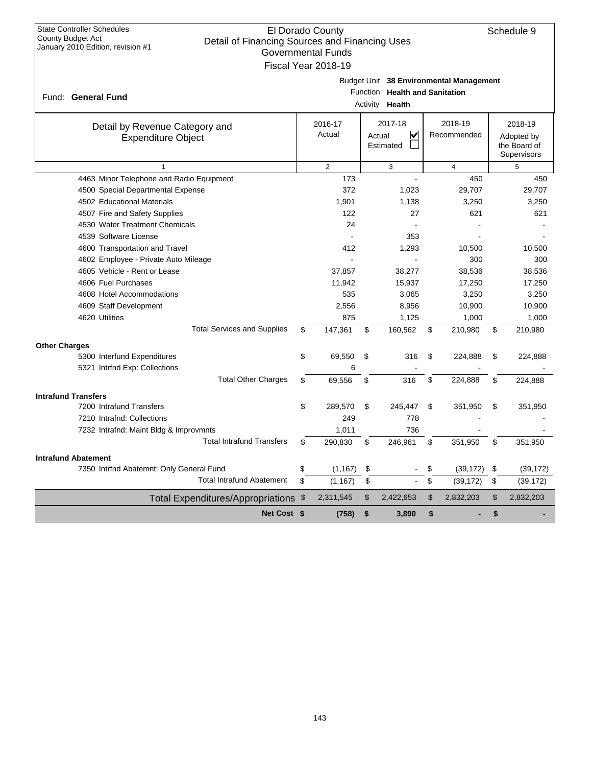State Controller Schedules
County Budget Act
January 2010 Edition, revision #1

# El Dorado County
## Detail of Financing Sources and Financing Uses
### Governmental Funds
### Fiscal Year 2018-19

Schedule 9

Fund: **General Fund**

Budget Unit **38 Environmental Management**
Function **Health and Sanitation**
Activity **Health**

| Detail by Revenue Category and Expenditure Object | 2016-17 Actual | 2017-18 Actual ☑ Estimated ☐ | 2018-19 Recommended | 2018-19 Adopted by the Board of Supervisors |
|---|---|---|---|---|
| 1 | 2 | 3 | 4 | 5 |
| 4463 Minor Telephone and Radio Equipment | 173 | - | 450 | 450 |
| 4500 Special Departmental Expense | 372 | 1,023 | 29,707 | 29,707 |
| 4502 Educational Materials | 1,901 | 1,138 | 3,250 | 3,250 |
| 4507 Fire and Safety Supplies | 122 | 27 | 621 | 621 |
| 4530 Water Treatment Chemicals | 24 | - | - | - |
| 4539 Software License | - | 353 | - | - |
| 4600 Transportation and Travel | 412 | 1,293 | 10,500 | 10,500 |
| 4602 Employee - Private Auto Mileage | - | - | 300 | 300 |
| 4605 Vehicle - Rent or Lease | 37,857 | 38,277 | 38,536 | 38,536 |
| 4606 Fuel Purchases | 11,942 | 15,937 | 17,250 | 17,250 |
| 4608 Hotel Accommodations | 535 | 3,065 | 3,250 | 3,250 |
| 4609 Staff Development | 2,556 | 8,956 | 10,900 | 10,900 |
| 4620 Utilities | 875 | 1,125 | 1,000 | 1,000 |
| Total Services and Supplies | $ 147,361 | $ 160,562 | $ 210,980 | $ 210,980 |
| **Other Charges** | | | | |
| 5300 Interfund Expenditures | $ 69,550 | $ 316 | $ 224,888 | $ 224,888 |
| 5321 Intrfnd Exp: Collections | 6 | - | - | - |
| Total Other Charges | $ 69,556 | $ 316 | $ 224,888 | $ 224,888 |
| **Intrafund Transfers** | | | | |
| 7200 Intrafund Transfers | $ 289,570 | $ 245,447 | $ 351,950 | $ 351,950 |
| 7210 Intrafnd: Collections | 249 | 778 | - | - |
| 7232 Intrafnd: Maint Bldg & Improvmnts | 1,011 | 736 | - | - |
| Total Intrafund Transfers | $ 290,830 | $ 246,961 | $ 351,950 | $ 351,950 |
| **Intrafund Abatement** | | | | |
| 7350 Intrfnd Abatemnt: Only General Fund | $ (1,167) | $ - | $ (39,172) | $ (39,172) |
| Total Intrafund Abatement | $ (1,167) | $ - | $ (39,172) | $ (39,172) |
| Total Expenditures/Appropriations | $ 2,311,545 | $ 2,422,653 | $ 2,832,203 | $ 2,832,203 |
| **Net Cost** | **$ (758)** | **$ 3,890** | **$ -** | **$ -** |